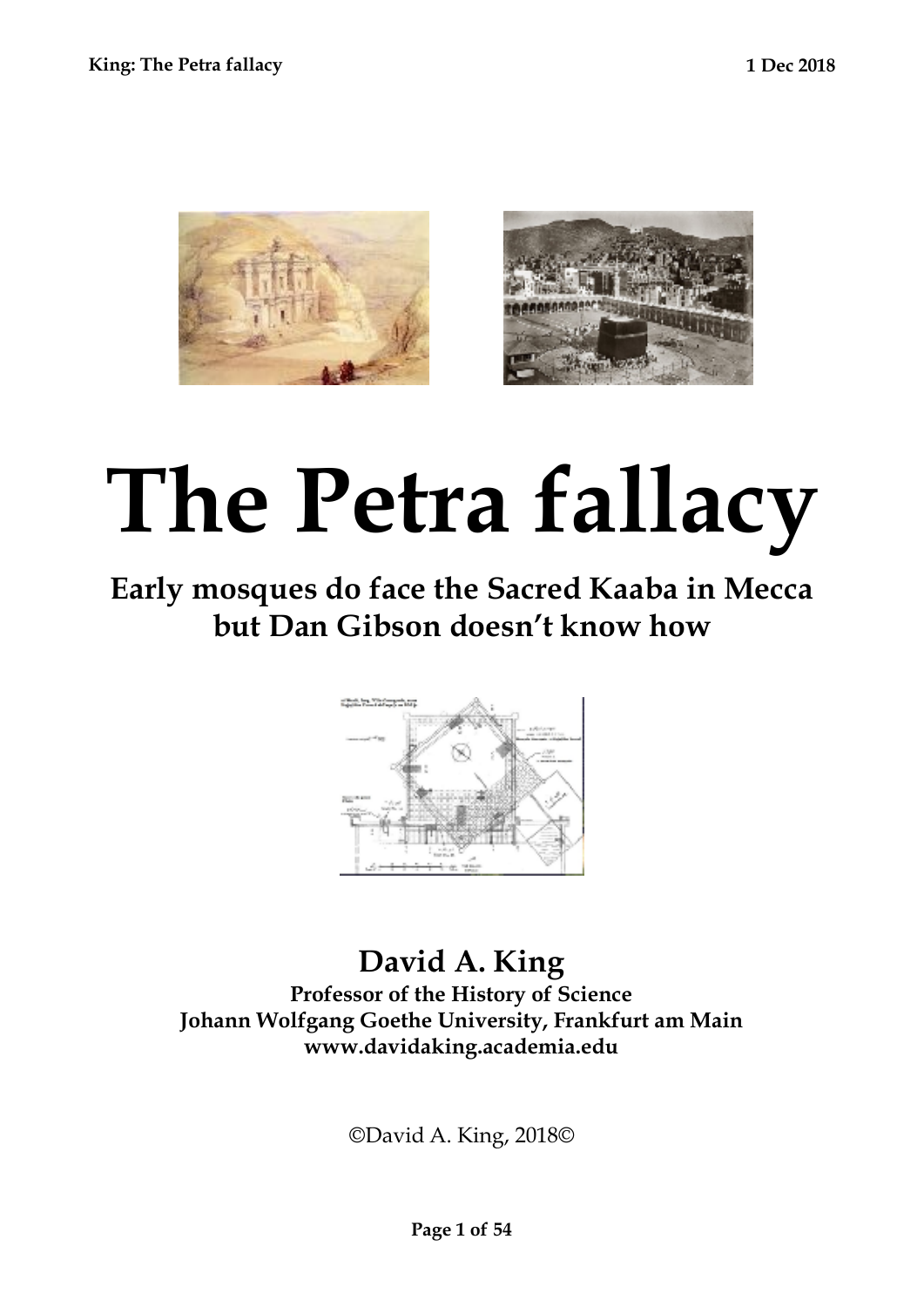# The Petra fallacy

## Early mosques do face the Sacred Kaaba in Mecca but Dan Gibson doesn't know how

**David A. King**

**Professor of the History of Science**
**Johann Wolfgang Goethe University, Frankfurt am Main**
**www.davidaking.academia.edu**

©David A. King, 2018©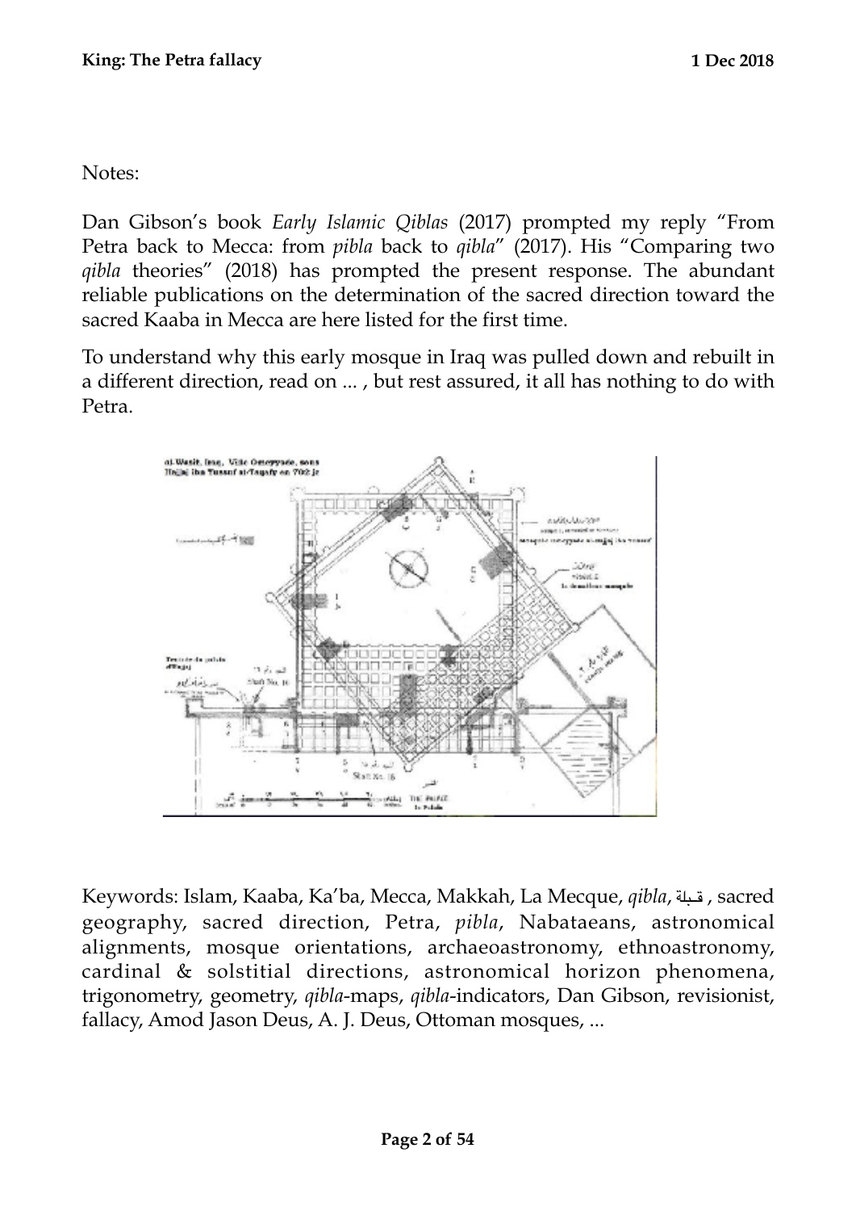Notes:

Dan Gibson's book *Early Islamic Qiblas* (2017) prompted my reply "From Petra back to Mecca: from *pibla* back to *qibla*" (2017). His "Comparing two *qibla* theories" (2018) has prompted the present response. The abundant reliable publications on the determination of the sacred direction toward the sacred Kaaba in Mecca are here listed for the first time.

To understand why this early mosque in Iraq was pulled down and rebuilt in a different direction, read on ... , but rest assured, it all has nothing to do with Petra.

Keywords: Islam, Kaaba, Ka'ba, Mecca, Makkah, La Mecque, *qibla*, قبلة , sacred geography, sacred direction, Petra, *pibla*, Nabataeans, astronomical alignments, mosque orientations, archaeoastronomy, ethnoastronomy, cardinal & solstitial directions, astronomical horizon phenomena, trigonometry, geometry, *qibla*-maps, *qibla*-indicators, Dan Gibson, revisionist, fallacy, Amod Jason Deus, A. J. Deus, Ottoman mosques, ...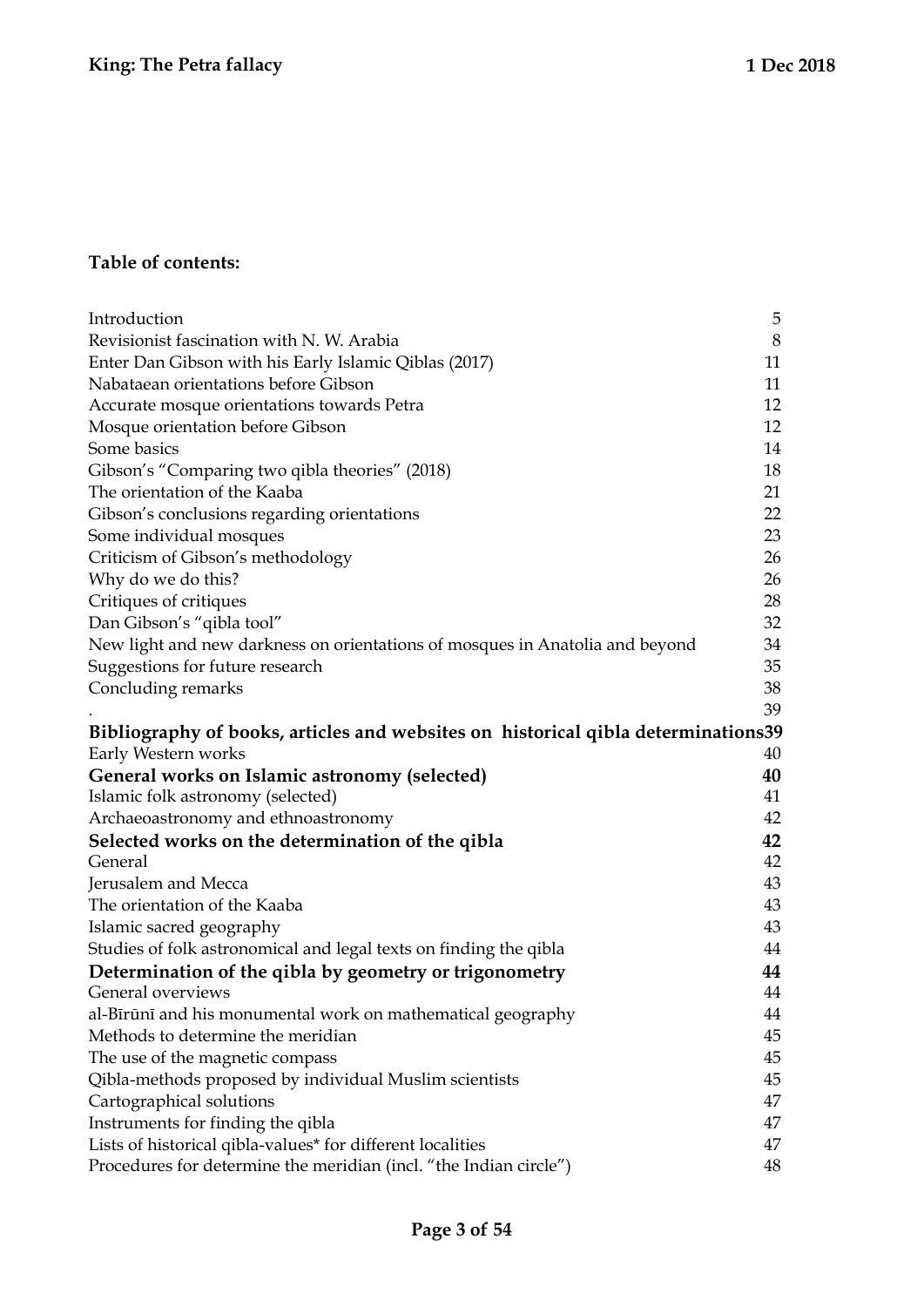**Table of contents:**

| | |
|---|---|
| Introduction | 5 |
| Revisionist fascination with N. W. Arabia | 8 |
| Enter Dan Gibson with his Early Islamic Qiblas (2017) | 11 |
| Nabataean orientations before Gibson | 11 |
| Accurate mosque orientations towards Petra | 12 |
| Mosque orientation before Gibson | 12 |
| Some basics | 14 |
| Gibson's "Comparing two qibla theories" (2018) | 18 |
| The orientation of the Kaaba | 21 |
| Gibson's conclusions regarding orientations | 22 |
| Some individual mosques | 23 |
| Criticism of Gibson's methodology | 26 |
| Why do we do this? | 26 |
| Critiques of critiques | 28 |
| Dan Gibson's "qibla tool" | 32 |
| New light and new darkness on orientations of mosques in Anatolia and beyond | 34 |
| Suggestions for future research | 35 |
| Concluding remarks | 38 |
| . | 39 |
| **Bibliography of books, articles and websites on historical qibla determinations** | **39** |
| Early Western works | 40 |
| **General works on Islamic astronomy (selected)** | **40** |
| Islamic folk astronomy (selected) | 41 |
| Archaeoastronomy and ethnoastronomy | 42 |
| **Selected works on the determination of the qibla** | **42** |
| General | 42 |
| Jerusalem and Mecca | 43 |
| The orientation of the Kaaba | 43 |
| Islamic sacred geography | 43 |
| Studies of folk astronomical and legal texts on finding the qibla | 44 |
| **Determination of the qibla by geometry or trigonometry** | **44** |
| General overviews | 44 |
| al-Bīrūnī and his monumental work on mathematical geography | 44 |
| Methods to determine the meridian | 45 |
| The use of the magnetic compass | 45 |
| Qibla-methods proposed by individual Muslim scientists | 45 |
| Cartographical solutions | 47 |
| Instruments for finding the qibla | 47 |
| Lists of historical qibla-values* for different localities | 47 |
| Procedures for determine the meridian (incl. "the Indian circle") | 48 |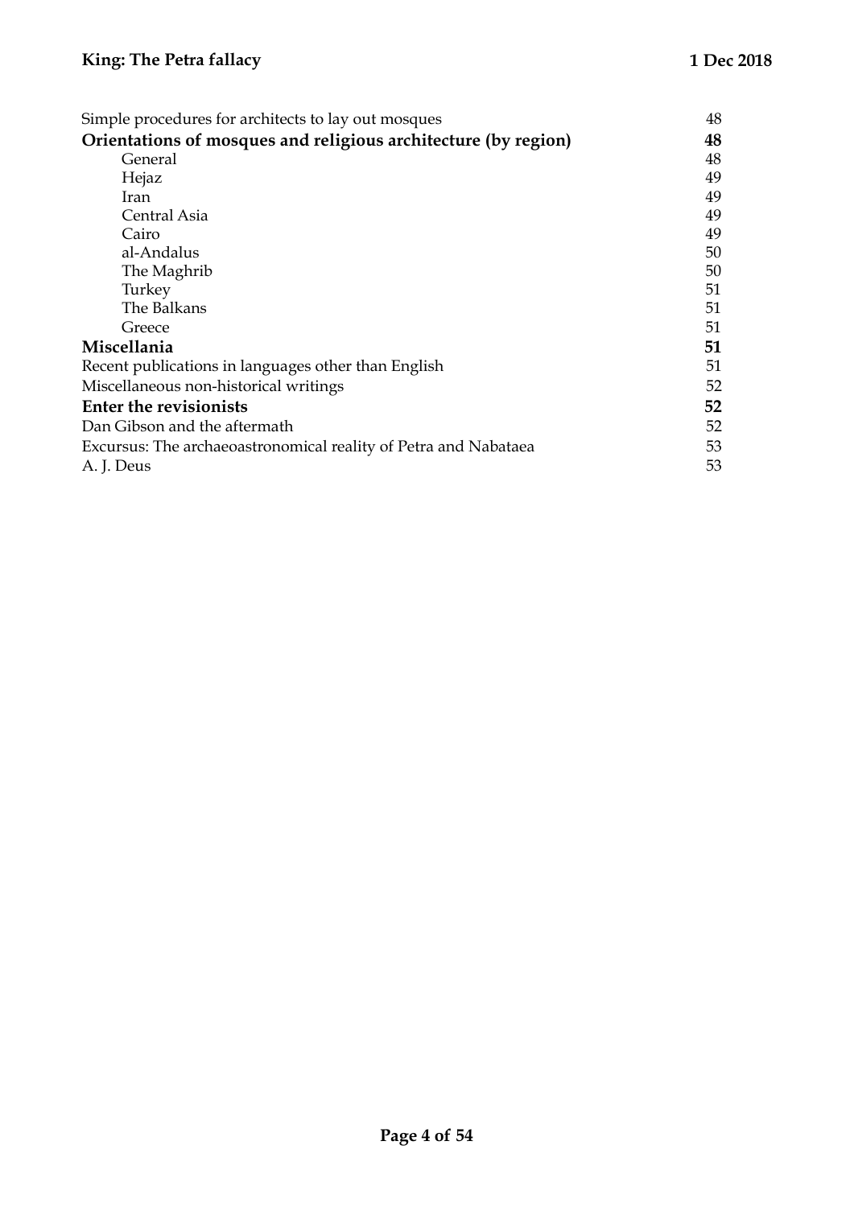| | |
|---|---|
| Simple procedures for architects to lay out mosques | 48 |
| **Orientations of mosques and religious architecture (by region)** | **48** |
| General | 48 |
| Hejaz | 49 |
| Iran | 49 |
| Central Asia | 49 |
| Cairo | 49 |
| al-Andalus | 50 |
| The Maghrib | 50 |
| Turkey | 51 |
| The Balkans | 51 |
| Greece | 51 |
| **Miscellania** | **51** |
| Recent publications in languages other than English | 51 |
| Miscellaneous non-historical writings | 52 |
| **Enter the revisionists** | **52** |
| Dan Gibson and the aftermath | 52 |
| Excursus: The archaeoastronomical reality of Petra and Nabataea | 53 |
| A. J. Deus | 53 |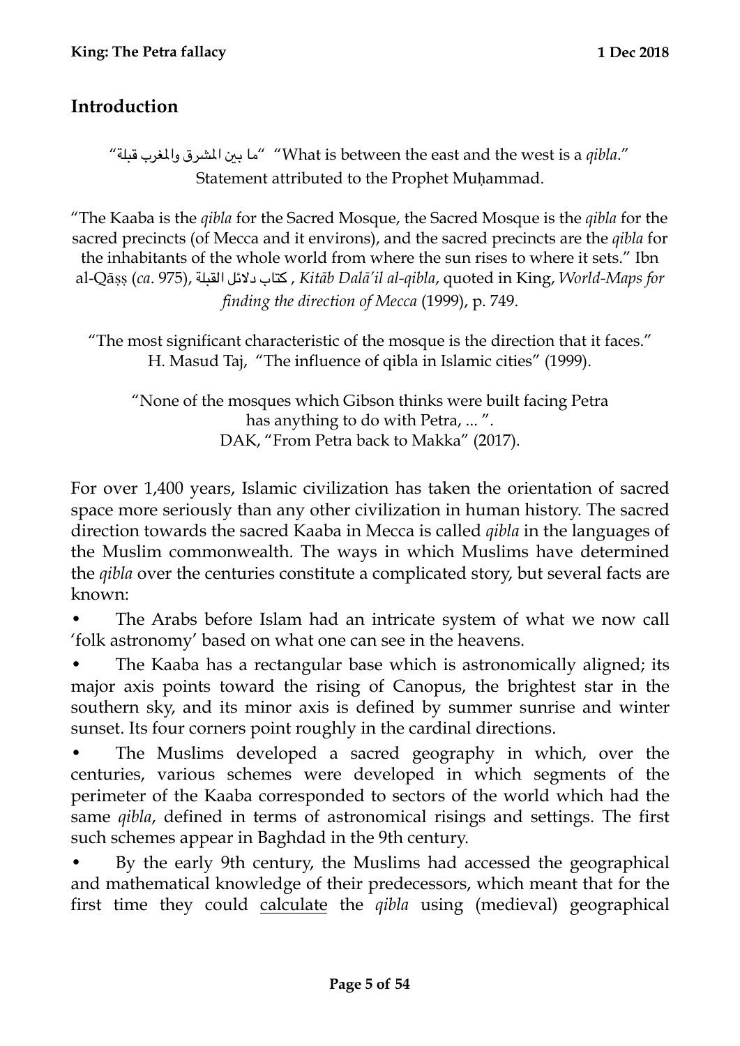## Introduction

"ما بين المشرق والمغرب قبلة" "What is between the east and the west is a *qibla*."
Statement attributed to the Prophet Muḥammad.

"The Kaaba is the *qibla* for the Sacred Mosque, the Sacred Mosque is the *qibla* for the sacred precincts (of Mecca and it environs), and the sacred precincts are the *qibla* for the inhabitants of the whole world from where the sun rises to where it sets." Ibn al-Qāṣṣ (*ca*. 975), كتاب دلائل القبلة , *Kitāb Dalā'il al-qibla*, quoted in King, *World-Maps for finding the direction of Mecca* (1999), p. 749.

"The most significant characteristic of the mosque is the direction that it faces."
H. Masud Taj, "The influence of qibla in Islamic cities" (1999).

"None of the mosques which Gibson thinks were built facing Petra has anything to do with Petra, ... ".
DAK, "From Petra back to Makka" (2017).

For over 1,400 years, Islamic civilization has taken the orientation of sacred space more seriously than any other civilization in human history. The sacred direction towards the sacred Kaaba in Mecca is called *qibla* in the languages of the Muslim commonwealth. The ways in which Muslims have determined the *qibla* over the centuries constitute a complicated story, but several facts are known:

- The Arabs before Islam had an intricate system of what we now call 'folk astronomy' based on what one can see in the heavens.
- The Kaaba has a rectangular base which is astronomically aligned; its major axis points toward the rising of Canopus, the brightest star in the southern sky, and its minor axis is defined by summer sunrise and winter sunset. Its four corners point roughly in the cardinal directions.
- The Muslims developed a sacred geography in which, over the centuries, various schemes were developed in which segments of the perimeter of the Kaaba corresponded to sectors of the world which had the same *qibla*, defined in terms of astronomical risings and settings. The first such schemes appear in Baghdad in the 9th century.
- By the early 9th century, the Muslims had accessed the geographical and mathematical knowledge of their predecessors, which meant that for the first time they could calculate the *qibla* using (medieval) geographical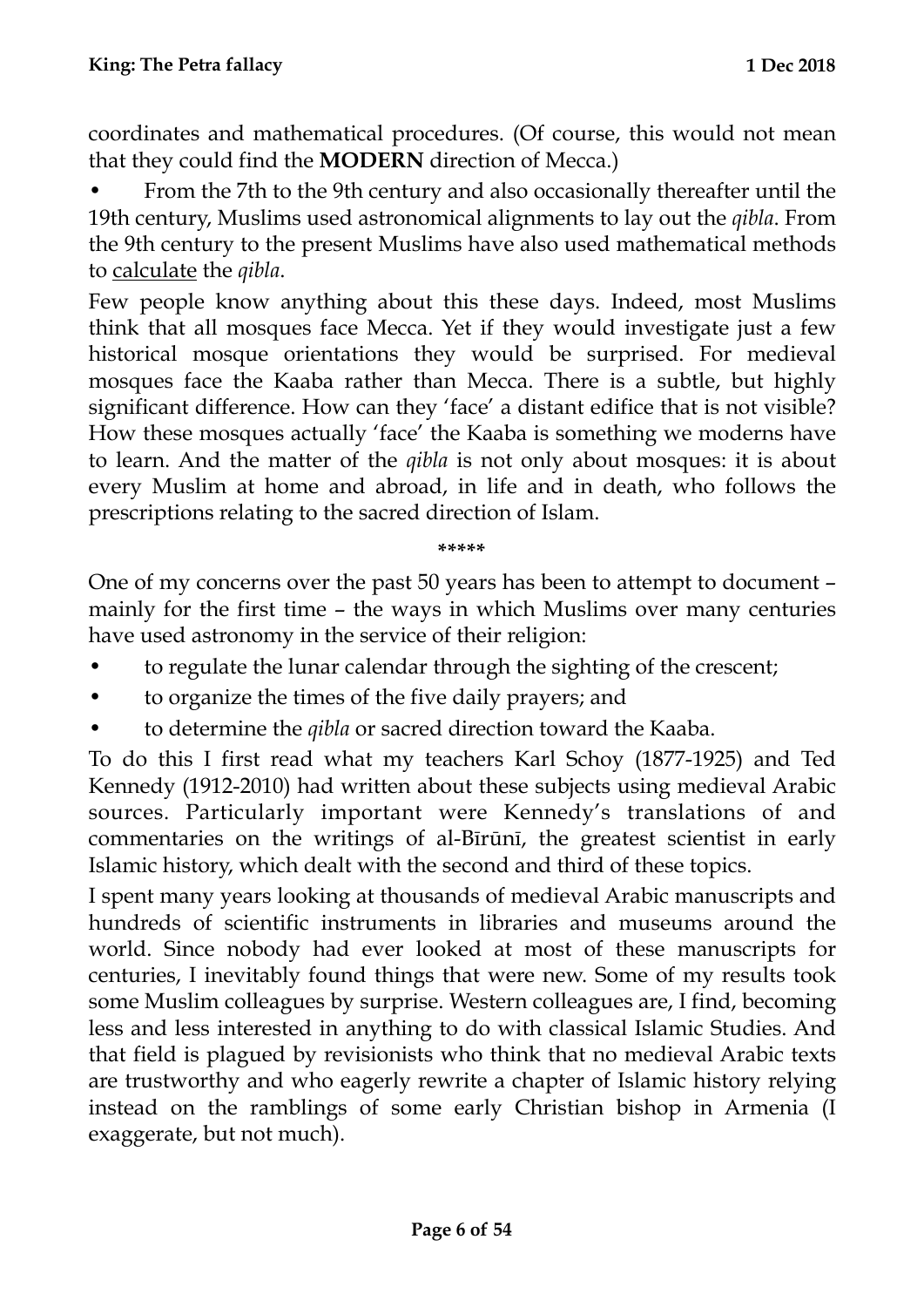coordinates and mathematical procedures. (Of course, this would not mean that they could find the **MODERN** direction of Mecca.)

- From the 7th to the 9th century and also occasionally thereafter until the 19th century, Muslims used astronomical alignments to lay out the *qibla*. From the 9th century to the present Muslims have also used mathematical methods to <u>calculate</u> the *qibla*.

Few people know anything about this these days. Indeed, most Muslims think that all mosques face Mecca. Yet if they would investigate just a few historical mosque orientations they would be surprised. For medieval mosques face the Kaaba rather than Mecca. There is a subtle, but highly significant difference. How can they 'face' a distant edifice that is not visible? How these mosques actually 'face' the Kaaba is something we moderns have to learn. And the matter of the *qibla* is not only about mosques: it is about every Muslim at home and abroad, in life and in death, who follows the prescriptions relating to the sacred direction of Islam.

\*\*\*\*\*

One of my concerns over the past 50 years has been to attempt to document – mainly for the first time – the ways in which Muslims over many centuries have used astronomy in the service of their religion:

- to regulate the lunar calendar through the sighting of the crescent;
- to organize the times of the five daily prayers; and
- to determine the *qibla* or sacred direction toward the Kaaba.

To do this I first read what my teachers Karl Schoy (1877-1925) and Ted Kennedy (1912-2010) had written about these subjects using medieval Arabic sources. Particularly important were Kennedy's translations of and commentaries on the writings of al-Bīrūnī, the greatest scientist in early Islamic history, which dealt with the second and third of these topics.

I spent many years looking at thousands of medieval Arabic manuscripts and hundreds of scientific instruments in libraries and museums around the world. Since nobody had ever looked at most of these manuscripts for centuries, I inevitably found things that were new. Some of my results took some Muslim colleagues by surprise. Western colleagues are, I find, becoming less and less interested in anything to do with classical Islamic Studies. And that field is plagued by revisionists who think that no medieval Arabic texts are trustworthy and who eagerly rewrite a chapter of Islamic history relying instead on the ramblings of some early Christian bishop in Armenia (I exaggerate, but not much).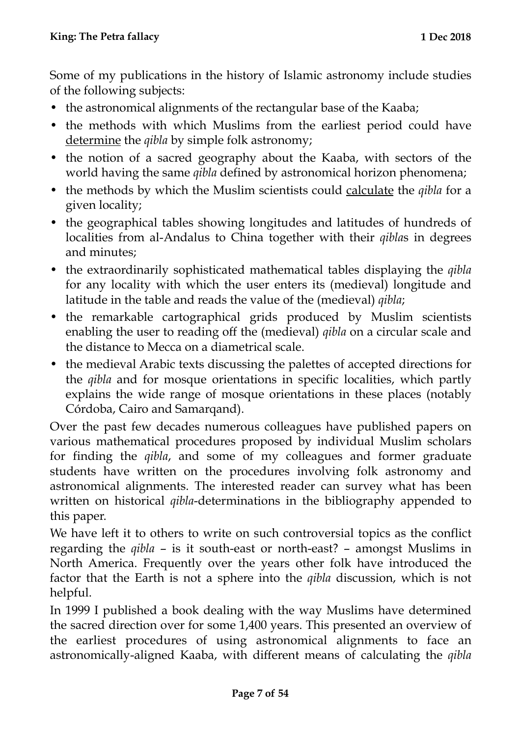Some of my publications in the history of Islamic astronomy include studies of the following subjects:

- the astronomical alignments of the rectangular base of the Kaaba;
- the methods with which Muslims from the earliest period could have <u>determine</u> the *qibla* by simple folk astronomy;
- the notion of a sacred geography about the Kaaba, with sectors of the world having the same *qibla* defined by astronomical horizon phenomena;
- the methods by which the Muslim scientists could <u>calculate</u> the *qibla* for a given locality;
- the geographical tables showing longitudes and latitudes of hundreds of localities from al-Andalus to China together with their *qibla*s in degrees and minutes;
- the extraordinarily sophisticated mathematical tables displaying the *qibla* for any locality with which the user enters its (medieval) longitude and latitude in the table and reads the value of the (medieval) *qibla*;
- the remarkable cartographical grids produced by Muslim scientists enabling the user to reading off the (medieval) *qibla* on a circular scale and the distance to Mecca on a diametrical scale.
- the medieval Arabic texts discussing the palettes of accepted directions for the *qibla* and for mosque orientations in specific localities, which partly explains the wide range of mosque orientations in these places (notably Córdoba, Cairo and Samarqand).

Over the past few decades numerous colleagues have published papers on various mathematical procedures proposed by individual Muslim scholars for finding the *qibla*, and some of my colleagues and former graduate students have written on the procedures involving folk astronomy and astronomical alignments. The interested reader can survey what has been written on historical *qibla*-determinations in the bibliography appended to this paper.

We have left it to others to write on such controversial topics as the conflict regarding the *qibla* – is it south-east or north-east? – amongst Muslims in North America. Frequently over the years other folk have introduced the factor that the Earth is not a sphere into the *qibla* discussion, which is not helpful.

In 1999 I published a book dealing with the way Muslims have determined the sacred direction over for some 1,400 years. This presented an overview of the earliest procedures of using astronomical alignments to face an astronomically-aligned Kaaba, with different means of calculating the *qibla*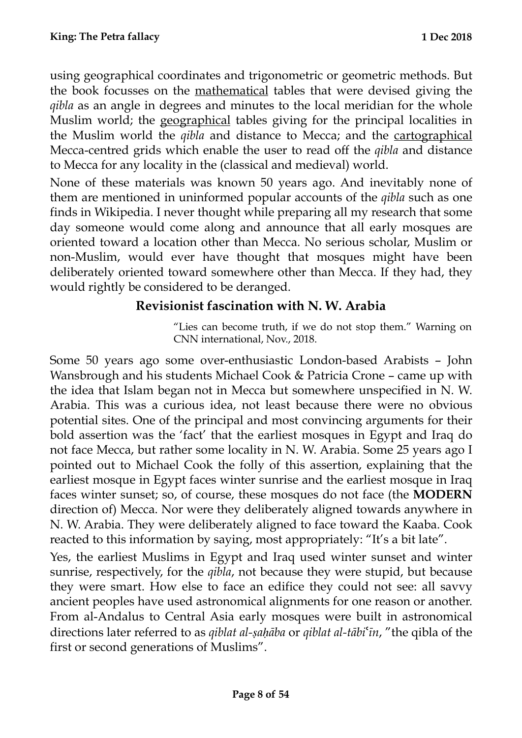using geographical coordinates and trigonometric or geometric methods. But the book focusses on the <u>mathematical</u> tables that were devised giving the *qibla* as an angle in degrees and minutes to the local meridian for the whole Muslim world; the <u>geographical</u> tables giving for the principal localities in the Muslim world the *qibla* and distance to Mecca; and the <u>cartographical</u> Mecca-centred grids which enable the user to read off the *qibla* and distance to Mecca for any locality in the (classical and medieval) world.

None of these materials was known 50 years ago. And inevitably none of them are mentioned in uninformed popular accounts of the *qibla* such as one finds in Wikipedia. I never thought while preparing all my research that some day someone would come along and announce that all early mosques are oriented toward a location other than Mecca. No serious scholar, Muslim or non-Muslim, would ever have thought that mosques might have been deliberately oriented toward somewhere other than Mecca. If they had, they would rightly be considered to be deranged.

## Revisionist fascination with N. W. Arabia

> "Lies can become truth, if we do not stop them." Warning on CNN international, Nov., 2018.

Some 50 years ago some over-enthusiastic London-based Arabists – John Wansbrough and his students Michael Cook & Patricia Crone – came up with the idea that Islam began not in Mecca but somewhere unspecified in N. W. Arabia. This was a curious idea, not least because there were no obvious potential sites. One of the principal and most convincing arguments for their bold assertion was the 'fact' that the earliest mosques in Egypt and Iraq do not face Mecca, but rather some locality in N. W. Arabia. Some 25 years ago I pointed out to Michael Cook the folly of this assertion, explaining that the earliest mosque in Egypt faces winter sunrise and the earliest mosque in Iraq faces winter sunset; so, of course, these mosques do not face (the **MODERN** direction of) Mecca. Nor were they deliberately aligned towards anywhere in N. W. Arabia. They were deliberately aligned to face toward the Kaaba. Cook reacted to this information by saying, most appropriately: "It's a bit late".

Yes, the earliest Muslims in Egypt and Iraq used winter sunset and winter sunrise, respectively, for the *qibla*, not because they were stupid, but because they were smart. How else to face an edifice they could not see: all savvy ancient peoples have used astronomical alignments for one reason or another. From al-Andalus to Central Asia early mosques were built in astronomical directions later referred to as *qiblat al-ṣaḥāba* or *qiblat al-tābiʿīn*, "the qibla of the first or second generations of Muslims".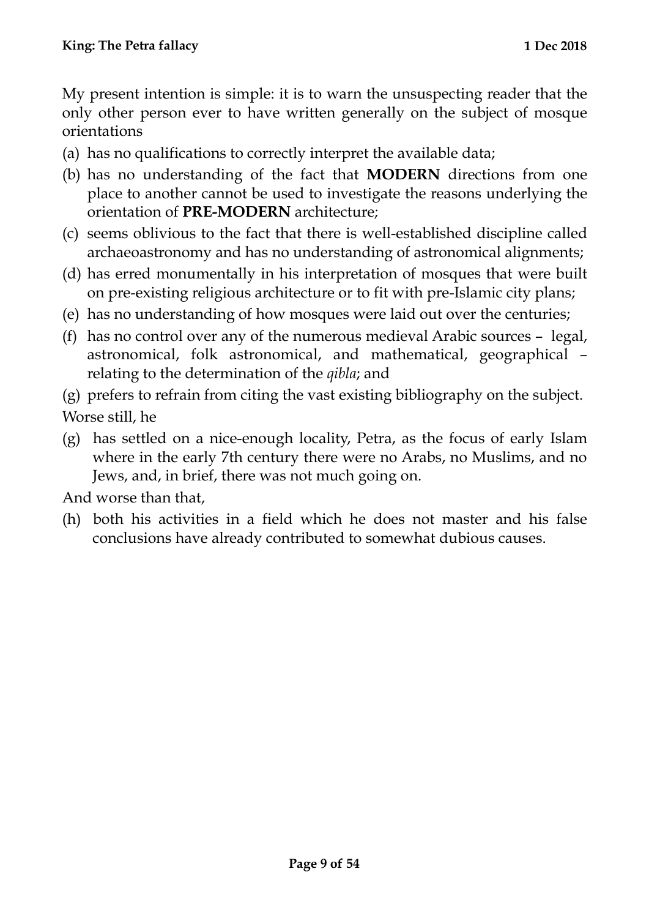My present intention is simple: it is to warn the unsuspecting reader that the only other person ever to have written generally on the subject of mosque orientations

(a) has no qualifications to correctly interpret the available data;
(b) has no understanding of the fact that **MODERN** directions from one place to another cannot be used to investigate the reasons underlying the orientation of **PRE-MODERN** architecture;
(c) seems oblivious to the fact that there is well-established discipline called archaeoastronomy and has no understanding of astronomical alignments;
(d) has erred monumentally in his interpretation of mosques that were built on pre-existing religious architecture or to fit with pre-Islamic city plans;
(e) has no understanding of how mosques were laid out over the centuries;
(f) has no control over any of the numerous medieval Arabic sources – legal, astronomical, folk astronomical, and mathematical, geographical – relating to the determination of the *qibla*; and
(g) prefers to refrain from citing the vast existing bibliography on the subject.

Worse still, he

(g) has settled on a nice-enough locality, Petra, as the focus of early Islam where in the early 7th century there were no Arabs, no Muslims, and no Jews, and, in brief, there was not much going on.

And worse than that,

(h) both his activities in a field which he does not master and his false conclusions have already contributed to somewhat dubious causes.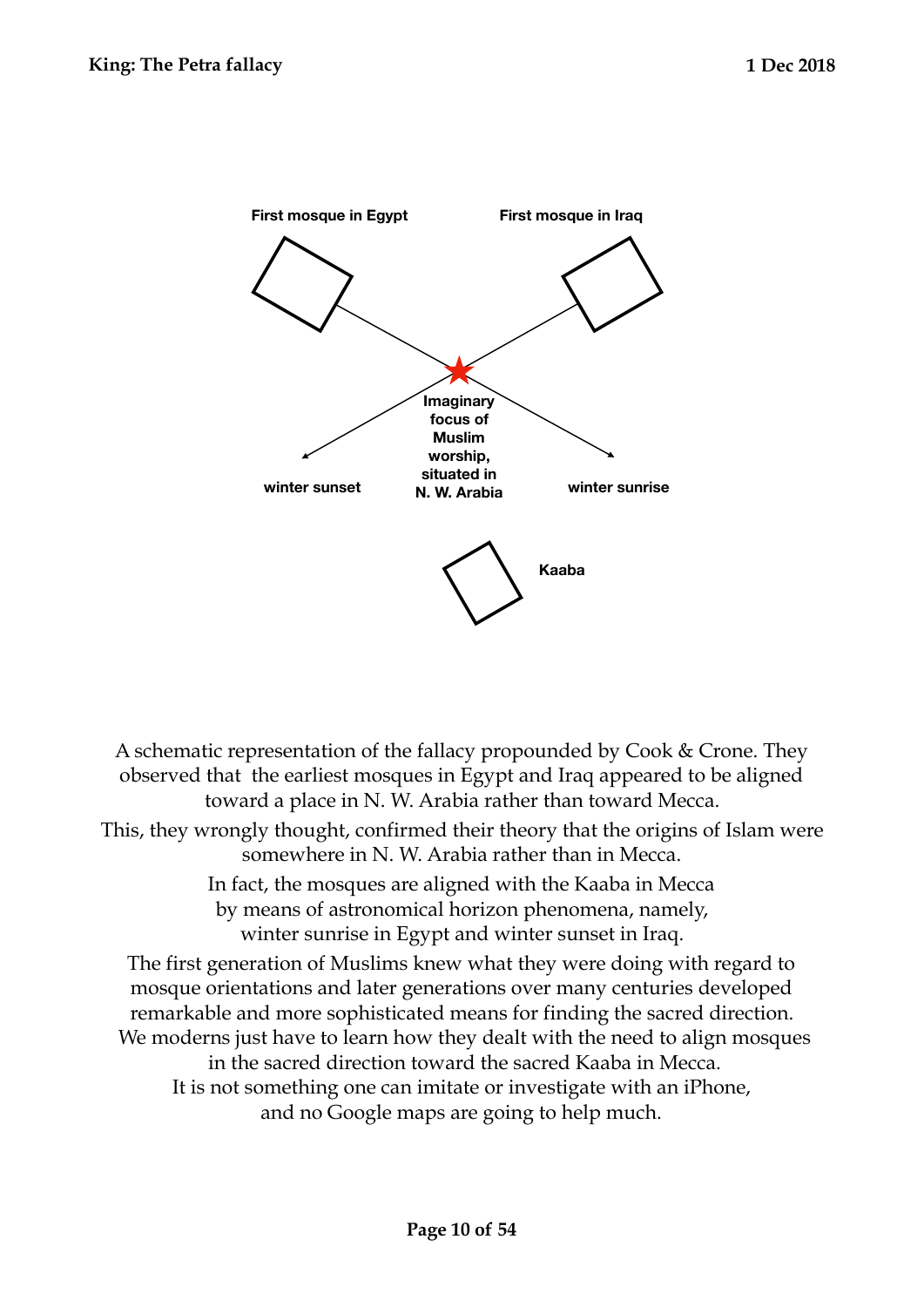First mosque in Egypt

First mosque in Iraq

Imaginary focus of Muslim worship, situated in N. W. Arabia

winter sunset

winter sunrise

Kaaba

A schematic representation of the fallacy propounded by Cook & Crone. They observed that the earliest mosques in Egypt and Iraq appeared to be aligned toward a place in N. W. Arabia rather than toward Mecca.

This, they wrongly thought, confirmed their theory that the origins of Islam were somewhere in N. W. Arabia rather than in Mecca.

In fact, the mosques are aligned with the Kaaba in Mecca by means of astronomical horizon phenomena, namely, winter sunrise in Egypt and winter sunset in Iraq.

The first generation of Muslims knew what they were doing with regard to mosque orientations and later generations over many centuries developed remarkable and more sophisticated means for finding the sacred direction. We moderns just have to learn how they dealt with the need to align mosques in the sacred direction toward the sacred Kaaba in Mecca. It is not something one can imitate or investigate with an iPhone, and no Google maps are going to help much.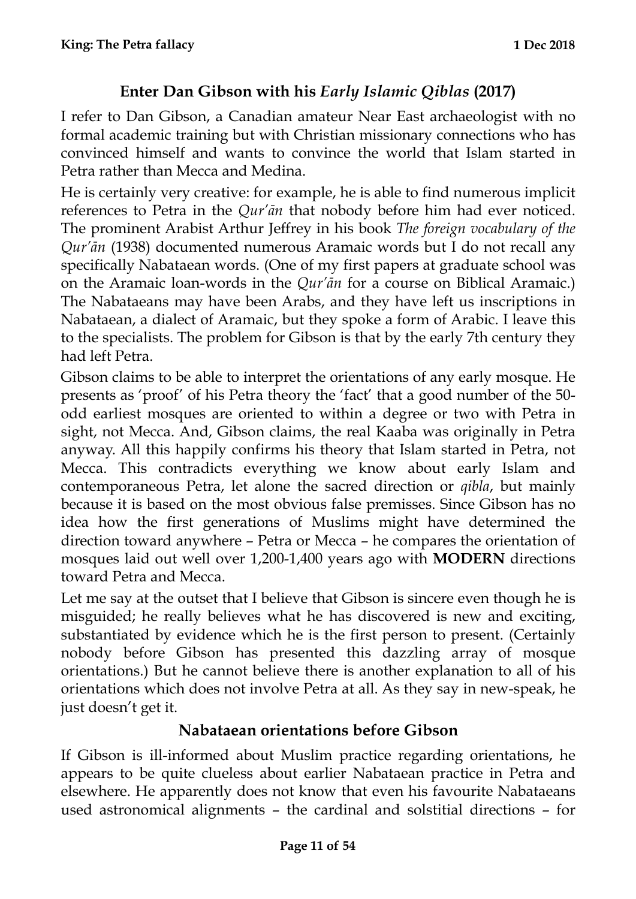## Enter Dan Gibson with his *Early Islamic Qiblas* (2017)

I refer to Dan Gibson, a Canadian amateur Near East archaeologist with no formal academic training but with Christian missionary connections who has convinced himself and wants to convince the world that Islam started in Petra rather than Mecca and Medina.

He is certainly very creative: for example, he is able to find numerous implicit references to Petra in the *Qur'ān* that nobody before him had ever noticed. The prominent Arabist Arthur Jeffrey in his book *The foreign vocabulary of the Qur'ān* (1938) documented numerous Aramaic words but I do not recall any specifically Nabataean words. (One of my first papers at graduate school was on the Aramaic loan-words in the *Qur'ān* for a course on Biblical Aramaic.) The Nabataeans may have been Arabs, and they have left us inscriptions in Nabataean, a dialect of Aramaic, but they spoke a form of Arabic. I leave this to the specialists. The problem for Gibson is that by the early 7th century they had left Petra.

Gibson claims to be able to interpret the orientations of any early mosque. He presents as 'proof' of his Petra theory the 'fact' that a good number of the 50-odd earliest mosques are oriented to within a degree or two with Petra in sight, not Mecca. And, Gibson claims, the real Kaaba was originally in Petra anyway. All this happily confirms his theory that Islam started in Petra, not Mecca. This contradicts everything we know about early Islam and contemporaneous Petra, let alone the sacred direction or *qibla*, but mainly because it is based on the most obvious false premisses. Since Gibson has no idea how the first generations of Muslims might have determined the direction toward anywhere – Petra or Mecca – he compares the orientation of mosques laid out well over 1,200-1,400 years ago with **MODERN** directions toward Petra and Mecca.

Let me say at the outset that I believe that Gibson is sincere even though he is misguided; he really believes what he has discovered is new and exciting, substantiated by evidence which he is the first person to present. (Certainly nobody before Gibson has presented this dazzling array of mosque orientations.) But he cannot believe there is another explanation to all of his orientations which does not involve Petra at all. As they say in new-speak, he just doesn't get it.

## Nabataean orientations before Gibson

If Gibson is ill-informed about Muslim practice regarding orientations, he appears to be quite clueless about earlier Nabataean practice in Petra and elsewhere. He apparently does not know that even his favourite Nabataeans used astronomical alignments – the cardinal and solstitial directions – for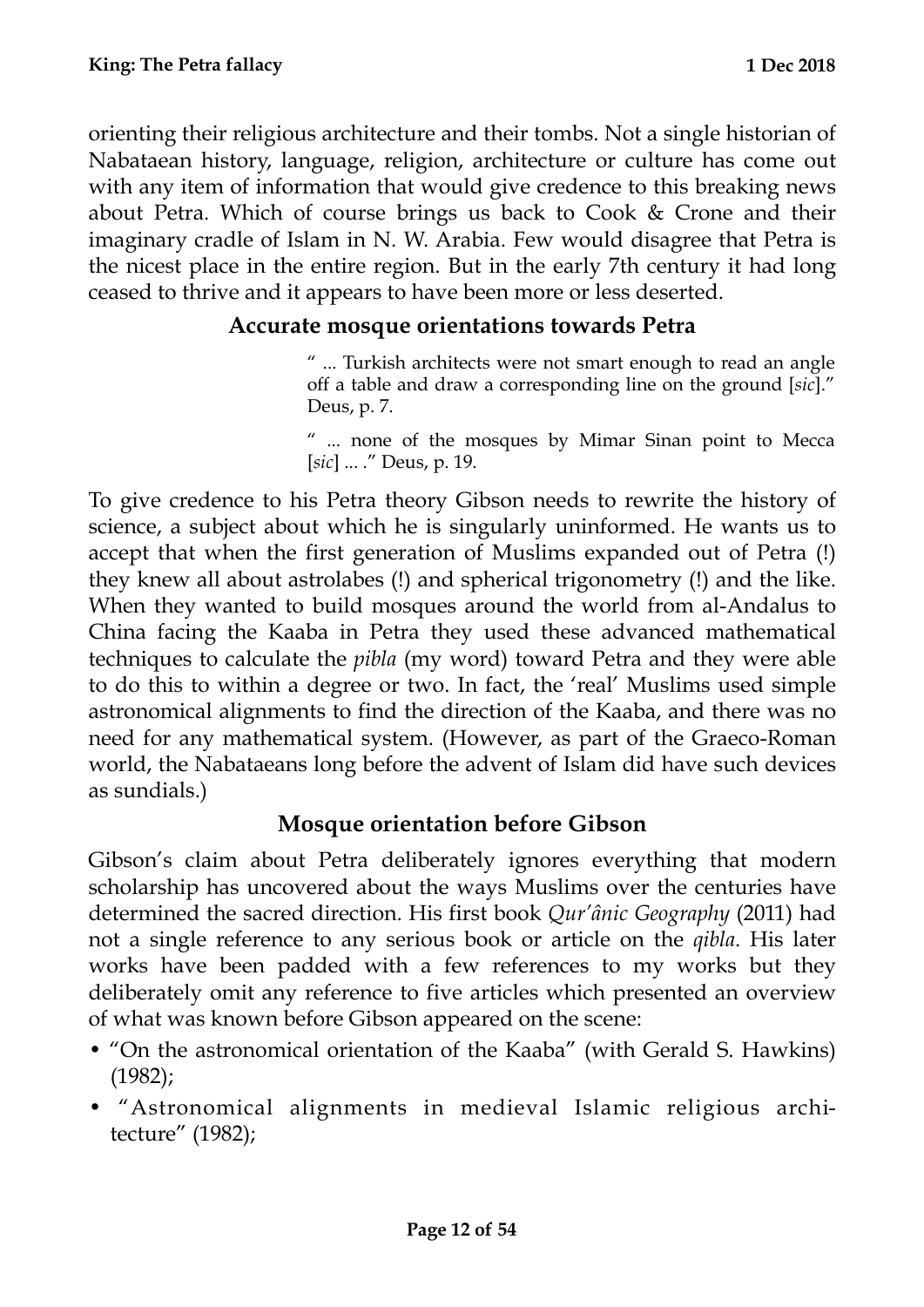orienting their religious architecture and their tombs. Not a single historian of Nabataean history, language, religion, architecture or culture has come out with any item of information that would give credence to this breaking news about Petra. Which of course brings us back to Cook & Crone and their imaginary cradle of Islam in N. W. Arabia. Few would disagree that Petra is the nicest place in the entire region. But in the early 7th century it had long ceased to thrive and it appears to have been more or less deserted.

### Accurate mosque orientations towards Petra

> " ... Turkish architects were not smart enough to read an angle off a table and draw a corresponding line on the ground [*sic*]." Deus, p. 7.
>
> " ... none of the mosques by Mimar Sinan point to Mecca [*sic*] ... ." Deus, p. 19.

To give credence to his Petra theory Gibson needs to rewrite the history of science, a subject about which he is singularly uninformed. He wants us to accept that when the first generation of Muslims expanded out of Petra (!) they knew all about astrolabes (!) and spherical trigonometry (!) and the like. When they wanted to build mosques around the world from al-Andalus to China facing the Kaaba in Petra they used these advanced mathematical techniques to calculate the *pibla* (my word) toward Petra and they were able to do this to within a degree or two. In fact, the 'real' Muslims used simple astronomical alignments to find the direction of the Kaaba, and there was no need for any mathematical system. (However, as part of the Graeco-Roman world, the Nabataeans long before the advent of Islam did have such devices as sundials.)

### Mosque orientation before Gibson

Gibson's claim about Petra deliberately ignores everything that modern scholarship has uncovered about the ways Muslims over the centuries have determined the sacred direction. His first book *Qur'ânic Geography* (2011) had not a single reference to any serious book or article on the *qibla*. His later works have been padded with a few references to my works but they deliberately omit any reference to five articles which presented an overview of what was known before Gibson appeared on the scene:

- "On the astronomical orientation of the Kaaba" (with Gerald S. Hawkins) (1982);
- "Astronomical alignments in medieval Islamic religious architecture" (1982);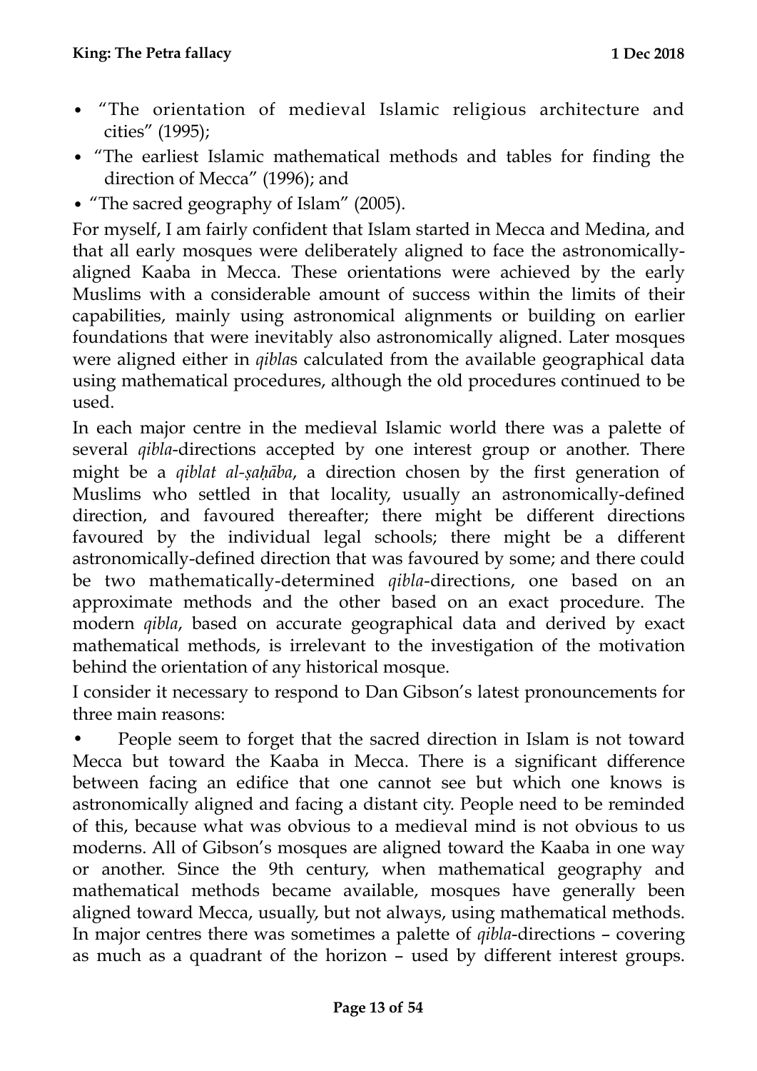- "The orientation of medieval Islamic religious architecture and cities" (1995);
- "The earliest Islamic mathematical methods and tables for finding the direction of Mecca" (1996); and
- "The sacred geography of Islam" (2005).

For myself, I am fairly confident that Islam started in Mecca and Medina, and that all early mosques were deliberately aligned to face the astronomically-aligned Kaaba in Mecca. These orientations were achieved by the early Muslims with a considerable amount of success within the limits of their capabilities, mainly using astronomical alignments or building on earlier foundations that were inevitably also astronomically aligned. Later mosques were aligned either in *qibla*s calculated from the available geographical data using mathematical procedures, although the old procedures continued to be used.

In each major centre in the medieval Islamic world there was a palette of several *qibla*-directions accepted by one interest group or another. There might be a *qiblat al-ṣaḥāba*, a direction chosen by the first generation of Muslims who settled in that locality, usually an astronomically-defined direction, and favoured thereafter; there might be different directions favoured by the individual legal schools; there might be a different astronomically-defined direction that was favoured by some; and there could be two mathematically-determined *qibla*-directions, one based on an approximate methods and the other based on an exact procedure. The modern *qibla*, based on accurate geographical data and derived by exact mathematical methods, is irrelevant to the investigation of the motivation behind the orientation of any historical mosque.

I consider it necessary to respond to Dan Gibson's latest pronouncements for three main reasons:

- People seem to forget that the sacred direction in Islam is not toward Mecca but toward the Kaaba in Mecca. There is a significant difference between facing an edifice that one cannot see but which one knows is astronomically aligned and facing a distant city. People need to be reminded of this, because what was obvious to a medieval mind is not obvious to us moderns. All of Gibson's mosques are aligned toward the Kaaba in one way or another. Since the 9th century, when mathematical geography and mathematical methods became available, mosques have generally been aligned toward Mecca, usually, but not always, using mathematical methods. In major centres there was sometimes a palette of *qibla*-directions – covering as much as a quadrant of the horizon – used by different interest groups.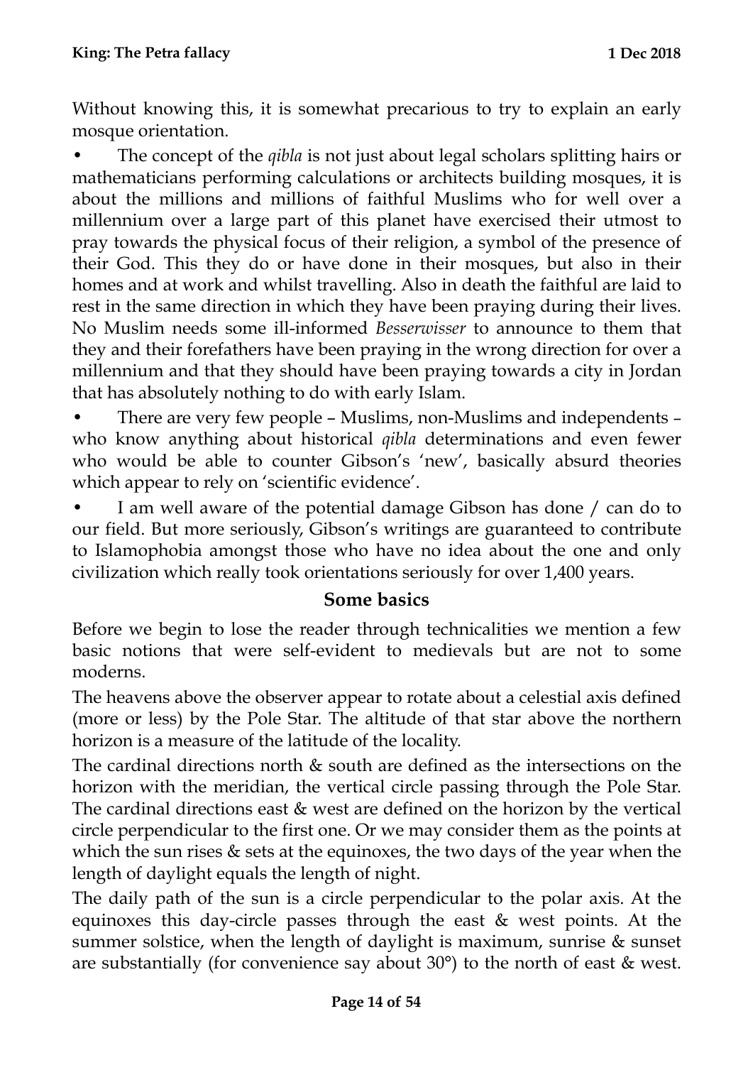Without knowing this, it is somewhat precarious to try to explain an early mosque orientation.

- The concept of the *qibla* is not just about legal scholars splitting hairs or mathematicians performing calculations or architects building mosques, it is about the millions and millions of faithful Muslims who for well over a millennium over a large part of this planet have exercised their utmost to pray towards the physical focus of their religion, a symbol of the presence of their God. This they do or have done in their mosques, but also in their homes and at work and whilst travelling. Also in death the faithful are laid to rest in the same direction in which they have been praying during their lives. No Muslim needs some ill-informed *Besserwisser* to announce to them that they and their forefathers have been praying in the wrong direction for over a millennium and that they should have been praying towards a city in Jordan that has absolutely nothing to do with early Islam.
- There are very few people – Muslims, non-Muslims and independents – who know anything about historical *qibla* determinations and even fewer who would be able to counter Gibson's 'new', basically absurd theories which appear to rely on 'scientific evidence'.
- I am well aware of the potential damage Gibson has done / can do to our field. But more seriously, Gibson's writings are guaranteed to contribute to Islamophobia amongst those who have no idea about the one and only civilization which really took orientations seriously for over 1,400 years.

## Some basics

Before we begin to lose the reader through technicalities we mention a few basic notions that were self-evident to medievals but are not to some moderns.

The heavens above the observer appear to rotate about a celestial axis defined (more or less) by the Pole Star. The altitude of that star above the northern horizon is a measure of the latitude of the locality.

The cardinal directions north & south are defined as the intersections on the horizon with the meridian, the vertical circle passing through the Pole Star. The cardinal directions east & west are defined on the horizon by the vertical circle perpendicular to the first one. Or we may consider them as the points at which the sun rises & sets at the equinoxes, the two days of the year when the length of daylight equals the length of night.

The daily path of the sun is a circle perpendicular to the polar axis. At the equinoxes this day-circle passes through the east & west points. At the summer solstice, when the length of daylight is maximum, sunrise & sunset are substantially (for convenience say about 30°) to the north of east & west.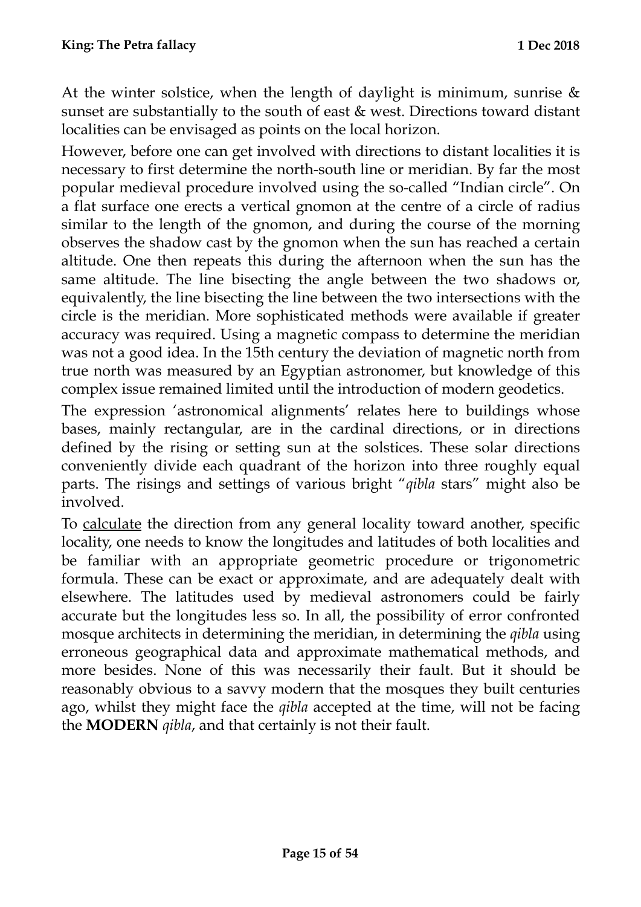At the winter solstice, when the length of daylight is minimum, sunrise & sunset are substantially to the south of east & west. Directions toward distant localities can be envisaged as points on the local horizon.

However, before one can get involved with directions to distant localities it is necessary to first determine the north-south line or meridian. By far the most popular medieval procedure involved using the so-called "Indian circle". On a flat surface one erects a vertical gnomon at the centre of a circle of radius similar to the length of the gnomon, and during the course of the morning observes the shadow cast by the gnomon when the sun has reached a certain altitude. One then repeats this during the afternoon when the sun has the same altitude. The line bisecting the angle between the two shadows or, equivalently, the line bisecting the line between the two intersections with the circle is the meridian. More sophisticated methods were available if greater accuracy was required. Using a magnetic compass to determine the meridian was not a good idea. In the 15th century the deviation of magnetic north from true north was measured by an Egyptian astronomer, but knowledge of this complex issue remained limited until the introduction of modern geodetics.

The expression 'astronomical alignments' relates here to buildings whose bases, mainly rectangular, are in the cardinal directions, or in directions defined by the rising or setting sun at the solstices. These solar directions conveniently divide each quadrant of the horizon into three roughly equal parts. The risings and settings of various bright "*qibla* stars" might also be involved.

To <u>calculate</u> the direction from any general locality toward another, specific locality, one needs to know the longitudes and latitudes of both localities and be familiar with an appropriate geometric procedure or trigonometric formula. These can be exact or approximate, and are adequately dealt with elsewhere. The latitudes used by medieval astronomers could be fairly accurate but the longitudes less so. In all, the possibility of error confronted mosque architects in determining the meridian, in determining the *qibla* using erroneous geographical data and approximate mathematical methods, and more besides. None of this was necessarily their fault. But it should be reasonably obvious to a savvy modern that the mosques they built centuries ago, whilst they might face the *qibla* accepted at the time, will not be facing the **MODERN** *qibla*, and that certainly is not their fault.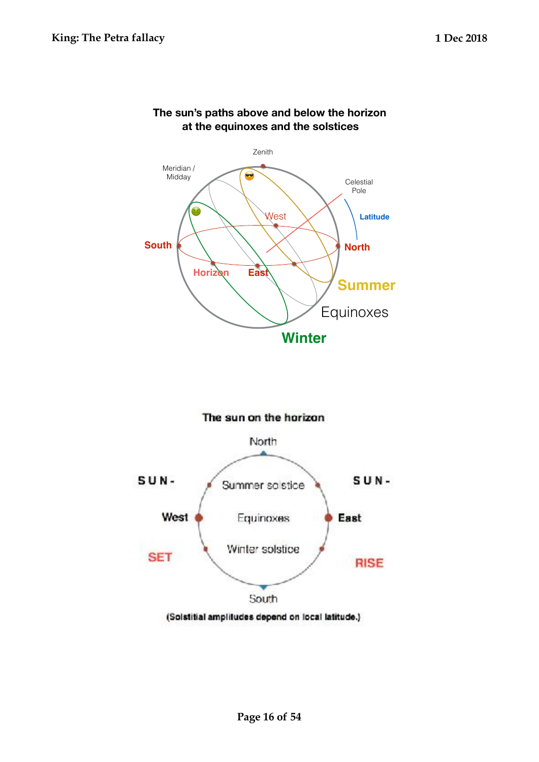**The sun's paths above and below the horizon at the equinoxes and the solstices**

Zenith

Meridian / Midday

Celestial Pole

Latitude

West

South

North

Horizon

East

Summer

Equinoxes

Winter

**The sun on the horizon**

North

SUN-

SUN-

Summer solstice

West

Equinoxes

East

SET

Winter solstice

RISE

South

**(Solstitial amplitudes depend on local latitude.)**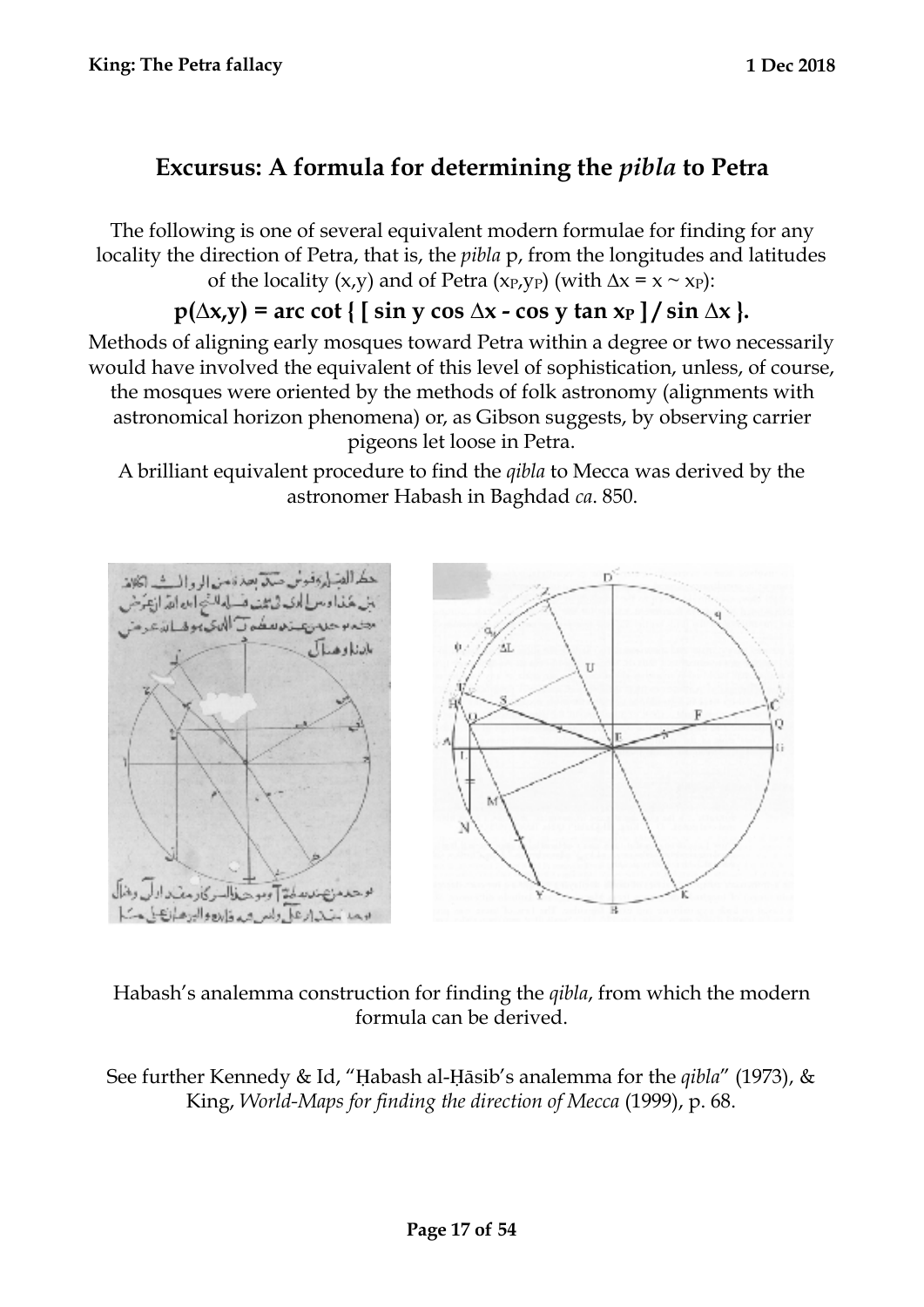## Excursus: A formula for determining the *pibla* to Petra

The following is one of several equivalent modern formulae for finding for any locality the direction of Petra, that is, the *pibla* p, from the longitudes and latitudes of the locality (x,y) and of Petra ($x_P$,$y_P$) (with $\Delta x = x \sim x_P$):

$$\mathbf{p(\Delta x,y) = arc\ cot\ \{\ [\ sin\ y\ cos\ \Delta x - cos\ y\ tan\ x_P\ ]\ /\ sin\ \Delta x\ \}.}$$

Methods of aligning early mosques toward Petra within a degree or two necessarily would have involved the equivalent of this level of sophistication, unless, of course, the mosques were oriented by the methods of folk astronomy (alignments with astronomical horizon phenomena) or, as Gibson suggests, by observing carrier pigeons let loose in Petra.

A brilliant equivalent procedure to find the *qibla* to Mecca was derived by the astronomer Habash in Baghdad *ca*. 850.

Habash's analemma construction for finding the *qibla*, from which the modern formula can be derived.

See further Kennedy & Id, "Ḥabash al-Ḥāsib's analemma for the *qibla*" (1973), & King, *World-Maps for finding the direction of Mecca* (1999), p. 68.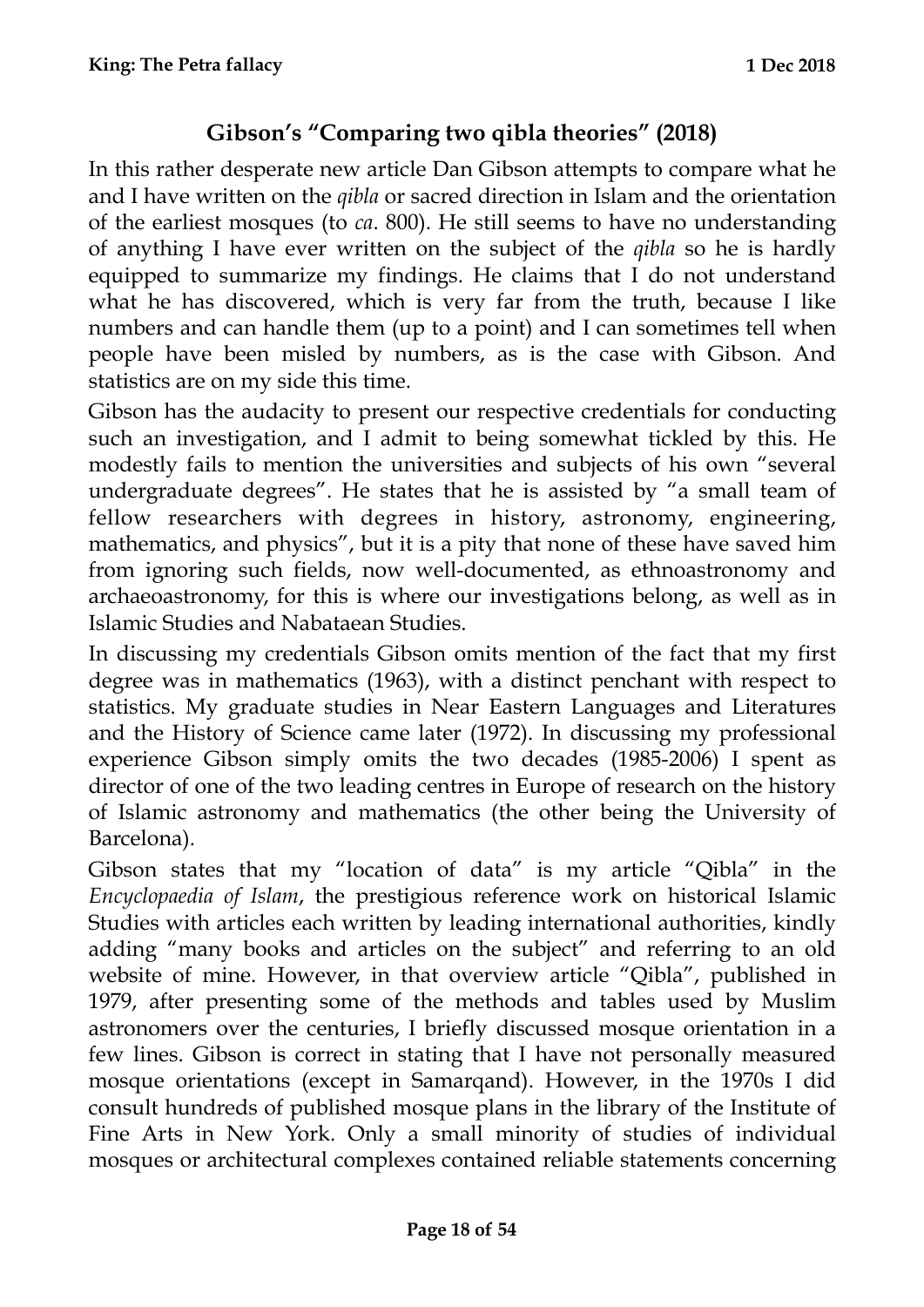## Gibson's "Comparing two qibla theories" (2018)

In this rather desperate new article Dan Gibson attempts to compare what he and I have written on the *qibla* or sacred direction in Islam and the orientation of the earliest mosques (to *ca*. 800). He still seems to have no understanding of anything I have ever written on the subject of the *qibla* so he is hardly equipped to summarize my findings. He claims that I do not understand what he has discovered, which is very far from the truth, because I like numbers and can handle them (up to a point) and I can sometimes tell when people have been misled by numbers, as is the case with Gibson. And statistics are on my side this time.

Gibson has the audacity to present our respective credentials for conducting such an investigation, and I admit to being somewhat tickled by this. He modestly fails to mention the universities and subjects of his own "several undergraduate degrees". He states that he is assisted by "a small team of fellow researchers with degrees in history, astronomy, engineering, mathematics, and physics", but it is a pity that none of these have saved him from ignoring such fields, now well-documented, as ethnoastronomy and archaeoastronomy, for this is where our investigations belong, as well as in Islamic Studies and Nabataean Studies.

In discussing my credentials Gibson omits mention of the fact that my first degree was in mathematics (1963), with a distinct penchant with respect to statistics. My graduate studies in Near Eastern Languages and Literatures and the History of Science came later (1972). In discussing my professional experience Gibson simply omits the two decades (1985-2006) I spent as director of one of the two leading centres in Europe of research on the history of Islamic astronomy and mathematics (the other being the University of Barcelona).

Gibson states that my "location of data" is my article "Qibla" in the *Encyclopaedia of Islam*, the prestigious reference work on historical Islamic Studies with articles each written by leading international authorities, kindly adding "many books and articles on the subject" and referring to an old website of mine. However, in that overview article "Qibla", published in 1979, after presenting some of the methods and tables used by Muslim astronomers over the centuries, I briefly discussed mosque orientation in a few lines. Gibson is correct in stating that I have not personally measured mosque orientations (except in Samarqand). However, in the 1970s I did consult hundreds of published mosque plans in the library of the Institute of Fine Arts in New York. Only a small minority of studies of individual mosques or architectural complexes contained reliable statements concerning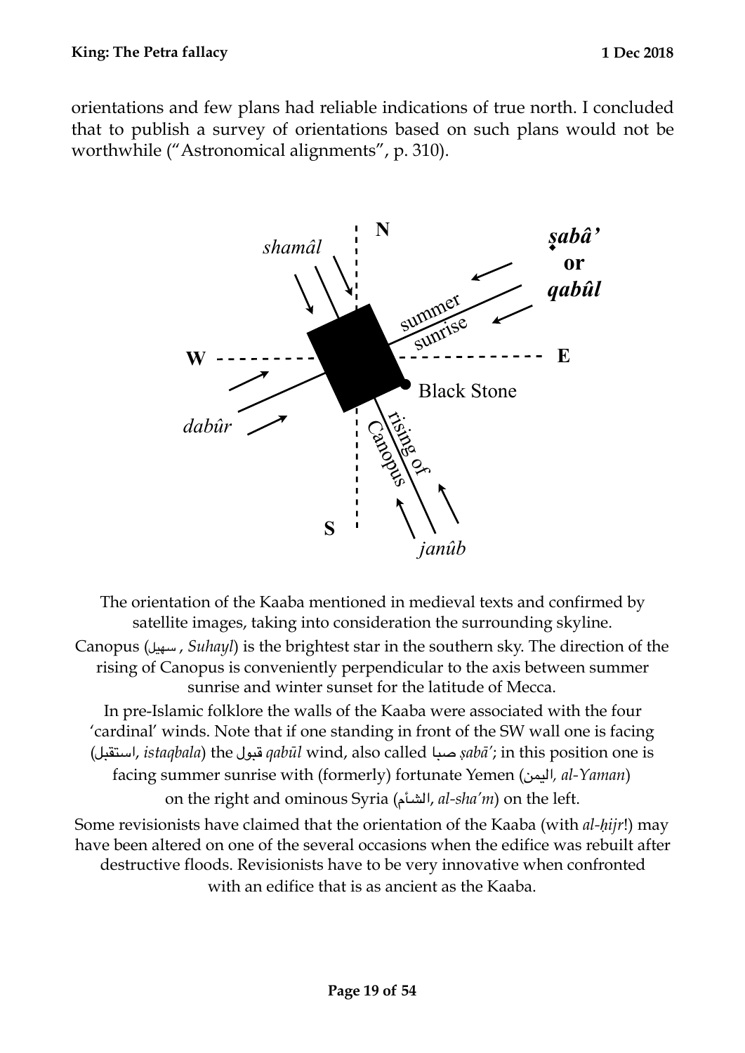orientations and few plans had reliable indications of true north. I concluded that to publish a survey of orientations based on such plans would not be worthwhile ("Astronomical alignments", p. 310).

The orientation of the Kaaba mentioned in medieval texts and confirmed by satellite images, taking into consideration the surrounding skyline.

Canopus (سهيل , *Suhayl*) is the brightest star in the southern sky. The direction of the rising of Canopus is conveniently perpendicular to the axis between summer sunrise and winter sunset for the latitude of Mecca.

In pre-Islamic folklore the walls of the Kaaba were associated with the four 'cardinal' winds. Note that if one standing in front of the SW wall one is facing (استقبل, *istaqbala*) the قبول *qabūl* wind, also called صبا *ṣabā'*; in this position one is facing summer sunrise with (formerly) fortunate Yemen (اليمن, *al-Yaman*) on the right and ominous Syria (الشأم, *al-sha'm*) on the left.

Some revisionists have claimed that the orientation of the Kaaba (with *al-ḥijr*!) may have been altered on one of the several occasions when the edifice was rebuilt after destructive floods. Revisionists have to be very innovative when confronted with an edifice that is as ancient as the Kaaba.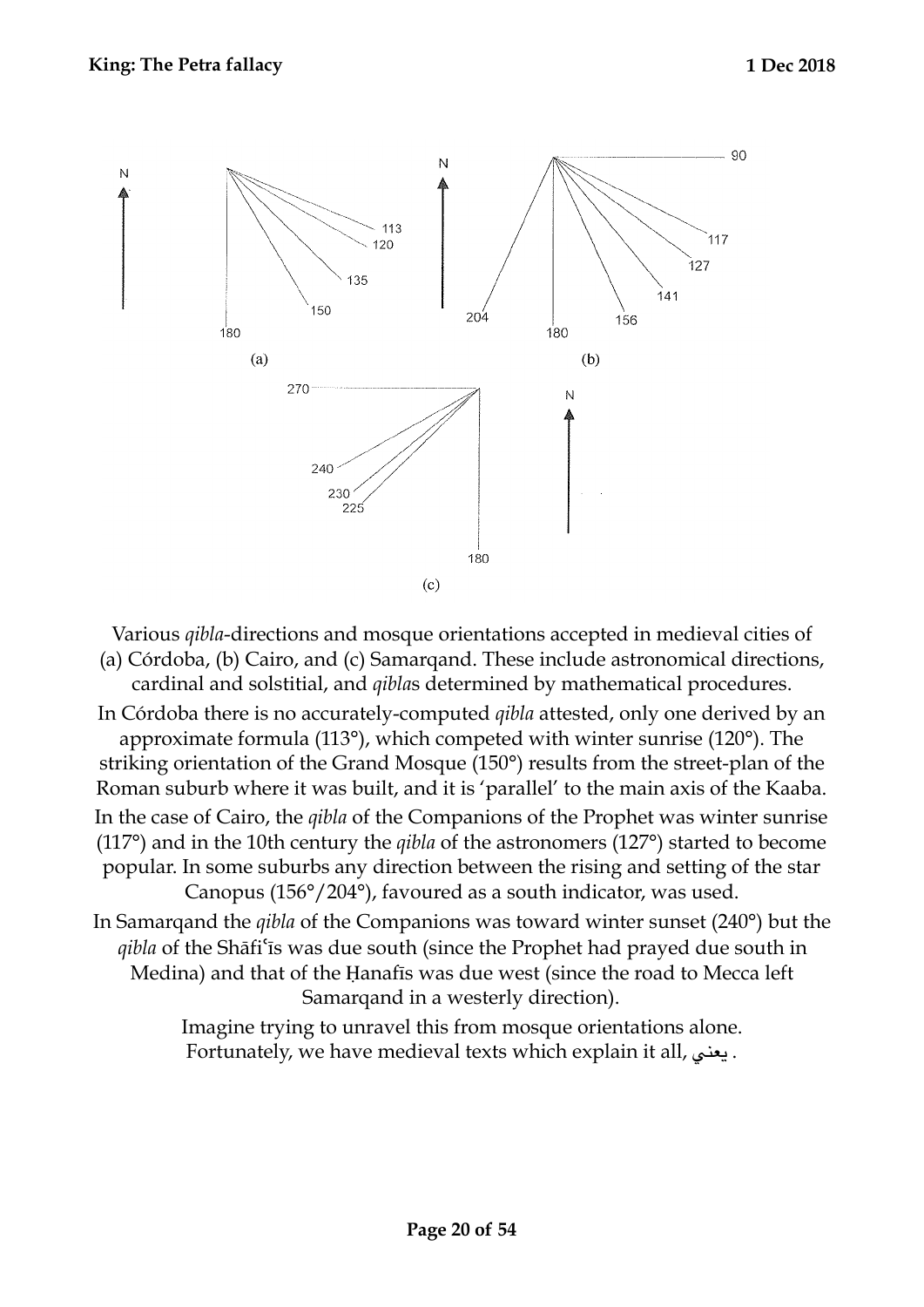Various *qibla*-directions and mosque orientations accepted in medieval cities of (a) Córdoba, (b) Cairo, and (c) Samarqand. These include astronomical directions, cardinal and solstitial, and *qibla*s determined by mathematical procedures.

In Córdoba there is no accurately-computed *qibla* attested, only one derived by an approximate formula (113°), which competed with winter sunrise (120°). The striking orientation of the Grand Mosque (150°) results from the street-plan of the Roman suburb where it was built, and it is 'parallel' to the main axis of the Kaaba.

In the case of Cairo, the *qibla* of the Companions of the Prophet was winter sunrise (117°) and in the 10th century the *qibla* of the astronomers (127°) started to become popular. In some suburbs any direction between the rising and setting of the star Canopus (156°/204°), favoured as a south indicator, was used.

In Samarqand the *qibla* of the Companions was toward winter sunset (240°) but the *qibla* of the Shāfiʿīs was due south (since the Prophet had prayed due south in Medina) and that of the Ḥanafīs was due west (since the road to Mecca left Samarqand in a westerly direction).

Imagine trying to unravel this from mosque orientations alone. Fortunately, we have medieval texts which explain it all, يعني .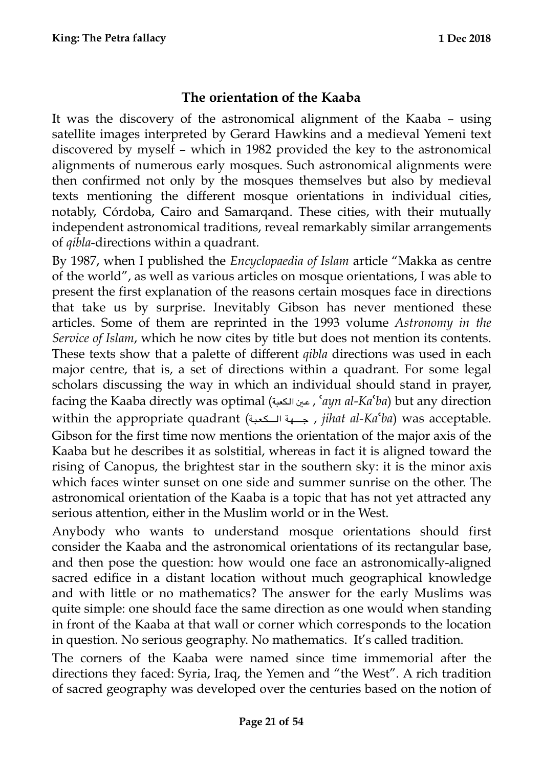## The orientation of the Kaaba

It was the discovery of the astronomical alignment of the Kaaba – using satellite images interpreted by Gerard Hawkins and a medieval Yemeni text discovered by myself – which in 1982 provided the key to the astronomical alignments of numerous early mosques. Such astronomical alignments were then confirmed not only by the mosques themselves but also by medieval texts mentioning the different mosque orientations in individual cities, notably, Córdoba, Cairo and Samarqand. These cities, with their mutually independent astronomical traditions, reveal remarkably similar arrangements of *qibla*-directions within a quadrant.

By 1987, when I published the *Encyclopaedia of Islam* article "Makka as centre of the world", as well as various articles on mosque orientations, I was able to present the first explanation of the reasons certain mosques face in directions that take us by surprise. Inevitably Gibson has never mentioned these articles. Some of them are reprinted in the 1993 volume *Astronomy in the Service of Islam*, which he now cites by title but does not mention its contents. These texts show that a palette of different *qibla* directions was used in each major centre, that is, a set of directions within a quadrant. For some legal scholars discussing the way in which an individual should stand in prayer, facing the Kaaba directly was optimal (عين الكعبة , *ʿayn al-Kaʿba*) but any direction within the appropriate quadrant (جهة الكعبة , *jihat al-Kaʿba*) was acceptable. Gibson for the first time now mentions the orientation of the major axis of the Kaaba but he describes it as solstitial, whereas in fact it is aligned toward the rising of Canopus, the brightest star in the southern sky: it is the minor axis which faces winter sunset on one side and summer sunrise on the other. The astronomical orientation of the Kaaba is a topic that has not yet attracted any serious attention, either in the Muslim world or in the West.

Anybody who wants to understand mosque orientations should first consider the Kaaba and the astronomical orientations of its rectangular base, and then pose the question: how would one face an astronomically-aligned sacred edifice in a distant location without much geographical knowledge and with little or no mathematics? The answer for the early Muslims was quite simple: one should face the same direction as one would when standing in front of the Kaaba at that wall or corner which corresponds to the location in question. No serious geography. No mathematics. It's called tradition.

The corners of the Kaaba were named since time immemorial after the directions they faced: Syria, Iraq, the Yemen and "the West". A rich tradition of sacred geography was developed over the centuries based on the notion of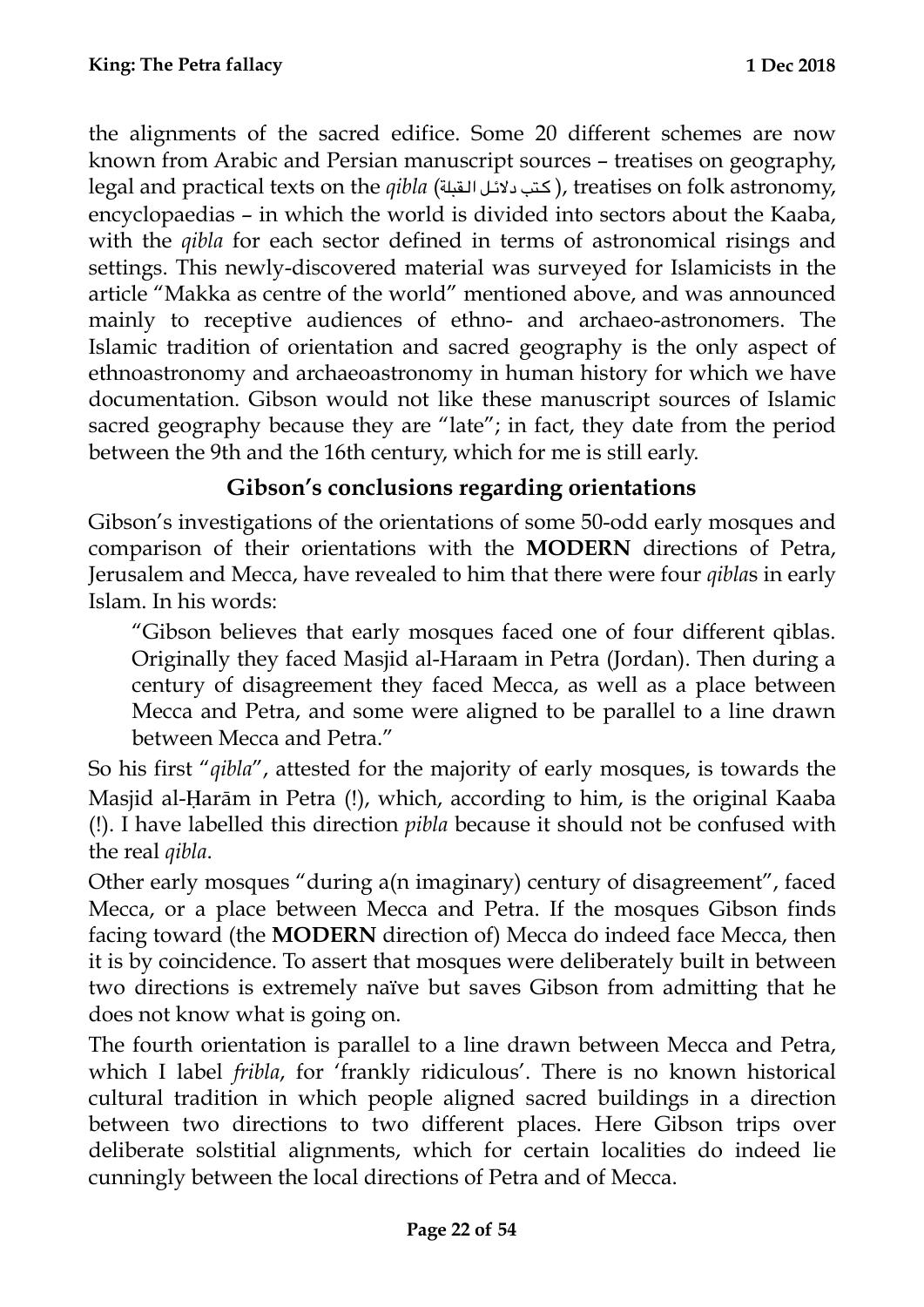the alignments of the sacred edifice. Some 20 different schemes are now known from Arabic and Persian manuscript sources – treatises on geography, legal and practical texts on the *qibla* (كتب دلائل القبلة), treatises on folk astronomy, encyclopaedias – in which the world is divided into sectors about the Kaaba, with the *qibla* for each sector defined in terms of astronomical risings and settings. This newly-discovered material was surveyed for Islamicists in the article "Makka as centre of the world" mentioned above, and was announced mainly to receptive audiences of ethno- and archaeo-astronomers. The Islamic tradition of orientation and sacred geography is the only aspect of ethnoastronomy and archaeoastronomy in human history for which we have documentation. Gibson would not like these manuscript sources of Islamic sacred geography because they are "late"; in fact, they date from the period between the 9th and the 16th century, which for me is still early.

## Gibson's conclusions regarding orientations

Gibson's investigations of the orientations of some 50-odd early mosques and comparison of their orientations with the **MODERN** directions of Petra, Jerusalem and Mecca, have revealed to him that there were four *qibla*s in early Islam. In his words:

> "Gibson believes that early mosques faced one of four different qiblas. Originally they faced Masjid al-Haraam in Petra (Jordan). Then during a century of disagreement they faced Mecca, as well as a place between Mecca and Petra, and some were aligned to be parallel to a line drawn between Mecca and Petra."

So his first "*qibla*", attested for the majority of early mosques, is towards the Masjid al-Ḥarām in Petra (!), which, according to him, is the original Kaaba (!). I have labelled this direction *pibla* because it should not be confused with the real *qibla*.

Other early mosques "during a(n imaginary) century of disagreement", faced Mecca, or a place between Mecca and Petra. If the mosques Gibson finds facing toward (the **MODERN** direction of) Mecca do indeed face Mecca, then it is by coincidence. To assert that mosques were deliberately built in between two directions is extremely naïve but saves Gibson from admitting that he does not know what is going on.

The fourth orientation is parallel to a line drawn between Mecca and Petra, which I label *fribla*, for 'frankly ridiculous'. There is no known historical cultural tradition in which people aligned sacred buildings in a direction between two directions to two different places. Here Gibson trips over deliberate solstitial alignments, which for certain localities do indeed lie cunningly between the local directions of Petra and of Mecca.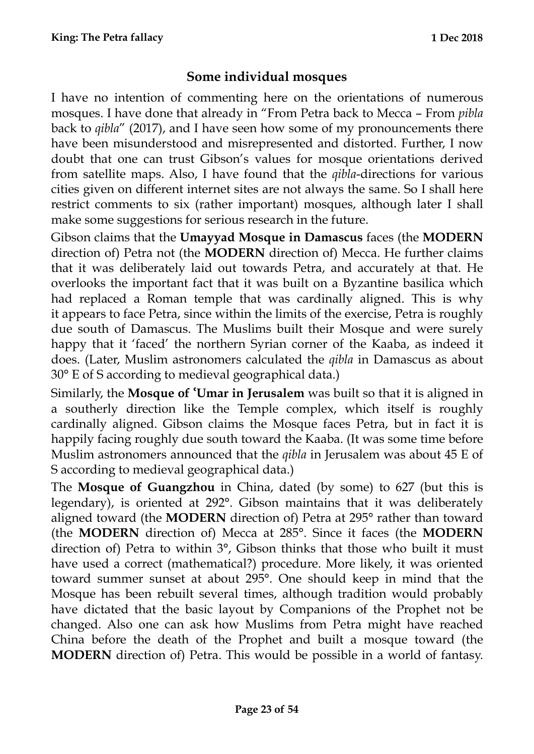## Some individual mosques

I have no intention of commenting here on the orientations of numerous mosques. I have done that already in "From Petra back to Mecca – From *pibla* back to *qibla*" (2017), and I have seen how some of my pronouncements there have been misunderstood and misrepresented and distorted. Further, I now doubt that one can trust Gibson's values for mosque orientations derived from satellite maps. Also, I have found that the *qibla*-directions for various cities given on different internet sites are not always the same. So I shall here restrict comments to six (rather important) mosques, although later I shall make some suggestions for serious research in the future.

Gibson claims that the **Umayyad Mosque in Damascus** faces (the **MODERN** direction of) Petra not (the **MODERN** direction of) Mecca. He further claims that it was deliberately laid out towards Petra, and accurately at that. He overlooks the important fact that it was built on a Byzantine basilica which had replaced a Roman temple that was cardinally aligned. This is why it appears to face Petra, since within the limits of the exercise, Petra is roughly due south of Damascus. The Muslims built their Mosque and were surely happy that it 'faced' the northern Syrian corner of the Kaaba, as indeed it does. (Later, Muslim astronomers calculated the *qibla* in Damascus as about 30° E of S according to medieval geographical data.)

Similarly, the **Mosque of ʿUmar in Jerusalem** was built so that it is aligned in a southerly direction like the Temple complex, which itself is roughly cardinally aligned. Gibson claims the Mosque faces Petra, but in fact it is happily facing roughly due south toward the Kaaba. (It was some time before Muslim astronomers announced that the *qibla* in Jerusalem was about 45 E of S according to medieval geographical data.)

The **Mosque of Guangzhou** in China, dated (by some) to 627 (but this is legendary), is oriented at 292°. Gibson maintains that it was deliberately aligned toward (the **MODERN** direction of) Petra at 295° rather than toward (the **MODERN** direction of) Mecca at 285°. Since it faces (the **MODERN** direction of) Petra to within 3°, Gibson thinks that those who built it must have used a correct (mathematical?) procedure. More likely, it was oriented toward summer sunset at about 295°. One should keep in mind that the Mosque has been rebuilt several times, although tradition would probably have dictated that the basic layout by Companions of the Prophet not be changed. Also one can ask how Muslims from Petra might have reached China before the death of the Prophet and built a mosque toward (the **MODERN** direction of) Petra. This would be possible in a world of fantasy.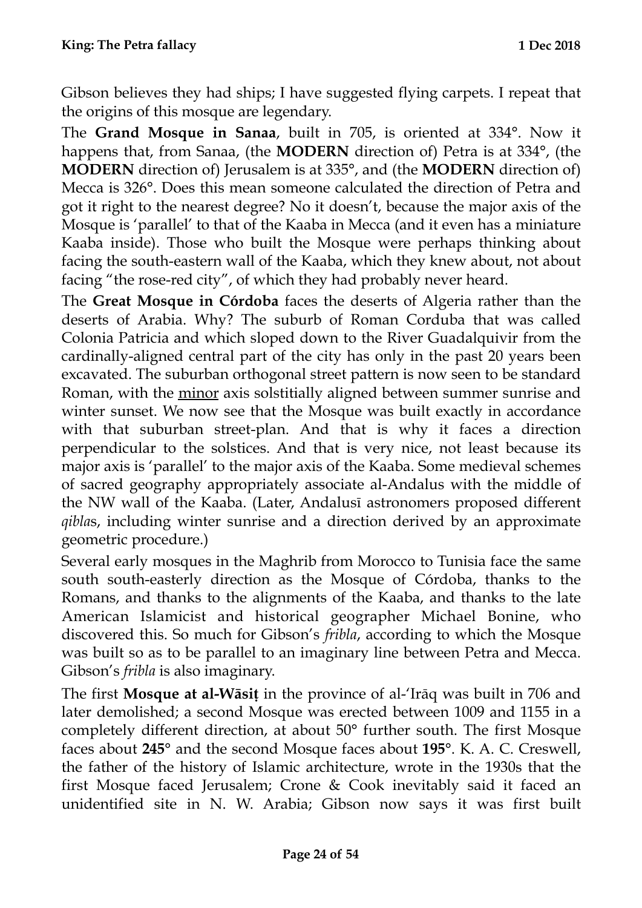Gibson believes they had ships; I have suggested flying carpets. I repeat that the origins of this mosque are legendary.

The **Grand Mosque in Sanaa**, built in 705, is oriented at 334°. Now it happens that, from Sanaa, (the **MODERN** direction of) Petra is at 334°, (the **MODERN** direction of) Jerusalem is at 335°, and (the **MODERN** direction of) Mecca is 326°. Does this mean someone calculated the direction of Petra and got it right to the nearest degree? No it doesn't, because the major axis of the Mosque is 'parallel' to that of the Kaaba in Mecca (and it even has a miniature Kaaba inside). Those who built the Mosque were perhaps thinking about facing the south-eastern wall of the Kaaba, which they knew about, not about facing "the rose-red city", of which they had probably never heard.

The **Great Mosque in Córdoba** faces the deserts of Algeria rather than the deserts of Arabia. Why? The suburb of Roman Corduba that was called Colonia Patricia and which sloped down to the River Guadalquivir from the cardinally-aligned central part of the city has only in the past 20 years been excavated. The suburban orthogonal street pattern is now seen to be standard Roman, with the minor axis solstitially aligned between summer sunrise and winter sunset. We now see that the Mosque was built exactly in accordance with that suburban street-plan. And that is why it faces a direction perpendicular to the solstices. And that is very nice, not least because its major axis is 'parallel' to the major axis of the Kaaba. Some medieval schemes of sacred geography appropriately associate al-Andalus with the middle of the NW wall of the Kaaba. (Later, Andalusī astronomers proposed different *qibla*s, including winter sunrise and a direction derived by an approximate geometric procedure.)

Several early mosques in the Maghrib from Morocco to Tunisia face the same south south-easterly direction as the Mosque of Córdoba, thanks to the Romans, and thanks to the alignments of the Kaaba, and thanks to the late American Islamicist and historical geographer Michael Bonine, who discovered this. So much for Gibson's *fribla*, according to which the Mosque was built so as to be parallel to an imaginary line between Petra and Mecca. Gibson's *fribla* is also imaginary.

The first **Mosque at al-Wāsiṭ** in the province of al-'Irāq was built in 706 and later demolished; a second Mosque was erected between 1009 and 1155 in a completely different direction, at about 50° further south. The first Mosque faces about **245°** and the second Mosque faces about **195°**. K. A. C. Creswell, the father of the history of Islamic architecture, wrote in the 1930s that the first Mosque faced Jerusalem; Crone & Cook inevitably said it faced an unidentified site in N. W. Arabia; Gibson now says it was first built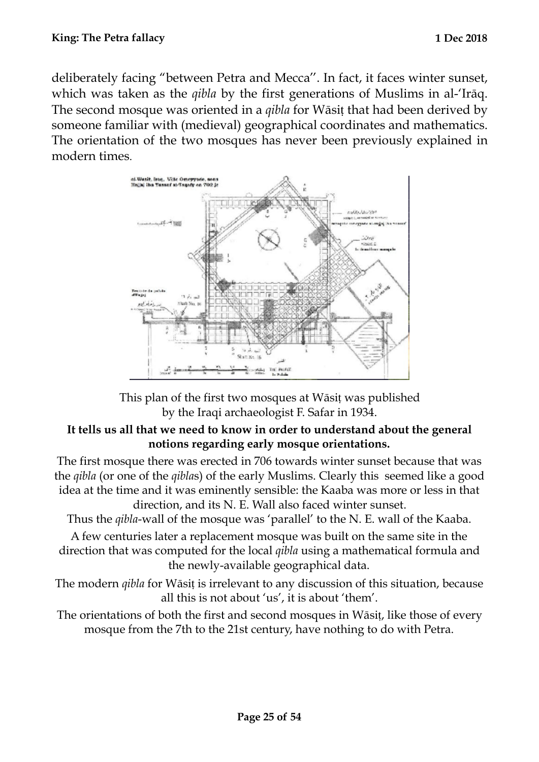deliberately facing "between Petra and Mecca". In fact, it faces winter sunset, which was taken as the *qibla* by the first generations of Muslims in al-'Irāq. The second mosque was oriented in a *qibla* for Wāsiṭ that had been derived by someone familiar with (medieval) geographical coordinates and mathematics. The orientation of the two mosques has never been previously explained in modern times.

This plan of the first two mosques at Wāsiṭ was published by the Iraqi archaeologist F. Safar in 1934.

**It tells us all that we need to know in order to understand about the general notions regarding early mosque orientations.**

The first mosque there was erected in 706 towards winter sunset because that was the *qibla* (or one of the *qibla*s) of the early Muslims. Clearly this seemed like a good idea at the time and it was eminently sensible: the Kaaba was more or less in that direction, and its N. E. Wall also faced winter sunset.

Thus the *qibla*-wall of the mosque was 'parallel' to the N. E. wall of the Kaaba.

A few centuries later a replacement mosque was built on the same site in the direction that was computed for the local *qibla* using a mathematical formula and the newly-available geographical data.

The modern *qibla* for Wāsiṭ is irrelevant to any discussion of this situation, because all this is not about 'us', it is about 'them'.

The orientations of both the first and second mosques in Wāsiṭ, like those of every mosque from the 7th to the 21st century, have nothing to do with Petra.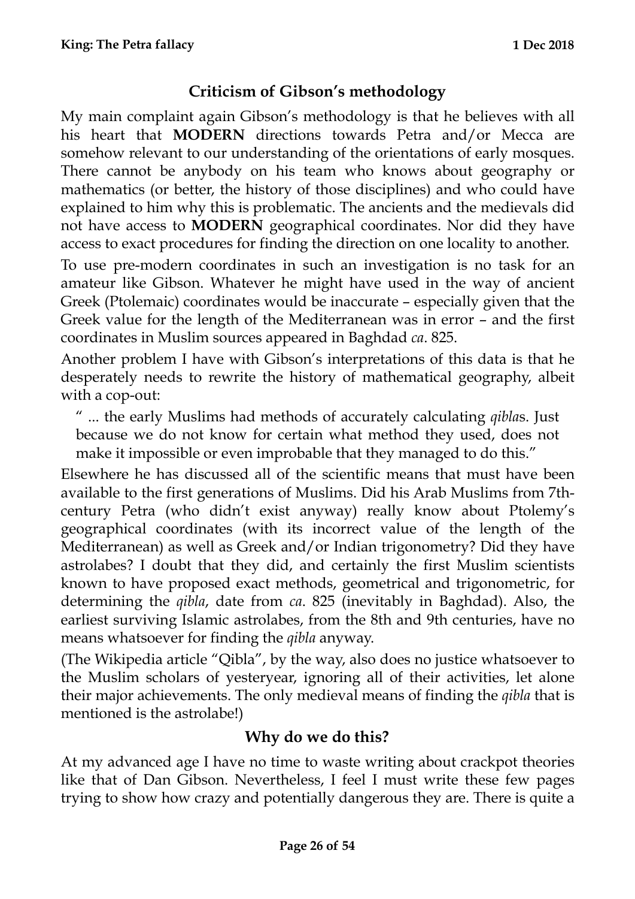## Criticism of Gibson's methodology

My main complaint again Gibson's methodology is that he believes with all his heart that **MODERN** directions towards Petra and/or Mecca are somehow relevant to our understanding of the orientations of early mosques. There cannot be anybody on his team who knows about geography or mathematics (or better, the history of those disciplines) and who could have explained to him why this is problematic. The ancients and the medievals did not have access to **MODERN** geographical coordinates. Nor did they have access to exact procedures for finding the direction on one locality to another.

To use pre-modern coordinates in such an investigation is no task for an amateur like Gibson. Whatever he might have used in the way of ancient Greek (Ptolemaic) coordinates would be inaccurate – especially given that the Greek value for the length of the Mediterranean was in error – and the first coordinates in Muslim sources appeared in Baghdad *ca*. 825.

Another problem I have with Gibson's interpretations of this data is that he desperately needs to rewrite the history of mathematical geography, albeit with a cop-out:

> " ... the early Muslims had methods of accurately calculating *qibla*s. Just because we do not know for certain what method they used, does not make it impossible or even improbable that they managed to do this."

Elsewhere he has discussed all of the scientific means that must have been available to the first generations of Muslims. Did his Arab Muslims from 7th-century Petra (who didn't exist anyway) really know about Ptolemy's geographical coordinates (with its incorrect value of the length of the Mediterranean) as well as Greek and/or Indian trigonometry? Did they have astrolabes? I doubt that they did, and certainly the first Muslim scientists known to have proposed exact methods, geometrical and trigonometric, for determining the *qibla*, date from *ca*. 825 (inevitably in Baghdad). Also, the earliest surviving Islamic astrolabes, from the 8th and 9th centuries, have no means whatsoever for finding the *qibla* anyway.

(The Wikipedia article "Qibla", by the way, also does no justice whatsoever to the Muslim scholars of yesteryear, ignoring all of their activities, let alone their major achievements. The only medieval means of finding the *qibla* that is mentioned is the astrolabe!)

## Why do we do this?

At my advanced age I have no time to waste writing about crackpot theories like that of Dan Gibson. Nevertheless, I feel I must write these few pages trying to show how crazy and potentially dangerous they are. There is quite a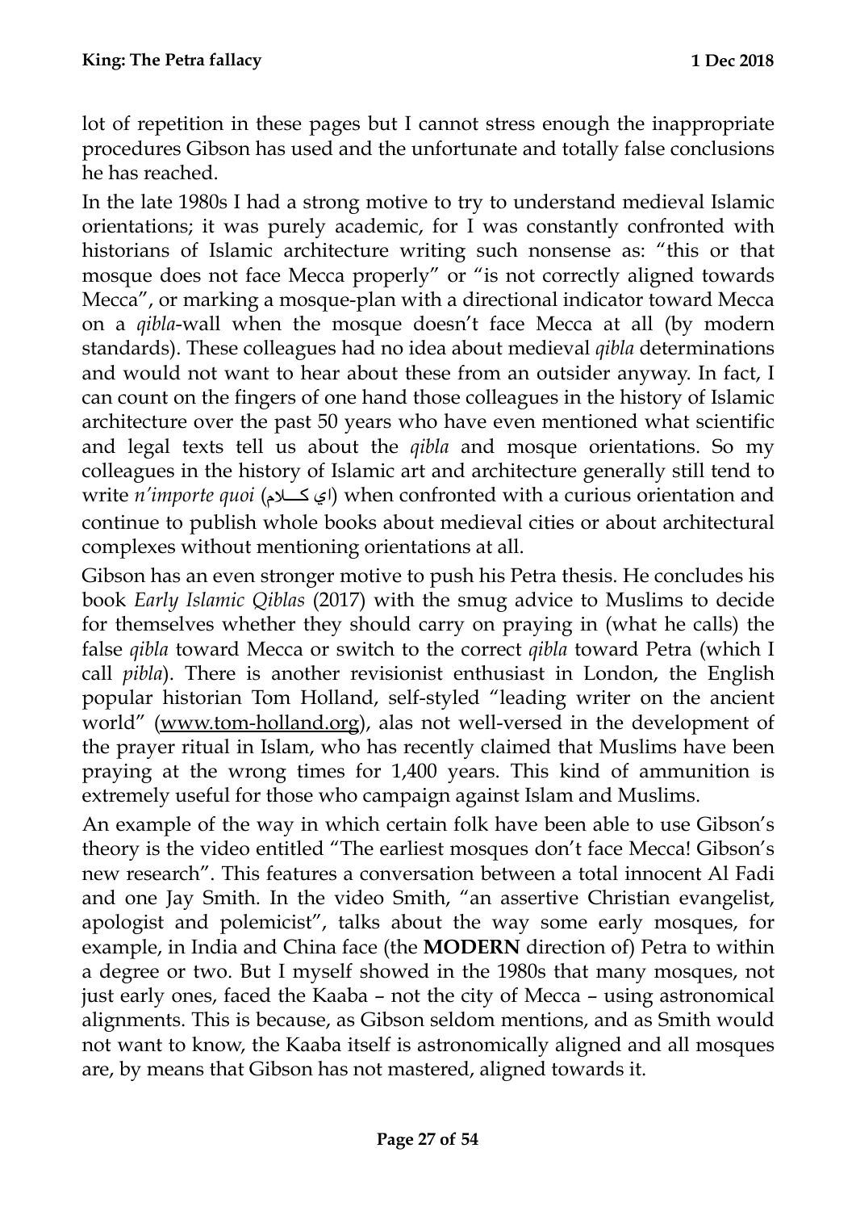lot of repetition in these pages but I cannot stress enough the inappropriate procedures Gibson has used and the unfortunate and totally false conclusions he has reached.

In the late 1980s I had a strong motive to try to understand medieval Islamic orientations; it was purely academic, for I was constantly confronted with historians of Islamic architecture writing such nonsense as: "this or that mosque does not face Mecca properly" or "is not correctly aligned towards Mecca", or marking a mosque-plan with a directional indicator toward Mecca on a *qibla*-wall when the mosque doesn't face Mecca at all (by modern standards). These colleagues had no idea about medieval *qibla* determinations and would not want to hear about these from an outsider anyway. In fact, I can count on the fingers of one hand those colleagues in the history of Islamic architecture over the past 50 years who have even mentioned what scientific and legal texts tell us about the *qibla* and mosque orientations. So my colleagues in the history of Islamic art and architecture generally still tend to write *n'importe quoi* (اي كـــلام) when confronted with a curious orientation and continue to publish whole books about medieval cities or about architectural complexes without mentioning orientations at all.

Gibson has an even stronger motive to push his Petra thesis. He concludes his book *Early Islamic Qiblas* (2017) with the smug advice to Muslims to decide for themselves whether they should carry on praying in (what he calls) the false *qibla* toward Mecca or switch to the correct *qibla* toward Petra (which I call *pibla*). There is another revisionist enthusiast in London, the English popular historian Tom Holland, self-styled "leading writer on the ancient world" (www.tom-holland.org), alas not well-versed in the development of the prayer ritual in Islam, who has recently claimed that Muslims have been praying at the wrong times for 1,400 years. This kind of ammunition is extremely useful for those who campaign against Islam and Muslims.

An example of the way in which certain folk have been able to use Gibson's theory is the video entitled "The earliest mosques don't face Mecca! Gibson's new research". This features a conversation between a total innocent Al Fadi and one Jay Smith. In the video Smith, "an assertive Christian evangelist, apologist and polemicist", talks about the way some early mosques, for example, in India and China face (the **MODERN** direction of) Petra to within a degree or two. But I myself showed in the 1980s that many mosques, not just early ones, faced the Kaaba – not the city of Mecca – using astronomical alignments. This is because, as Gibson seldom mentions, and as Smith would not want to know, the Kaaba itself is astronomically aligned and all mosques are, by means that Gibson has not mastered, aligned towards it.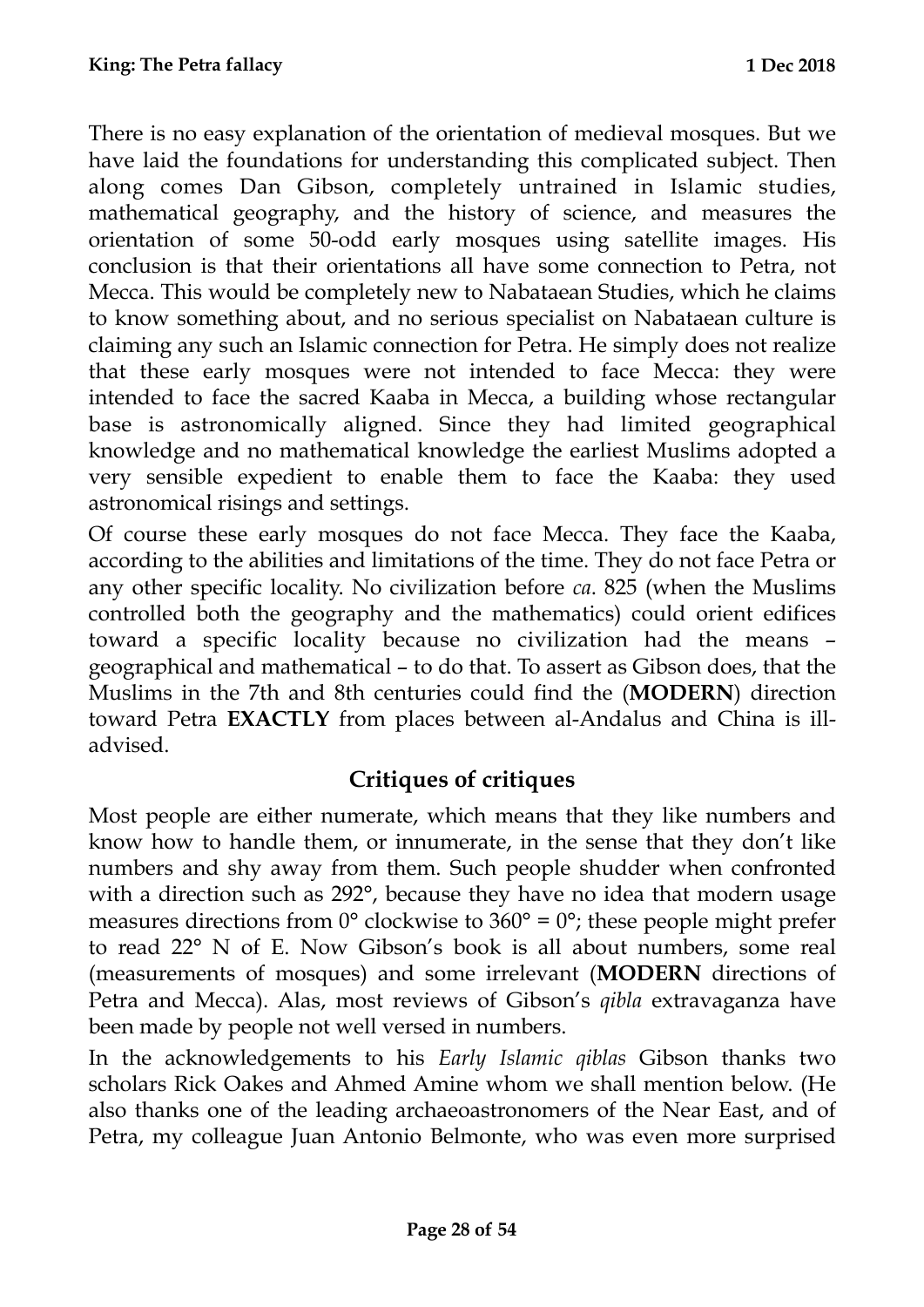There is no easy explanation of the orientation of medieval mosques. But we have laid the foundations for understanding this complicated subject. Then along comes Dan Gibson, completely untrained in Islamic studies, mathematical geography, and the history of science, and measures the orientation of some 50-odd early mosques using satellite images. His conclusion is that their orientations all have some connection to Petra, not Mecca. This would be completely new to Nabataean Studies, which he claims to know something about, and no serious specialist on Nabataean culture is claiming any such an Islamic connection for Petra. He simply does not realize that these early mosques were not intended to face Mecca: they were intended to face the sacred Kaaba in Mecca, a building whose rectangular base is astronomically aligned. Since they had limited geographical knowledge and no mathematical knowledge the earliest Muslims adopted a very sensible expedient to enable them to face the Kaaba: they used astronomical risings and settings.

Of course these early mosques do not face Mecca. They face the Kaaba, according to the abilities and limitations of the time. They do not face Petra or any other specific locality. No civilization before *ca.* 825 (when the Muslims controlled both the geography and the mathematics) could orient edifices toward a specific locality because no civilization had the means – geographical and mathematical – to do that. To assert as Gibson does, that the Muslims in the 7th and 8th centuries could find the (**MODERN**) direction toward Petra **EXACTLY** from places between al-Andalus and China is ill-advised.

## Critiques of critiques

Most people are either numerate, which means that they like numbers and know how to handle them, or innumerate, in the sense that they don't like numbers and shy away from them. Such people shudder when confronted with a direction such as 292°, because they have no idea that modern usage measures directions from 0° clockwise to 360° = 0°; these people might prefer to read 22° N of E. Now Gibson's book is all about numbers, some real (measurements of mosques) and some irrelevant (**MODERN** directions of Petra and Mecca). Alas, most reviews of Gibson's *qibla* extravaganza have been made by people not well versed in numbers.

In the acknowledgements to his *Early Islamic qiblas* Gibson thanks two scholars Rick Oakes and Ahmed Amine whom we shall mention below. (He also thanks one of the leading archaeoastronomers of the Near East, and of Petra, my colleague Juan Antonio Belmonte, who was even more surprised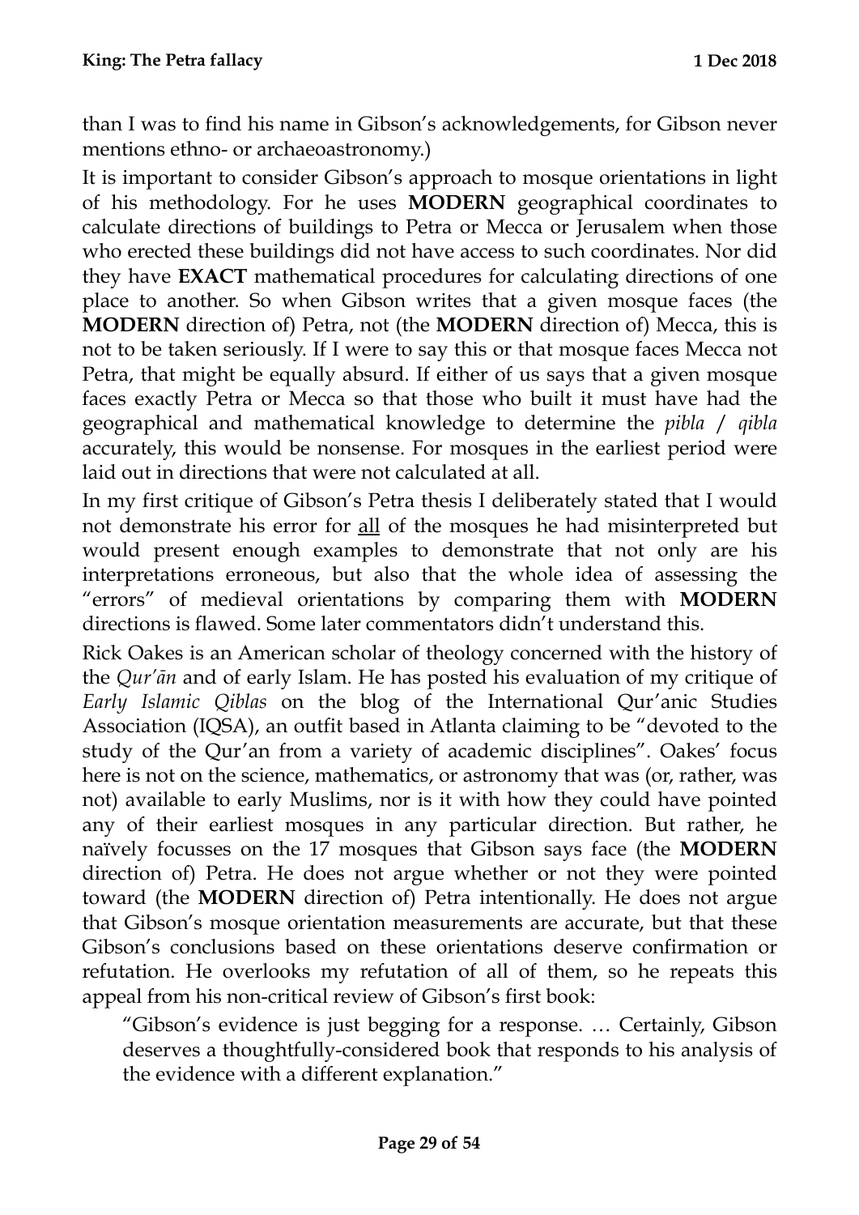than I was to find his name in Gibson's acknowledgements, for Gibson never mentions ethno- or archaeoastronomy.)

It is important to consider Gibson's approach to mosque orientations in light of his methodology. For he uses **MODERN** geographical coordinates to calculate directions of buildings to Petra or Mecca or Jerusalem when those who erected these buildings did not have access to such coordinates. Nor did they have **EXACT** mathematical procedures for calculating directions of one place to another. So when Gibson writes that a given mosque faces (the **MODERN** direction of) Petra, not (the **MODERN** direction of) Mecca, this is not to be taken seriously. If I were to say this or that mosque faces Mecca not Petra, that might be equally absurd. If either of us says that a given mosque faces exactly Petra or Mecca so that those who built it must have had the geographical and mathematical knowledge to determine the *pibla* / *qibla* accurately, this would be nonsense. For mosques in the earliest period were laid out in directions that were not calculated at all.

In my first critique of Gibson's Petra thesis I deliberately stated that I would not demonstrate his error for <u>all</u> of the mosques he had misinterpreted but would present enough examples to demonstrate that not only are his interpretations erroneous, but also that the whole idea of assessing the "errors" of medieval orientations by comparing them with **MODERN** directions is flawed. Some later commentators didn't understand this.

Rick Oakes is an American scholar of theology concerned with the history of the *Qur'ān* and of early Islam. He has posted his evaluation of my critique of *Early Islamic Qiblas* on the blog of the International Qur'anic Studies Association (IQSA), an outfit based in Atlanta claiming to be "devoted to the study of the Qur'an from a variety of academic disciplines". Oakes' focus here is not on the science, mathematics, or astronomy that was (or, rather, was not) available to early Muslims, nor is it with how they could have pointed any of their earliest mosques in any particular direction. But rather, he naïvely focusses on the 17 mosques that Gibson says face (the **MODERN** direction of) Petra. He does not argue whether or not they were pointed toward (the **MODERN** direction of) Petra intentionally. He does not argue that Gibson's mosque orientation measurements are accurate, but that these Gibson's conclusions based on these orientations deserve confirmation or refutation. He overlooks my refutation of all of them, so he repeats this appeal from his non-critical review of Gibson's first book:

> "Gibson's evidence is just begging for a response. … Certainly, Gibson deserves a thoughtfully-considered book that responds to his analysis of the evidence with a different explanation."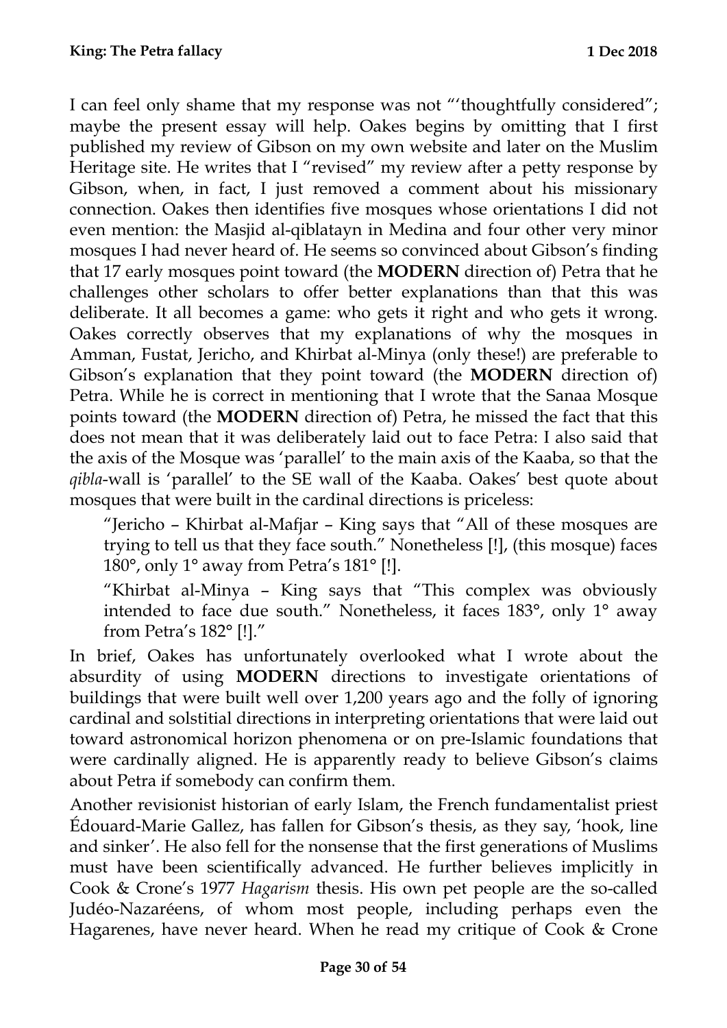I can feel only shame that my response was not "'thoughtfully considered"; maybe the present essay will help. Oakes begins by omitting that I first published my review of Gibson on my own website and later on the Muslim Heritage site. He writes that I "revised" my review after a petty response by Gibson, when, in fact, I just removed a comment about his missionary connection. Oakes then identifies five mosques whose orientations I did not even mention: the Masjid al-qiblatayn in Medina and four other very minor mosques I had never heard of. He seems so convinced about Gibson's finding that 17 early mosques point toward (the **MODERN** direction of) Petra that he challenges other scholars to offer better explanations than that this was deliberate. It all becomes a game: who gets it right and who gets it wrong. Oakes correctly observes that my explanations of why the mosques in Amman, Fustat, Jericho, and Khirbat al-Minya (only these!) are preferable to Gibson's explanation that they point toward (the **MODERN** direction of) Petra. While he is correct in mentioning that I wrote that the Sanaa Mosque points toward (the **MODERN** direction of) Petra, he missed the fact that this does not mean that it was deliberately laid out to face Petra: I also said that the axis of the Mosque was 'parallel' to the main axis of the Kaaba, so that the *qibla*-wall is 'parallel' to the SE wall of the Kaaba. Oakes' best quote about mosques that were built in the cardinal directions is priceless:

> "Jericho – Khirbat al-Mafjar – King says that "All of these mosques are trying to tell us that they face south." Nonetheless [!], (this mosque) faces 180°, only 1° away from Petra's 181° [!].
>
> "Khirbat al-Minya – King says that "This complex was obviously intended to face due south." Nonetheless, it faces 183°, only 1° away from Petra's 182° [!]."

In brief, Oakes has unfortunately overlooked what I wrote about the absurdity of using **MODERN** directions to investigate orientations of buildings that were built well over 1,200 years ago and the folly of ignoring cardinal and solstitial directions in interpreting orientations that were laid out toward astronomical horizon phenomena or on pre-Islamic foundations that were cardinally aligned. He is apparently ready to believe Gibson's claims about Petra if somebody can confirm them.

Another revisionist historian of early Islam, the French fundamentalist priest Édouard-Marie Gallez, has fallen for Gibson's thesis, as they say, 'hook, line and sinker'. He also fell for the nonsense that the first generations of Muslims must have been scientifically advanced. He further believes implicitly in Cook & Crone's 1977 *Hagarism* thesis. His own pet people are the so-called Judéo-Nazaréens, of whom most people, including perhaps even the Hagarenes, have never heard. When he read my critique of Cook & Crone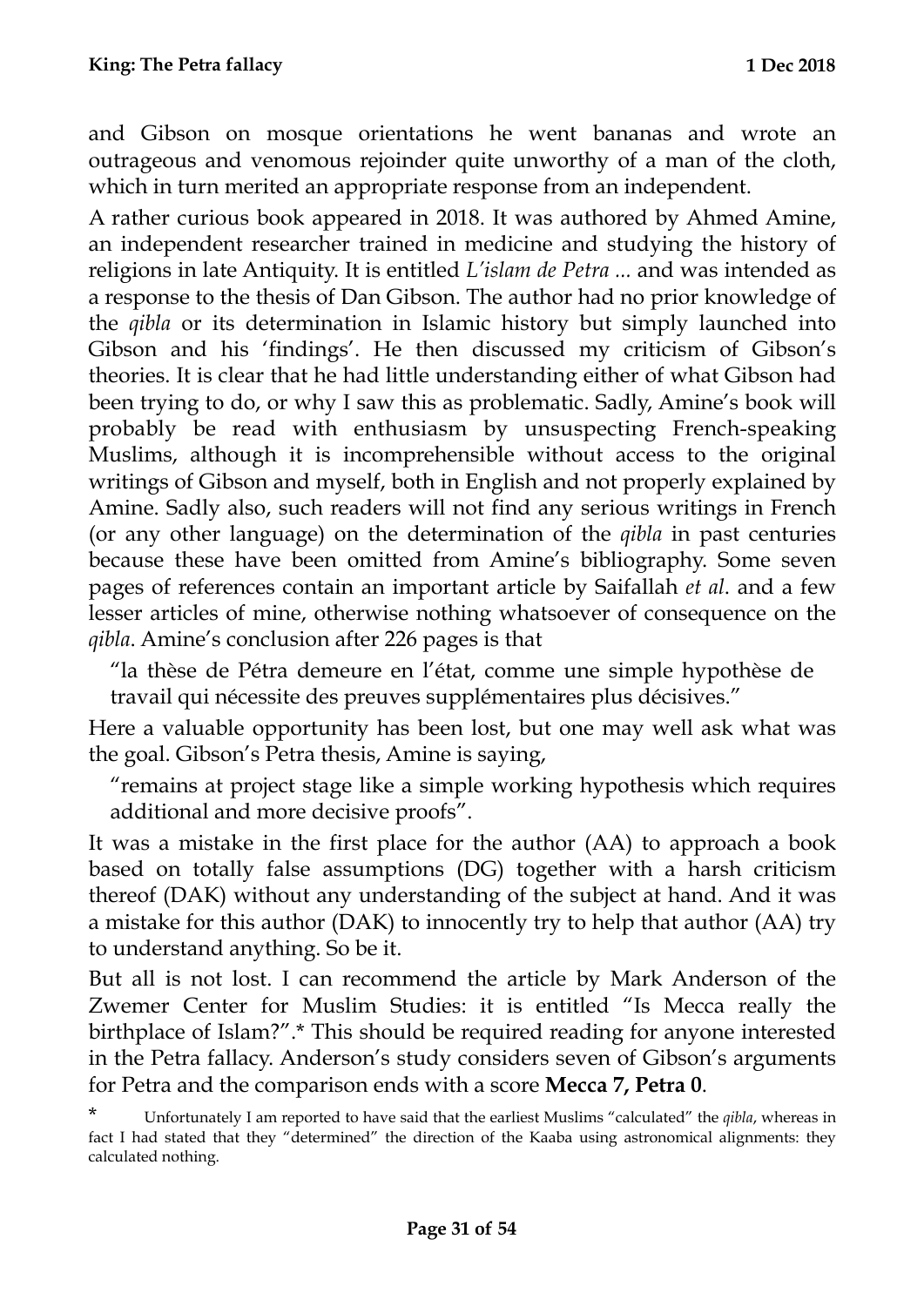and Gibson on mosque orientations he went bananas and wrote an outrageous and venomous rejoinder quite unworthy of a man of the cloth, which in turn merited an appropriate response from an independent.

A rather curious book appeared in 2018. It was authored by Ahmed Amine, an independent researcher trained in medicine and studying the history of religions in late Antiquity. It is entitled *L'islam de Petra ...* and was intended as a response to the thesis of Dan Gibson. The author had no prior knowledge of the *qibla* or its determination in Islamic history but simply launched into Gibson and his 'findings'. He then discussed my criticism of Gibson's theories. It is clear that he had little understanding either of what Gibson had been trying to do, or why I saw this as problematic. Sadly, Amine's book will probably be read with enthusiasm by unsuspecting French-speaking Muslims, although it is incomprehensible without access to the original writings of Gibson and myself, both in English and not properly explained by Amine. Sadly also, such readers will not find any serious writings in French (or any other language) on the determination of the *qibla* in past centuries because these have been omitted from Amine's bibliography. Some seven pages of references contain an important article by Saifallah *et al.* and a few lesser articles of mine, otherwise nothing whatsoever of consequence on the *qibla*. Amine's conclusion after 226 pages is that

> "la thèse de Pétra demeure en l'état, comme une simple hypothèse de travail qui nécessite des preuves supplémentaires plus décisives."

Here a valuable opportunity has been lost, but one may well ask what was the goal. Gibson's Petra thesis, Amine is saying,

> "remains at project stage like a simple working hypothesis which requires additional and more decisive proofs".

It was a mistake in the first place for the author (AA) to approach a book based on totally false assumptions (DG) together with a harsh criticism thereof (DAK) without any understanding of the subject at hand. And it was a mistake for this author (DAK) to innocently try to help that author (AA) try to understand anything. So be it.

But all is not lost. I can recommend the article by Mark Anderson of the Zwemer Center for Muslim Studies: it is entitled "Is Mecca really the birthplace of Islam?".* This should be required reading for anyone interested in the Petra fallacy. Anderson's study considers seven of Gibson's arguments for Petra and the comparison ends with a score **Mecca 7, Petra 0**.

\* Unfortunately I am reported to have said that the earliest Muslims "calculated" the *qibla*, whereas in fact I had stated that they "determined" the direction of the Kaaba using astronomical alignments: they calculated nothing.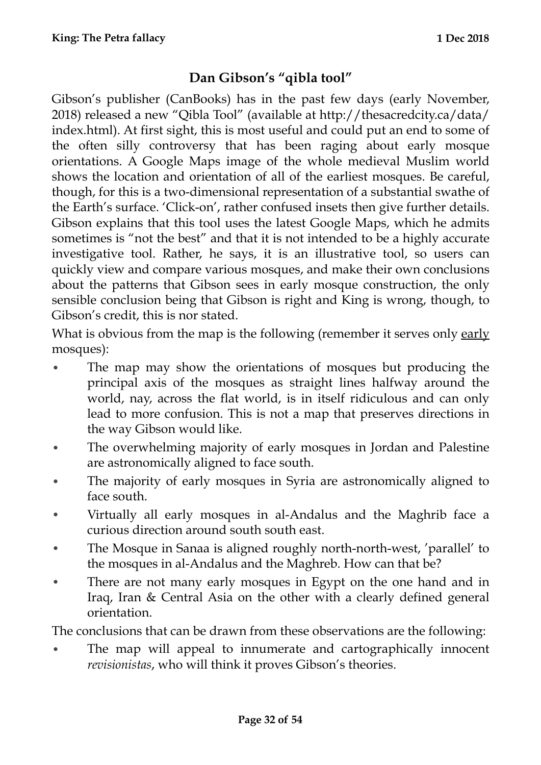## Dan Gibson's "qibla tool"

Gibson's publisher (CanBooks) has in the past few days (early November, 2018) released a new "Qibla Tool" (available at http://thesacredcity.ca/data/index.html). At first sight, this is most useful and could put an end to some of the often silly controversy that has been raging about early mosque orientations. A Google Maps image of the whole medieval Muslim world shows the location and orientation of all of the earliest mosques. Be careful, though, for this is a two-dimensional representation of a substantial swathe of the Earth's surface. 'Click-on', rather confused insets then give further details. Gibson explains that this tool uses the latest Google Maps, which he admits sometimes is "not the best" and that it is not intended to be a highly accurate investigative tool. Rather, he says, it is an illustrative tool, so users can quickly view and compare various mosques, and make their own conclusions about the patterns that Gibson sees in early mosque construction, the only sensible conclusion being that Gibson is right and King is wrong, though, to Gibson's credit, this is nor stated.

What is obvious from the map is the following (remember it serves only <u>early</u> mosques):

- The map may show the orientations of mosques but producing the principal axis of the mosques as straight lines halfway around the world, nay, across the flat world, is in itself ridiculous and can only lead to more confusion. This is not a map that preserves directions in the way Gibson would like.
- The overwhelming majority of early mosques in Jordan and Palestine are astronomically aligned to face south.
- The majority of early mosques in Syria are astronomically aligned to face south.
- Virtually all early mosques in al-Andalus and the Maghrib face a curious direction around south south east.
- The Mosque in Sanaa is aligned roughly north-north-west, 'parallel' to the mosques in al-Andalus and the Maghreb. How can that be?
- There are not many early mosques in Egypt on the one hand and in Iraq, Iran & Central Asia on the other with a clearly defined general orientation.

The conclusions that can be drawn from these observations are the following:

- The map will appeal to innumerate and cartographically innocent *revisionistas*, who will think it proves Gibson's theories.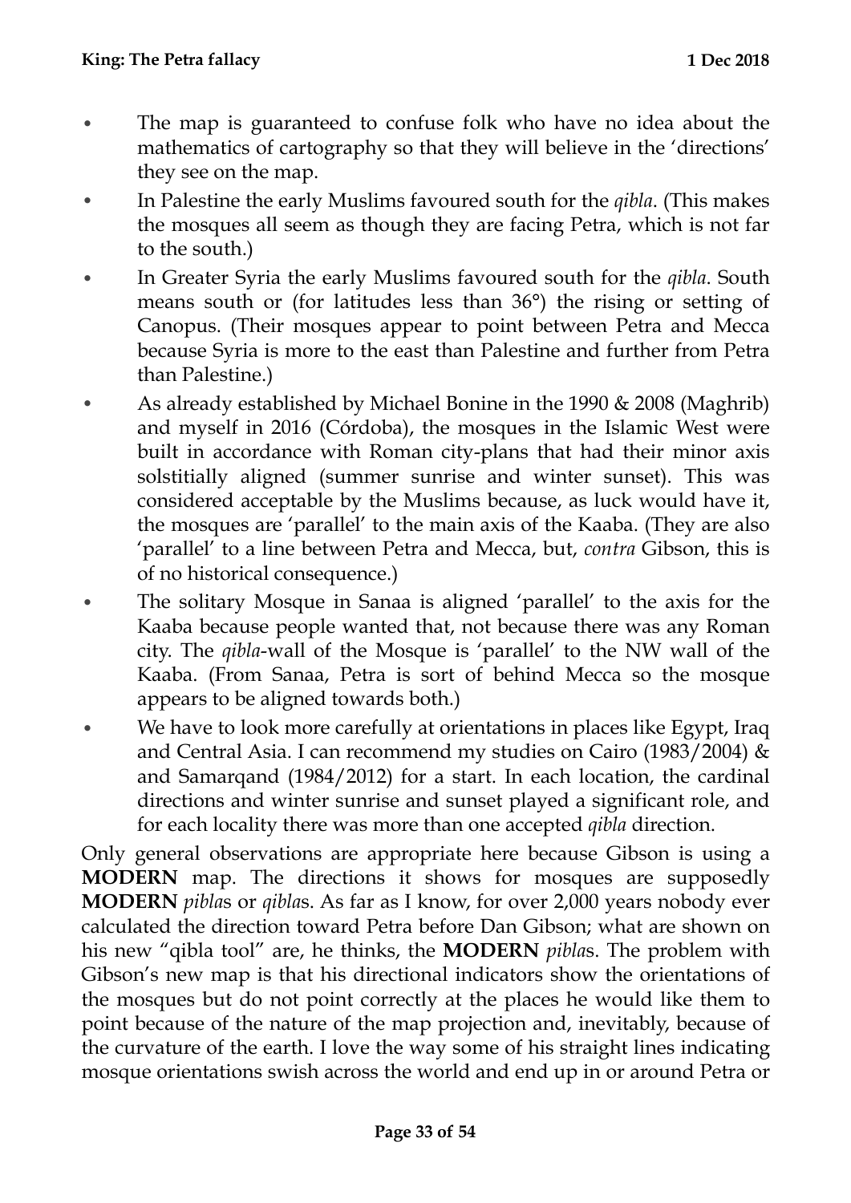- The map is guaranteed to confuse folk who have no idea about the mathematics of cartography so that they will believe in the 'directions' they see on the map.
- In Palestine the early Muslims favoured south for the *qibla*. (This makes the mosques all seem as though they are facing Petra, which is not far to the south.)
- In Greater Syria the early Muslims favoured south for the *qibla*. South means south or (for latitudes less than 36°) the rising or setting of Canopus. (Their mosques appear to point between Petra and Mecca because Syria is more to the east than Palestine and further from Petra than Palestine.)
- As already established by Michael Bonine in the 1990 & 2008 (Maghrib) and myself in 2016 (Córdoba), the mosques in the Islamic West were built in accordance with Roman city-plans that had their minor axis solstitially aligned (summer sunrise and winter sunset). This was considered acceptable by the Muslims because, as luck would have it, the mosques are 'parallel' to the main axis of the Kaaba. (They are also 'parallel' to a line between Petra and Mecca, but, *contra* Gibson, this is of no historical consequence.)
- The solitary Mosque in Sanaa is aligned 'parallel' to the axis for the Kaaba because people wanted that, not because there was any Roman city. The *qibla*-wall of the Mosque is 'parallel' to the NW wall of the Kaaba. (From Sanaa, Petra is sort of behind Mecca so the mosque appears to be aligned towards both.)
- We have to look more carefully at orientations in places like Egypt, Iraq and Central Asia. I can recommend my studies on Cairo (1983/2004) & and Samarqand (1984/2012) for a start. In each location, the cardinal directions and winter sunrise and sunset played a significant role, and for each locality there was more than one accepted *qibla* direction.

Only general observations are appropriate here because Gibson is using a **MODERN** map. The directions it shows for mosques are supposedly **MODERN** *pibla*s or *qibla*s. As far as I know, for over 2,000 years nobody ever calculated the direction toward Petra before Dan Gibson; what are shown on his new "qibla tool" are, he thinks, the **MODERN** *pibla*s. The problem with Gibson's new map is that his directional indicators show the orientations of the mosques but do not point correctly at the places he would like them to point because of the nature of the map projection and, inevitably, because of the curvature of the earth. I love the way some of his straight lines indicating mosque orientations swish across the world and end up in or around Petra or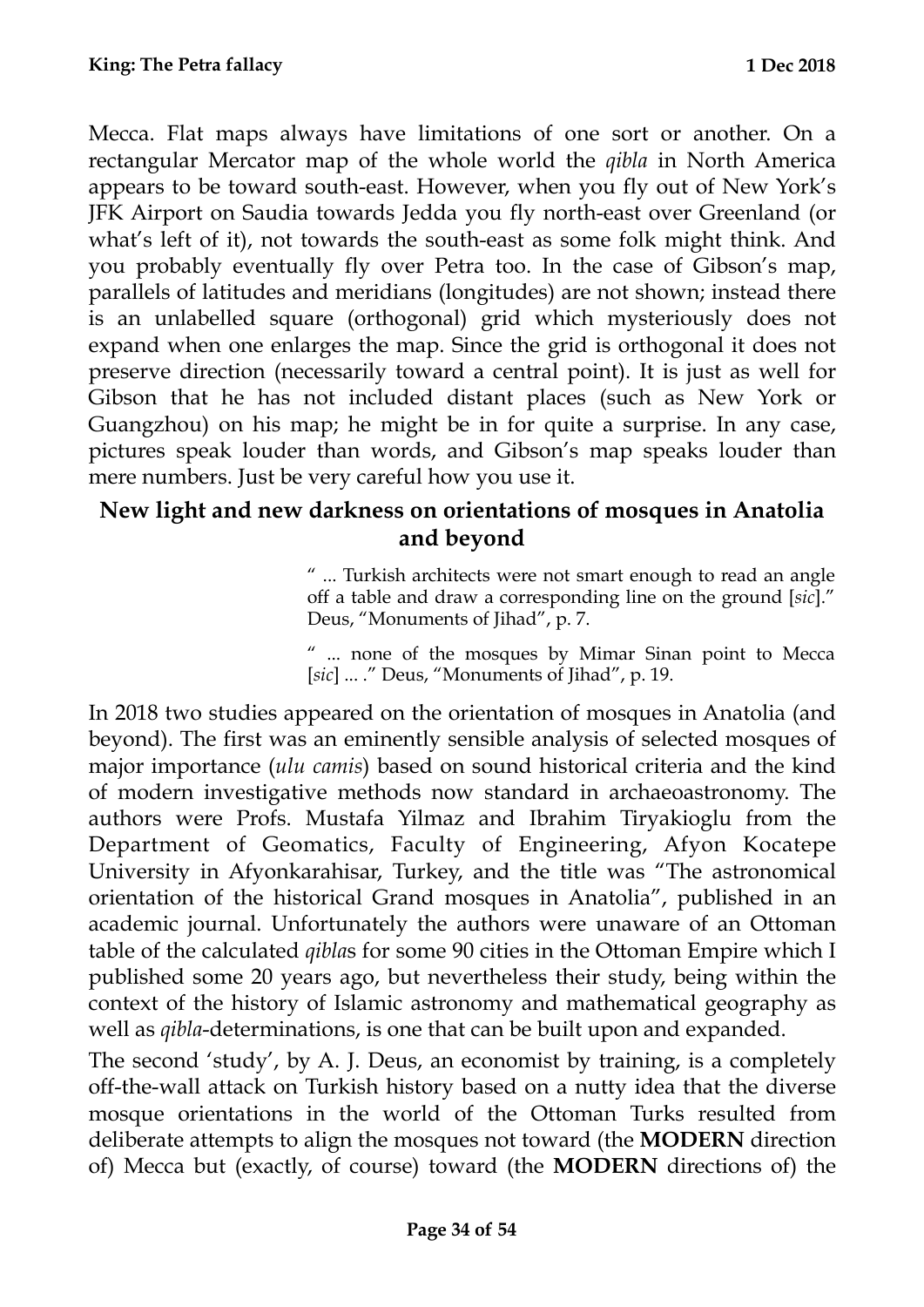Mecca. Flat maps always have limitations of one sort or another. On a rectangular Mercator map of the whole world the *qibla* in North America appears to be toward south-east. However, when you fly out of New York's JFK Airport on Saudia towards Jedda you fly north-east over Greenland (or what's left of it), not towards the south-east as some folk might think. And you probably eventually fly over Petra too. In the case of Gibson's map, parallels of latitudes and meridians (longitudes) are not shown; instead there is an unlabelled square (orthogonal) grid which mysteriously does not expand when one enlarges the map. Since the grid is orthogonal it does not preserve direction (necessarily toward a central point). It is just as well for Gibson that he has not included distant places (such as New York or Guangzhou) on his map; he might be in for quite a surprise. In any case, pictures speak louder than words, and Gibson's map speaks louder than mere numbers. Just be very careful how you use it.

## New light and new darkness on orientations of mosques in Anatolia and beyond

> " ... Turkish architects were not smart enough to read an angle off a table and draw a corresponding line on the ground [*sic*]." Deus, "Monuments of Jihad", p. 7.
>
> " ... none of the mosques by Mimar Sinan point to Mecca [*sic*] ... ." Deus, "Monuments of Jihad", p. 19.

In 2018 two studies appeared on the orientation of mosques in Anatolia (and beyond). The first was an eminently sensible analysis of selected mosques of major importance (*ulu camis*) based on sound historical criteria and the kind of modern investigative methods now standard in archaeoastronomy. The authors were Profs. Mustafa Yilmaz and Ibrahim Tiryakioglu from the Department of Geomatics, Faculty of Engineering, Afyon Kocatepe University in Afyonkarahisar, Turkey, and the title was "The astronomical orientation of the historical Grand mosques in Anatolia", published in an academic journal. Unfortunately the authors were unaware of an Ottoman table of the calculated *qibla*s for some 90 cities in the Ottoman Empire which I published some 20 years ago, but nevertheless their study, being within the context of the history of Islamic astronomy and mathematical geography as well as *qibla*-determinations, is one that can be built upon and expanded.

The second 'study', by A. J. Deus, an economist by training, is a completely off-the-wall attack on Turkish history based on a nutty idea that the diverse mosque orientations in the world of the Ottoman Turks resulted from deliberate attempts to align the mosques not toward (the **MODERN** direction of) Mecca but (exactly, of course) toward (the **MODERN** directions of) the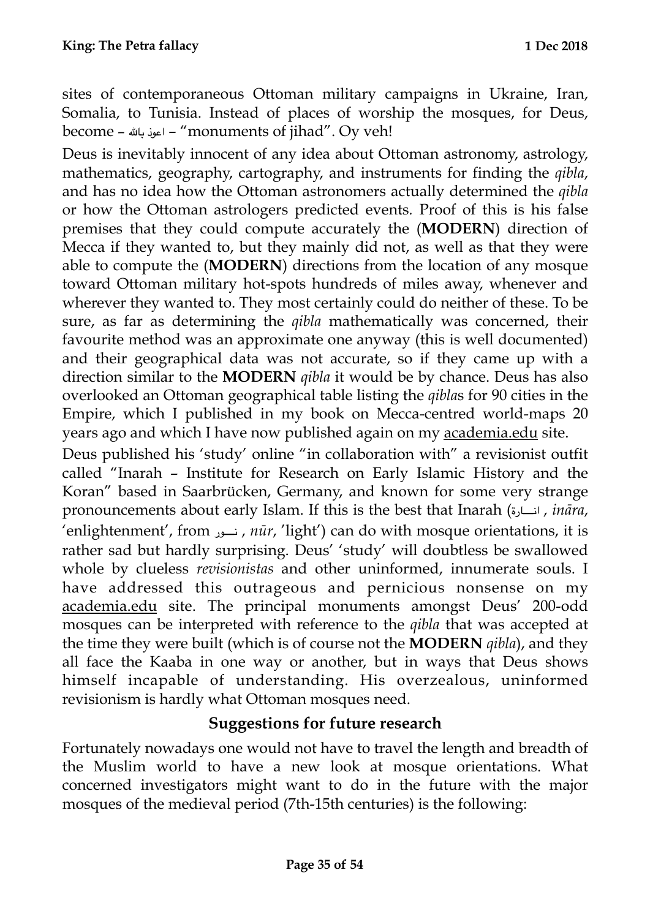sites of contemporaneous Ottoman military campaigns in Ukraine, Iran, Somalia, to Tunisia. Instead of places of worship the mosques, for Deus, become – اعوذ بالله – "monuments of jihad". Oy veh!

Deus is inevitably innocent of any idea about Ottoman astronomy, astrology, mathematics, geography, cartography, and instruments for finding the *qibla*, and has no idea how the Ottoman astronomers actually determined the *qibla* or how the Ottoman astrologers predicted events. Proof of this is his false premises that they could compute accurately the (**MODERN**) direction of Mecca if they wanted to, but they mainly did not, as well as that they were able to compute the (**MODERN**) directions from the location of any mosque toward Ottoman military hot-spots hundreds of miles away, whenever and wherever they wanted to. They most certainly could do neither of these. To be sure, as far as determining the *qibla* mathematically was concerned, their favourite method was an approximate one anyway (this is well documented) and their geographical data was not accurate, so if they came up with a direction similar to the **MODERN** *qibla* it would be by chance. Deus has also overlooked an Ottoman geographical table listing the *qibla*s for 90 cities in the Empire, which I published in my book on Mecca-centred world-maps 20 years ago and which I have now published again on my academia.edu site.

Deus published his 'study' online "in collaboration with" a revisionist outfit called "Inarah – Institute for Research on Early Islamic History and the Koran" based in Saarbrücken, Germany, and known for some very strange pronouncements about early Islam. If this is the best that Inarah (انارة , *ināra*, 'enlightenment', from نور , *nūr*, 'light') can do with mosque orientations, it is rather sad but hardly surprising. Deus' 'study' will doubtless be swallowed whole by clueless *revisionistas* and other uninformed, innumerate souls. I have addressed this outrageous and pernicious nonsense on my academia.edu site. The principal monuments amongst Deus' 200-odd mosques can be interpreted with reference to the *qibla* that was accepted at the time they were built (which is of course not the **MODERN** *qibla*), and they all face the Kaaba in one way or another, but in ways that Deus shows himself incapable of understanding. His overzealous, uninformed revisionism is hardly what Ottoman mosques need.

## Suggestions for future research

Fortunately nowadays one would not have to travel the length and breadth of the Muslim world to have a new look at mosque orientations. What concerned investigators might want to do in the future with the major mosques of the medieval period (7th-15th centuries) is the following: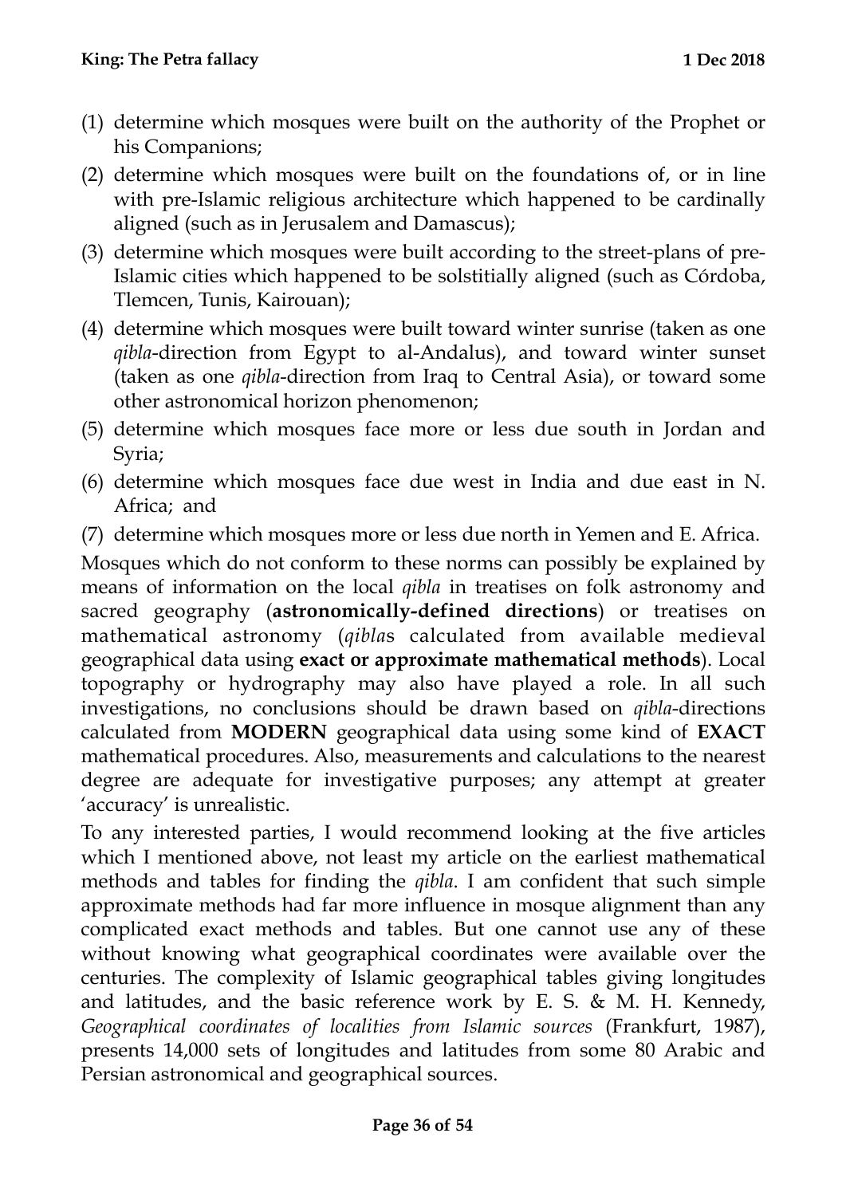(1) determine which mosques were built on the authority of the Prophet or his Companions;
(2) determine which mosques were built on the foundations of, or in line with pre-Islamic religious architecture which happened to be cardinally aligned (such as in Jerusalem and Damascus);
(3) determine which mosques were built according to the street-plans of pre-Islamic cities which happened to be solstitially aligned (such as Córdoba, Tlemcen, Tunis, Kairouan);
(4) determine which mosques were built toward winter sunrise (taken as one *qibla*-direction from Egypt to al-Andalus), and toward winter sunset (taken as one *qibla*-direction from Iraq to Central Asia), or toward some other astronomical horizon phenomenon;
(5) determine which mosques face more or less due south in Jordan and Syria;
(6) determine which mosques face due west in India and due east in N. Africa; and
(7) determine which mosques more or less due north in Yemen and E. Africa.

Mosques which do not conform to these norms can possibly be explained by means of information on the local *qibla* in treatises on folk astronomy and sacred geography (**astronomically-defined directions**) or treatises on mathematical astronomy (*qibla*s calculated from available medieval geographical data using **exact or approximate mathematical methods**). Local topography or hydrography may also have played a role. In all such investigations, no conclusions should be drawn based on *qibla*-directions calculated from **MODERN** geographical data using some kind of **EXACT** mathematical procedures. Also, measurements and calculations to the nearest degree are adequate for investigative purposes; any attempt at greater 'accuracy' is unrealistic.

To any interested parties, I would recommend looking at the five articles which I mentioned above, not least my article on the earliest mathematical methods and tables for finding the *qibla*. I am confident that such simple approximate methods had far more influence in mosque alignment than any complicated exact methods and tables. But one cannot use any of these without knowing what geographical coordinates were available over the centuries. The complexity of Islamic geographical tables giving longitudes and latitudes, and the basic reference work by E. S. & M. H. Kennedy, *Geographical coordinates of localities from Islamic sources* (Frankfurt, 1987), presents 14,000 sets of longitudes and latitudes from some 80 Arabic and Persian astronomical and geographical sources.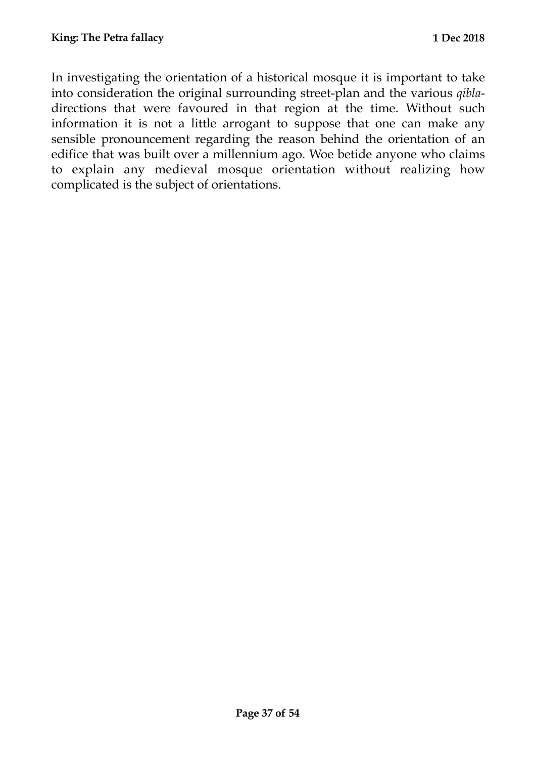In investigating the orientation of a historical mosque it is important to take into consideration the original surrounding street-plan and the various *qibla*-directions that were favoured in that region at the time. Without such information it is not a little arrogant to suppose that one can make any sensible pronouncement regarding the reason behind the orientation of an edifice that was built over a millennium ago. Woe betide anyone who claims to explain any medieval mosque orientation without realizing how complicated is the subject of orientations.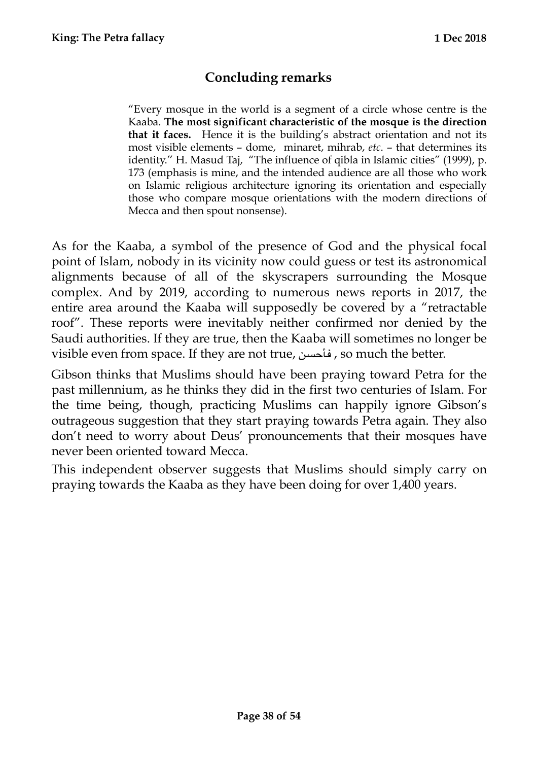## Concluding remarks

> "Every mosque in the world is a segment of a circle whose centre is the Kaaba. **The most significant characteristic of the mosque is the direction that it faces.** Hence it is the building's abstract orientation and not its most visible elements – dome, minaret, mihrab, *etc*. – that determines its identity." H. Masud Taj, "The influence of qibla in Islamic cities" (1999), p. 173 (emphasis is mine, and the intended audience are all those who work on Islamic religious architecture ignoring its orientation and especially those who compare mosque orientations with the modern directions of Mecca and then spout nonsense).

As for the Kaaba, a symbol of the presence of God and the physical focal point of Islam, nobody in its vicinity now could guess or test its astronomical alignments because of all of the skyscrapers surrounding the Mosque complex. And by 2019, according to numerous news reports in 2017, the entire area around the Kaaba will supposedly be covered by a "retractable roof". These reports were inevitably neither confirmed nor denied by the Saudi authorities. If they are true, then the Kaaba will sometimes no longer be visible even from space. If they are not true, فأحسن , so much the better.

Gibson thinks that Muslims should have been praying toward Petra for the past millennium, as he thinks they did in the first two centuries of Islam. For the time being, though, practicing Muslims can happily ignore Gibson's outrageous suggestion that they start praying towards Petra again. They also don't need to worry about Deus' pronouncements that their mosques have never been oriented toward Mecca.

This independent observer suggests that Muslims should simply carry on praying towards the Kaaba as they have been doing for over 1,400 years.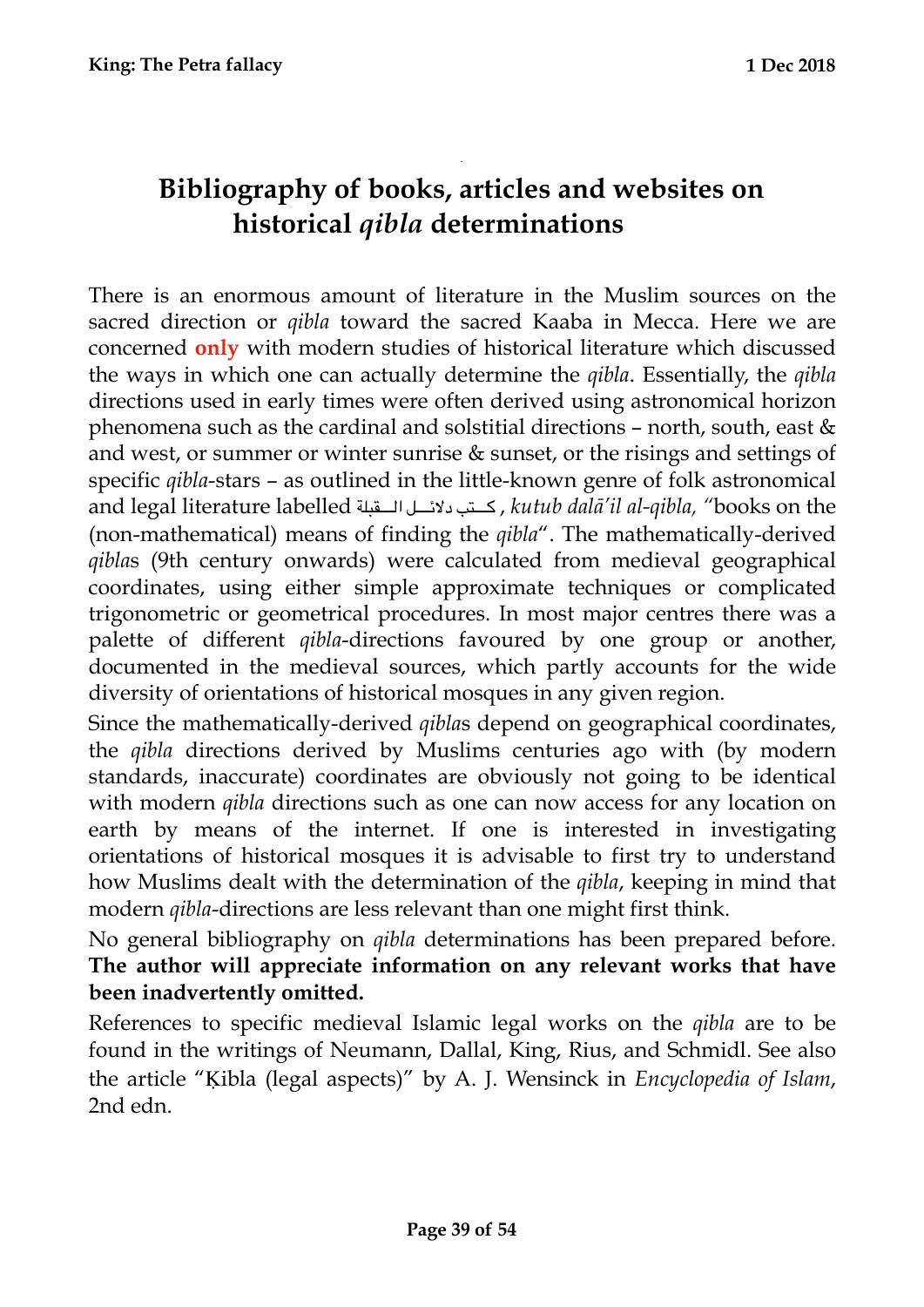# Bibliography of books, articles and websites on historical *qibla* determinations

There is an enormous amount of literature in the Muslim sources on the sacred direction or *qibla* toward the sacred Kaaba in Mecca. Here we are concerned **only** with modern studies of historical literature which discussed the ways in which one can actually determine the *qibla*. Essentially, the *qibla* directions used in early times were often derived using astronomical horizon phenomena such as the cardinal and solstitial directions – north, south, east & and west, or summer or winter sunrise & sunset, or the risings and settings of specific *qibla*-stars – as outlined in the little-known genre of folk astronomical and legal literature labelled كتب دلائل القبلة, *kutub dalā'il al-qibla,* "books on the (non-mathematical) means of finding the *qibla*". The mathematically-derived *qibla*s (9th century onwards) were calculated from medieval geographical coordinates, using either simple approximate techniques or complicated trigonometric or geometrical procedures. In most major centres there was a palette of different *qibla*-directions favoured by one group or another, documented in the medieval sources, which partly accounts for the wide diversity of orientations of historical mosques in any given region.

Since the mathematically-derived *qibla*s depend on geographical coordinates, the *qibla* directions derived by Muslims centuries ago with (by modern standards, inaccurate) coordinates are obviously not going to be identical with modern *qibla* directions such as one can now access for any location on earth by means of the internet. If one is interested in investigating orientations of historical mosques it is advisable to first try to understand how Muslims dealt with the determination of the *qibla*, keeping in mind that modern *qibla*-directions are less relevant than one might first think.

No general bibliography on *qibla* determinations has been prepared before. **The author will appreciate information on any relevant works that have been inadvertently omitted.**

References to specific medieval Islamic legal works on the *qibla* are to be found in the writings of Neumann, Dallal, King, Rius, and Schmidl. See also the article "Ḳibla (legal aspects)" by A. J. Wensinck in *Encyclopedia of Islam*, 2nd edn.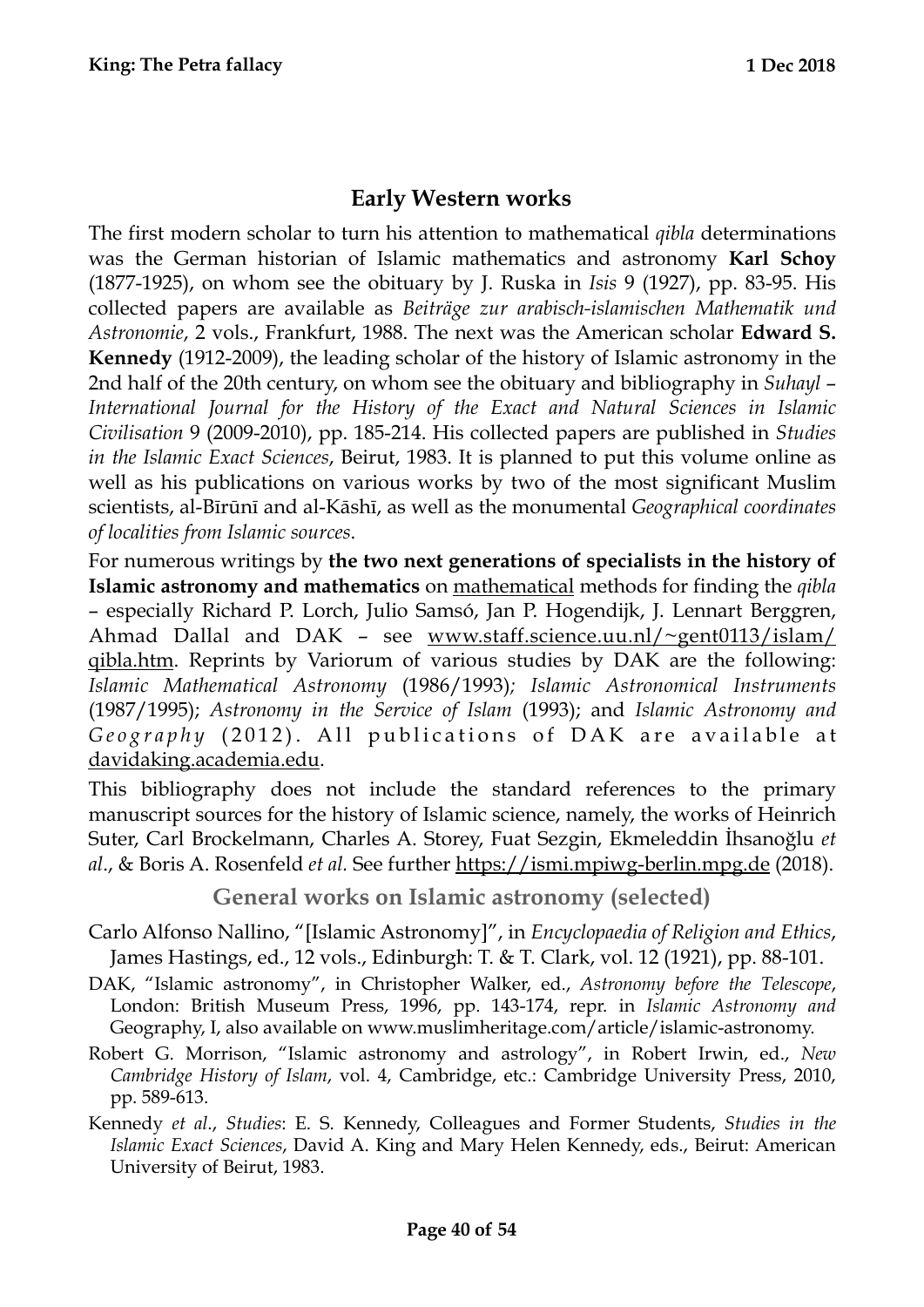## Early Western works

The first modern scholar to turn his attention to mathematical *qibla* determinations was the German historian of Islamic mathematics and astronomy **Karl Schoy** (1877-1925), on whom see the obituary by J. Ruska in *Isis* 9 (1927), pp. 83-95. His collected papers are available as *Beiträge zur arabisch-islamischen Mathematik und Astronomie*, 2 vols., Frankfurt, 1988. The next was the American scholar **Edward S. Kennedy** (1912-2009), the leading scholar of the history of Islamic astronomy in the 2nd half of the 20th century, on whom see the obituary and bibliography in *Suhayl – International Journal for the History of the Exact and Natural Sciences in Islamic Civilisation* 9 (2009-2010), pp. 185-214. His collected papers are published in *Studies in the Islamic Exact Sciences*, Beirut, 1983. It is planned to put this volume online as well as his publications on various works by two of the most significant Muslim scientists, al-Bīrūnī and al-Kāshī, as well as the monumental *Geographical coordinates of localities from Islamic sources*.

For numerous writings by **the two next generations of specialists in the history of Islamic astronomy and mathematics** on mathematical methods for finding the *qibla* – especially Richard P. Lorch, Julio Samsó, Jan P. Hogendijk, J. Lennart Berggren, Ahmad Dallal and DAK – see www.staff.science.uu.nl/~gent0113/islam/qibla.htm. Reprints by Variorum of various studies by DAK are the following: *Islamic Mathematical Astronomy* (1986/1993); *Islamic Astronomical Instruments* (1987/1995); *Astronomy in the Service of Islam* (1993); and *Islamic Astronomy and Geography* (2012). All publications of DAK are available at davidaking.academia.edu.

This bibliography does not include the standard references to the primary manuscript sources for the history of Islamic science, namely, the works of Heinrich Suter, Carl Brockelmann, Charles A. Storey, Fuat Sezgin, Ekmeleddin İhsanoğlu *et al.*, & Boris A. Rosenfeld *et al.* See further https://ismi.mpiwg-berlin.mpg.de (2018).

### General works on Islamic astronomy (selected)

Carlo Alfonso Nallino, "[Islamic Astronomy]", in *Encyclopaedia of Religion and Ethics*, James Hastings, ed., 12 vols., Edinburgh: T. & T. Clark, vol. 12 (1921), pp. 88-101.

DAK, "Islamic astronomy", in Christopher Walker, ed., *Astronomy before the Telescope*, London: British Museum Press, 1996, pp. 143-174, repr. in *Islamic Astronomy and* Geography, I, also available on www.muslimheritage.com/article/islamic-astronomy.

Robert G. Morrison, "Islamic astronomy and astrology", in Robert Irwin, ed., *New Cambridge History of Islam*, vol. 4, Cambridge, etc.: Cambridge University Press, 2010, pp. 589-613.

Kennedy *et al.*, *Studies*: E. S. Kennedy, Colleagues and Former Students, *Studies in the Islamic Exact Sciences*, David A. King and Mary Helen Kennedy, eds., Beirut: American University of Beirut, 1983.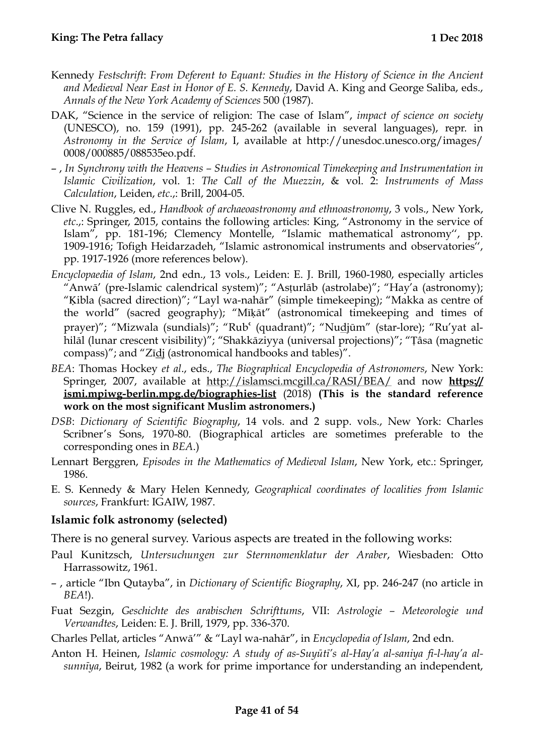Kennedy *Festschrift*: *From Deferent to Equant: Studies in the History of Science in the Ancient and Medieval Near East in Honor of E. S. Kennedy*, David A. King and George Saliba, eds., *Annals of the New York Academy of Sciences* 500 (1987).

DAK, "Science in the service of religion: The case of Islam", *impact of science on society* (UNESCO), no. 159 (1991), pp. 245-262 (available in several languages), repr. in *Astronomy in the Service of Islam*, I, available at http://unesdoc.unesco.org/images/0008/000885/088535eo.pdf.

– , *In Synchrony with the Heavens – Studies in Astronomical Timekeeping and Instrumentation in Islamic Civilization*, vol. 1: *The Call of the Muezzin*, & vol. 2: *Instruments of Mass Calculation*, Leiden, *etc*.,: Brill, 2004-05.

Clive N. Ruggles, ed., *Handbook of archaeoastronomy and ethnoastronomy*, 3 vols., New York, *etc*.,: Springer, 2015, contains the following articles: King, "Astronomy in the service of Islam", pp. 181-196; Clemency Montelle, "Islamic mathematical astronomy'', pp. 1909-1916; Tofigh Heidarzadeh, "Islamic astronomical instruments and observatories'', pp. 1917-1926 (more references below).

*Encyclopaedia of Islam*, 2nd edn., 13 vols., Leiden: E. J. Brill, 1960-1980, especially articles "Anwāʾ (pre-Islamic calendrical system)"; "Asṭurlāb (astrolabe)"; "Hayʾa (astronomy); "Ḳibla (sacred direction)"; "Layl wa-nahār" (simple timekeeping); "Makka as centre of the world" (sacred geography); "Mīḳāt" (astronomical timekeeping and times of prayer)"; "Mizwala (sundials)"; "Rubʿ (quadrant)"; "Nuḏjūm" (star-lore); "Ruʾyat al-hilāl (lunar crescent visibility)"; "Shakkāziyya (universal projections)"; "Ṭâsa (magnetic compass)"; and "Zīḏj (astronomical handbooks and tables)".

*BEA*: Thomas Hockey *et al*., eds., *The Biographical Encyclopedia of Astronomers*, New York: Springer, 2007, available at http://islamsci.mcgill.ca/RASI/BEA/ and now **https://ismi.mpiwg-berlin.mpg.de/biographies-list** (2018) **(This is the standard reference work on the most significant Muslim astronomers.)**

*DSB*: *Dictionary of Scientific Biography*, 14 vols. and 2 supp. vols., New York: Charles Scribner's Sons, 1970-80. (Biographical articles are sometimes preferable to the corresponding ones in *BEA*.)

Lennart Berggren, *Episodes in the Mathematics of Medieval Islam*, New York, etc.: Springer, 1986.

E. S. Kennedy & Mary Helen Kennedy, *Geographical coordinates of localities from Islamic sources*, Frankfurt: IGAIW, 1987.

### Islamic folk astronomy (selected)

There is no general survey. Various aspects are treated in the following works:

Paul Kunitzsch, *Untersuchungen zur Sternnomenklatur der Araber*, Wiesbaden: Otto Harrassowitz, 1961.

– , article "Ibn Qutayba", in *Dictionary of Scientific Biography*, XI, pp. 246-247 (no article in *BEA*!).

Fuat Sezgin, *Geschichte des arabischen Schrifttums*, VII: *Astrologie – Meteorologie und Verwandtes*, Leiden: E. J. Brill, 1979, pp. 336-370.

Charles Pellat, articles "Anwāʾ" & "Layl wa-nahār", in *Encyclopedia of Islam*, 2nd edn.

Anton H. Heinen, *Islamic cosmology: A study of as-Suyūṭī's al-Hayʾa al-saniya fi-l-hayʾa al-sunnīya*, Beirut, 1982 (a work for prime importance for understanding an independent,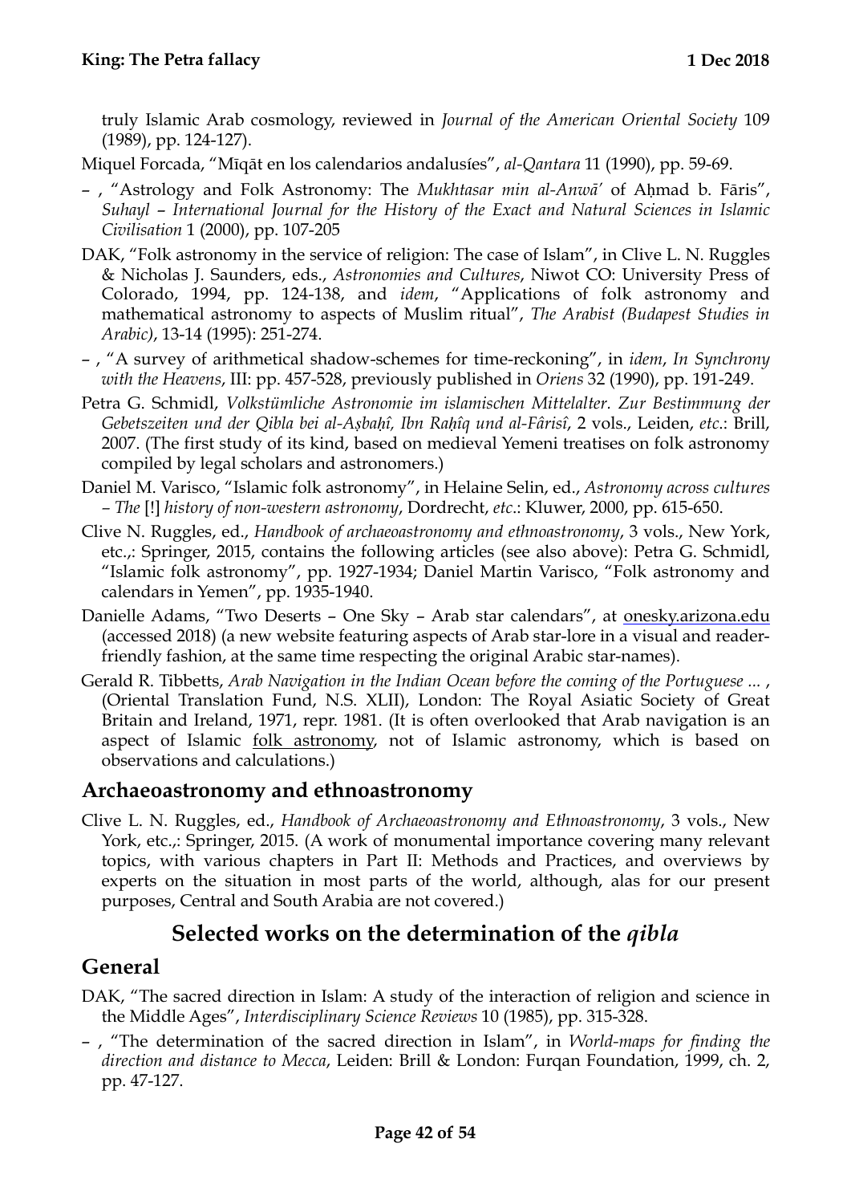truly Islamic Arab cosmology, reviewed in *Journal of the American Oriental Society* 109 (1989), pp. 124-127).

Miquel Forcada, "Mīqāt en los calendarios andalusíes", *al-Qantara* 11 (1990), pp. 59-69.

– , "Astrology and Folk Astronomy: The *Mukhtasar min al-Anwā'* of Aḥmad b. Fāris", *Suhayl – International Journal for the History of the Exact and Natural Sciences in Islamic Civilisation* 1 (2000), pp. 107-205

DAK, "Folk astronomy in the service of religion: The case of Islam", in Clive L. N. Ruggles & Nicholas J. Saunders, eds., *Astronomies and Cultures*, Niwot CO: University Press of Colorado, 1994, pp. 124-138, and *idem*, "Applications of folk astronomy and mathematical astronomy to aspects of Muslim ritual", *The Arabist (Budapest Studies in Arabic)*, 13-14 (1995): 251-274.

– , "A survey of arithmetical shadow-schemes for time-reckoning", in *idem*, *In Synchrony with the Heavens*, III: pp. 457-528, previously published in *Oriens* 32 (1990), pp. 191-249.

Petra G. Schmidl, *Volkstümliche Astronomie im islamischen Mittelalter. Zur Bestimmung der Gebetszeiten und der Qibla bei al-Aṣbaḥî, Ibn Raḥîq und al-Fârisî*, 2 vols., Leiden, *etc.*: Brill, 2007. (The first study of its kind, based on medieval Yemeni treatises on folk astronomy compiled by legal scholars and astronomers.)

Daniel M. Varisco, "Islamic folk astronomy", in Helaine Selin, ed., *Astronomy across cultures – The* [!] *history of non-western astronomy*, Dordrecht, *etc.*: Kluwer, 2000, pp. 615-650.

Clive N. Ruggles, ed., *Handbook of archaeoastronomy and ethnoastronomy*, 3 vols., New York, etc.,: Springer, 2015, contains the following articles (see also above): Petra G. Schmidl, "Islamic folk astronomy", pp. 1927-1934; Daniel Martin Varisco, "Folk astronomy and calendars in Yemen", pp. 1935-1940.

Danielle Adams, "Two Deserts – One Sky – Arab star calendars", at onesky.arizona.edu (accessed 2018) (a new website featuring aspects of Arab star-lore in a visual and reader-friendly fashion, at the same time respecting the original Arabic star-names).

Gerald R. Tibbetts, *Arab Navigation in the Indian Ocean before the coming of the Portuguese ...* , (Oriental Translation Fund, N.S. XLII), London: The Royal Asiatic Society of Great Britain and Ireland, 1971, repr. 1981. (It is often overlooked that Arab navigation is an aspect of Islamic folk astronomy, not of Islamic astronomy, which is based on observations and calculations.)

## Archaeoastronomy and ethnoastronomy

Clive L. N. Ruggles, ed., *Handbook of Archaeoastronomy and Ethnoastronomy*, 3 vols., New York, etc.,: Springer, 2015. (A work of monumental importance covering many relevant topics, with various chapters in Part II: Methods and Practices, and overviews by experts on the situation in most parts of the world, although, alas for our present purposes, Central and South Arabia are not covered.)

# Selected works on the determination of the *qibla*

## General

DAK, "The sacred direction in Islam: A study of the interaction of religion and science in the Middle Ages", *Interdisciplinary Science Reviews* 10 (1985), pp. 315-328.

– , "The determination of the sacred direction in Islam", in *World-maps for finding the direction and distance to Mecca*, Leiden: Brill & London: Furqan Foundation, 1999, ch. 2, pp. 47-127.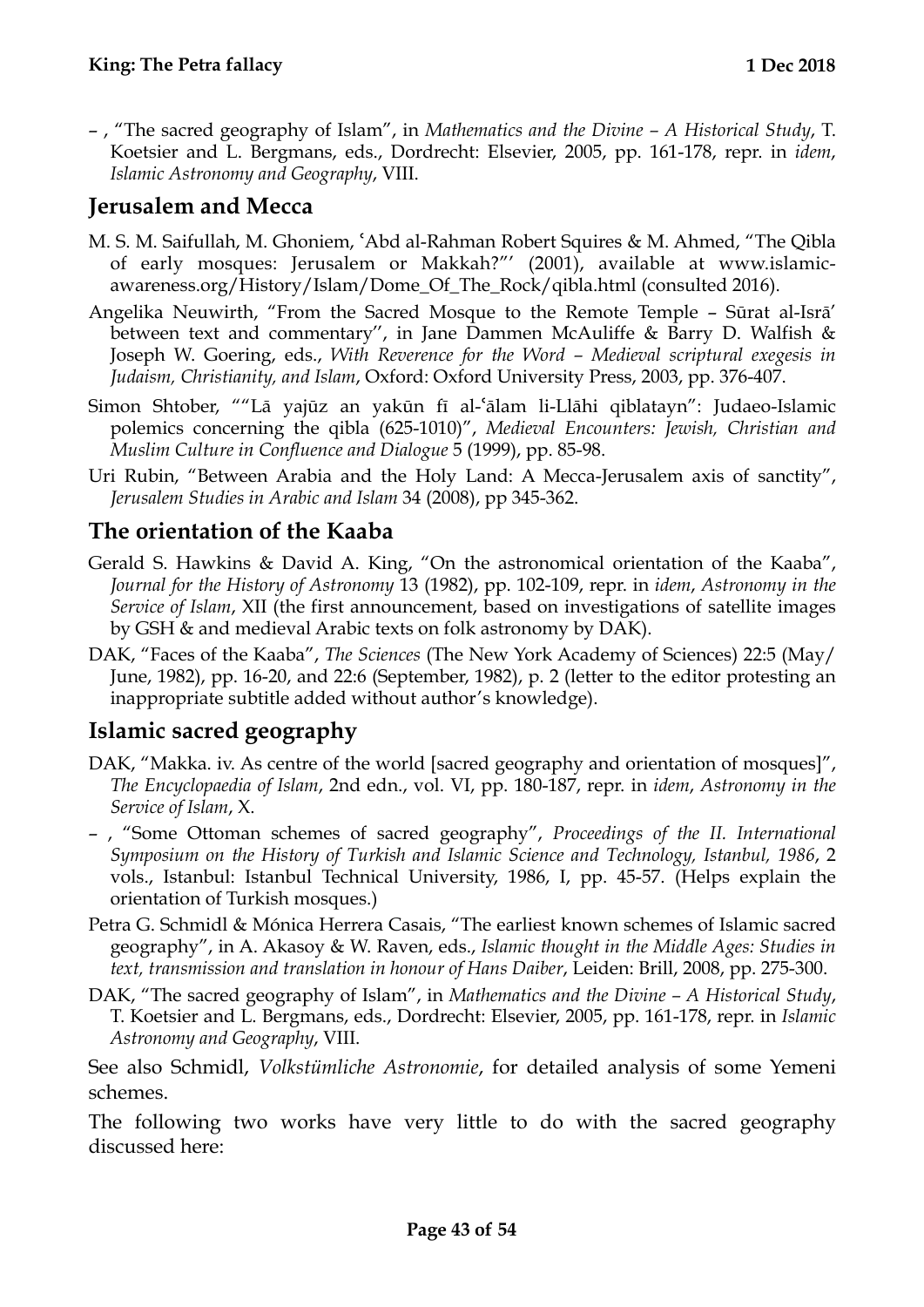– , "The sacred geography of Islam", in *Mathematics and the Divine – A Historical Study*, T. Koetsier and L. Bergmans, eds., Dordrecht: Elsevier, 2005, pp. 161-178, repr. in *idem*, *Islamic Astronomy and Geography*, VIII.

## Jerusalem and Mecca

M. S. M. Saifullah, M. Ghoniem, ʿAbd al-Rahman Robert Squires & M. Ahmed, "The Qibla of early mosques: Jerusalem or Makkah?"' (2001), available at www.islamic-awareness.org/History/Islam/Dome_Of_The_Rock/qibla.html (consulted 2016).

Angelika Neuwirth, "From the Sacred Mosque to the Remote Temple – Sūrat al-Isrāʾ between text and commentary", in Jane Dammen McAuliffe & Barry D. Walfish & Joseph W. Goering, eds., *With Reverence for the Word – Medieval scriptural exegesis in Judaism, Christianity, and Islam*, Oxford: Oxford University Press, 2003, pp. 376-407.

Simon Shtober, ""Lā yajūz an yakūn fī al-ʿālam li-Llāhi qiblatayn": Judaeo-Islamic polemics concerning the qibla (625-1010)", *Medieval Encounters: Jewish, Christian and Muslim Culture in Confluence and Dialogue* 5 (1999), pp. 85-98.

Uri Rubin, "Between Arabia and the Holy Land: A Mecca-Jerusalem axis of sanctity", *Jerusalem Studies in Arabic and Islam* 34 (2008), pp 345-362.

## The orientation of the Kaaba

Gerald S. Hawkins & David A. King, "On the astronomical orientation of the Kaaba", *Journal for the History of Astronomy* 13 (1982), pp. 102-109, repr. in *idem*, *Astronomy in the Service of Islam*, XII (the first announcement, based on investigations of satellite images by GSH & and medieval Arabic texts on folk astronomy by DAK).

DAK, "Faces of the Kaaba", *The Sciences* (The New York Academy of Sciences) 22:5 (May/June, 1982), pp. 16-20, and 22:6 (September, 1982), p. 2 (letter to the editor protesting an inappropriate subtitle added without author's knowledge).

## Islamic sacred geography

DAK, "Makka. iv. As centre of the world [sacred geography and orientation of mosques]", *The Encyclopaedia of Islam*, 2nd edn., vol. VI, pp. 180-187, repr. in *idem*, *Astronomy in the Service of Islam*, X.

– , "Some Ottoman schemes of sacred geography", *Proceedings of the II. International Symposium on the History of Turkish and Islamic Science and Technology, Istanbul, 1986*, 2 vols., Istanbul: Istanbul Technical University, 1986, I, pp. 45-57. (Helps explain the orientation of Turkish mosques.)

Petra G. Schmidl & Mónica Herrera Casais, "The earliest known schemes of Islamic sacred geography", in A. Akasoy & W. Raven, eds., *Islamic thought in the Middle Ages: Studies in text, transmission and translation in honour of Hans Daiber*, Leiden: Brill, 2008, pp. 275-300.

DAK, "The sacred geography of Islam", in *Mathematics and the Divine – A Historical Study*, T. Koetsier and L. Bergmans, eds., Dordrecht: Elsevier, 2005, pp. 161-178, repr. in *Islamic Astronomy and Geography*, VIII.

See also Schmidl, *Volkstümliche Astronomie*, for detailed analysis of some Yemeni schemes.

The following two works have very little to do with the sacred geography discussed here: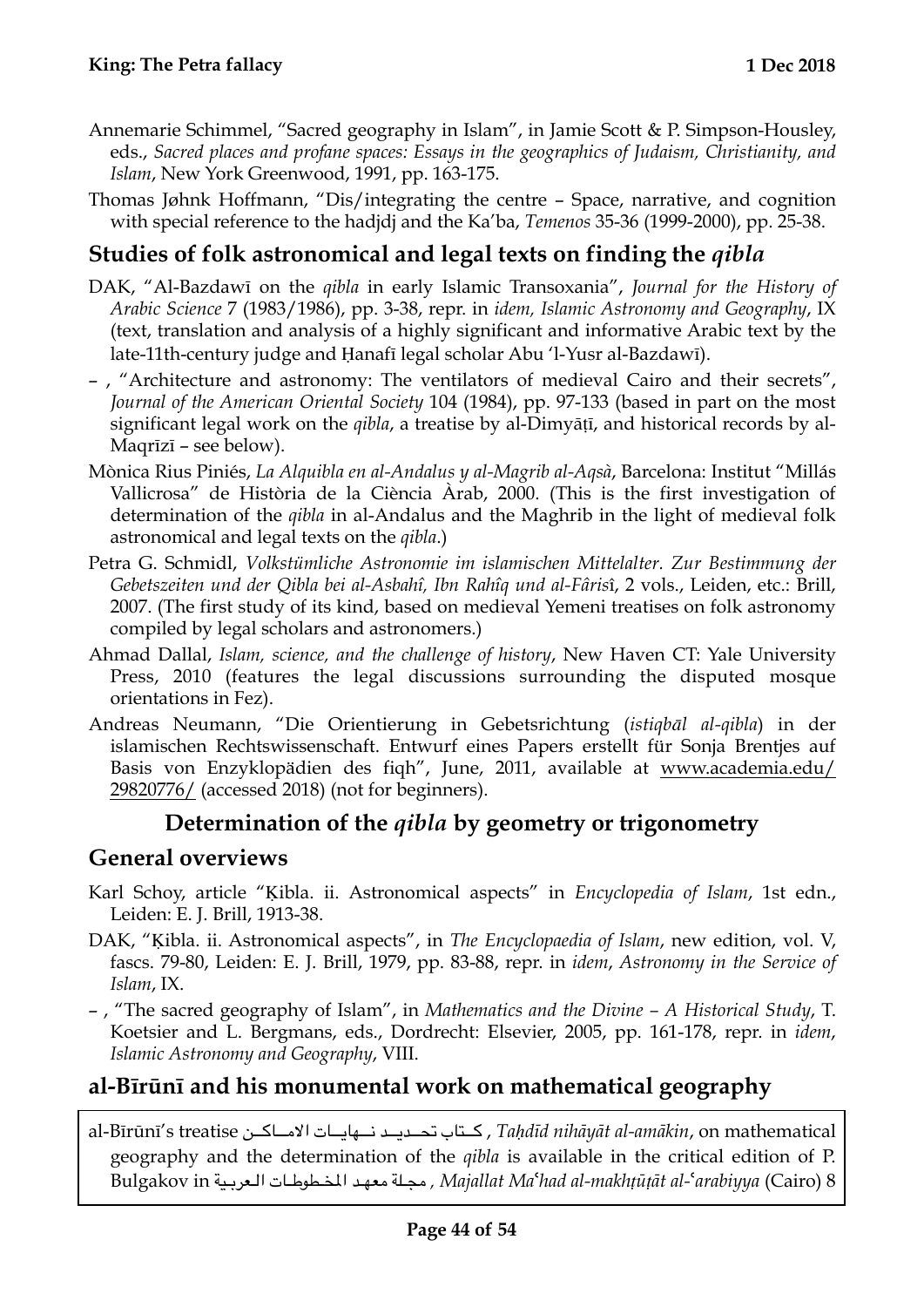Annemarie Schimmel, "Sacred geography in Islam", in Jamie Scott & P. Simpson-Housley, eds., *Sacred places and profane spaces: Essays in the geographics of Judaism, Christianity, and Islam*, New York Greenwood, 1991, pp. 163-175.

Thomas Jøhnk Hoffmann, "Dis/integrating the centre – Space, narrative, and cognition with special reference to the hadjdj and the Ka'ba, *Temenos* 35-36 (1999-2000), pp. 25-38.

## Studies of folk astronomical and legal texts on finding the *qibla*

DAK, "Al-Bazdawī on the *qibla* in early Islamic Transoxania", *Journal for the History of Arabic Science* 7 (1983/1986), pp. 3-38, repr. in *idem, Islamic Astronomy and Geography*, IX (text, translation and analysis of a highly significant and informative Arabic text by the late-11th-century judge and Ḥanafī legal scholar Abu 'l-Yusr al-Bazdawī).

– , "Architecture and astronomy: The ventilators of medieval Cairo and their secrets", *Journal of the American Oriental Society* 104 (1984), pp. 97-133 (based in part on the most significant legal work on the *qibla*, a treatise by al-Dimyāṭī, and historical records by al-Maqrīzī – see below).

Mònica Rius Piniés, *La Alquibla en al-Andalus y al-Magrib al-Aqsà*, Barcelona: Institut "Millás Vallicrosa" de Història de la Ciència Àrab, 2000. (This is the first investigation of determination of the *qibla* in al-Andalus and the Maghrib in the light of medieval folk astronomical and legal texts on the *qibla*.)

Petra G. Schmidl, *Volkstümliche Astronomie im islamischen Mittelalter. Zur Bestimmung der Gebetszeiten und der Qibla bei al-Asbahî, Ibn Rahîq und al-Fârisî*, 2 vols., Leiden, etc.: Brill, 2007. (The first study of its kind, based on medieval Yemeni treatises on folk astronomy compiled by legal scholars and astronomers.)

Ahmad Dallal, *Islam, science, and the challenge of history*, New Haven CT: Yale University Press, 2010 (features the legal discussions surrounding the disputed mosque orientations in Fez).

Andreas Neumann, "Die Orientierung in Gebetsrichtung (*istiqbāl al-qibla*) in der islamischen Rechtswissenschaft. Entwurf eines Papers erstellt für Sonja Brentjes auf Basis von Enzyklopädien des fiqh", June, 2011, available at www.academia.edu/29820776/ (accessed 2018) (not for beginners).

## Determination of the *qibla* by geometry or trigonometry

## General overviews

Karl Schoy, article "Ḳibla. ii. Astronomical aspects" in *Encyclopedia of Islam*, 1st edn., Leiden: E. J. Brill, 1913-38.

DAK, "Ḳibla. ii. Astronomical aspects", in *The Encyclopaedia of Islam*, new edition, vol. V, fascs. 79-80, Leiden: E. J. Brill, 1979, pp. 83-88, repr. in *idem*, *Astronomy in the Service of Islam*, IX.

– , "The sacred geography of Islam", in *Mathematics and the Divine – A Historical Study*, T. Koetsier and L. Bergmans, eds., Dordrecht: Elsevier, 2005, pp. 161-178, repr. in *idem*, *Islamic Astronomy and Geography*, VIII.

## al-Bīrūnī and his monumental work on mathematical geography

al-Bīrūnī's treatise كتاب تحديد نهايات الاماكن , *Taḥdīd nihāyāt al-amākin*, on mathematical geography and the determination of the *qibla* is available in the critical edition of P. Bulgakov in مجلة معهد المخطوطات العربية , *Majallat Maʿhad al-makhṭūṭāt al-ʿarabiyya* (Cairo) 8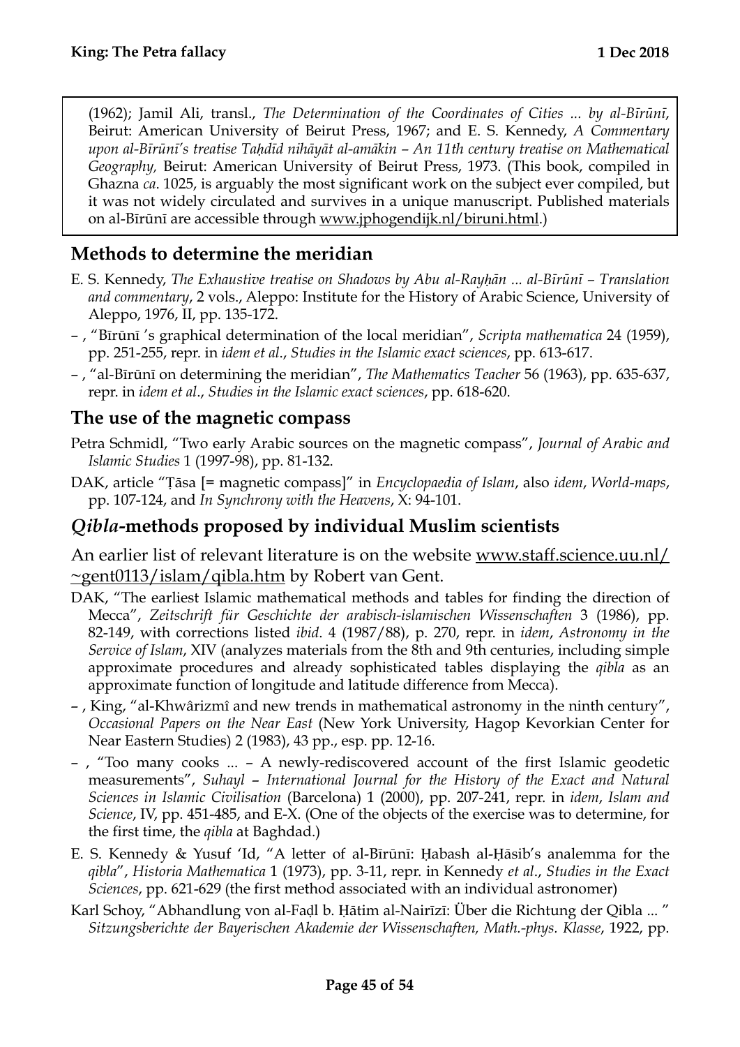(1962); Jamil Ali, transl., *The Determination of the Coordinates of Cities ... by al-Bīrūnī*, Beirut: American University of Beirut Press, 1967; and E. S. Kennedy, *A Commentary upon al-Bīrūnī's treatise Taḥdīd nihāyāt al-amākin – An 11th century treatise on Mathematical Geography,* Beirut: American University of Beirut Press, 1973. (This book, compiled in Ghazna *ca*. 1025, is arguably the most significant work on the subject ever compiled, but it was not widely circulated and survives in a unique manuscript. Published materials on al-Bīrūnī are accessible through www.jphogendijk.nl/biruni.html.)

## Methods to determine the meridian

E. S. Kennedy, *The Exhaustive treatise on Shadows by Abu al-Rayḥān ... al-Bīrūnī – Translation and commentary*, 2 vols., Aleppo: Institute for the History of Arabic Science, University of Aleppo, 1976, II, pp. 135-172.

– , "Bīrūnī 's graphical determination of the local meridian", *Scripta mathematica* 24 (1959), pp. 251-255, repr. in *idem et al*., *Studies in the Islamic exact sciences*, pp. 613-617.

– , "al-Bīrūnī on determining the meridian", *The Mathematics Teacher* 56 (1963), pp. 635-637, repr. in *idem et al*., *Studies in the Islamic exact sciences*, pp. 618-620.

## The use of the magnetic compass

Petra Schmidl, "Two early Arabic sources on the magnetic compass", *Journal of Arabic and Islamic Studies* 1 (1997-98), pp. 81-132.

DAK, article "Ṭāsa [= magnetic compass]" in *Encyclopaedia of Islam*, also *idem*, *World-maps*, pp. 107-124, and *In Synchrony with the Heavens*, X: 94-101.

## *Qibla*-methods proposed by individual Muslim scientists

An earlier list of relevant literature is on the website www.staff.science.uu.nl/~gent0113/islam/qibla.htm by Robert van Gent.

DAK, "The earliest Islamic mathematical methods and tables for finding the direction of Mecca", *Zeitschrift für Geschichte der arabisch-islamischen Wissenschaften* 3 (1986), pp. 82-149, with corrections listed *ibid*. 4 (1987/88), p. 270, repr. in *idem*, *Astronomy in the Service of Islam*, XIV (analyzes materials from the 8th and 9th centuries, including simple approximate procedures and already sophisticated tables displaying the *qibla* as an approximate function of longitude and latitude difference from Mecca).

– , King, "al-Khwârizmî and new trends in mathematical astronomy in the ninth century", *Occasional Papers on the Near East* (New York University, Hagop Kevorkian Center for Near Eastern Studies) 2 (1983), 43 pp., esp. pp. 12-16.

– , "Too many cooks ... – A newly-rediscovered account of the first Islamic geodetic measurements", *Suhayl – International Journal for the History of the Exact and Natural Sciences in Islamic Civilisation* (Barcelona) 1 (2000), pp. 207-241, repr. in *idem*, *Islam and Science*, IV, pp. 451-485, and E-X. (One of the objects of the exercise was to determine, for the first time, the *qibla* at Baghdad.)

E. S. Kennedy & Yusuf 'Id, "A letter of al-Bīrūnī: Ḥabash al-Ḥāsib's analemma for the *qibla*", *Historia Mathematica* 1 (1973), pp. 3-11, repr. in Kennedy *et al*., *Studies in the Exact Sciences*, pp. 621-629 (the first method associated with an individual astronomer)

Karl Schoy, "Abhandlung von al-Faḍl b. Ḥātim al-Nairīzī: Über die Richtung der Qibla ... " *Sitzungsberichte der Bayerischen Akademie der Wissenschaften, Math.-phys. Klasse*, 1922, pp.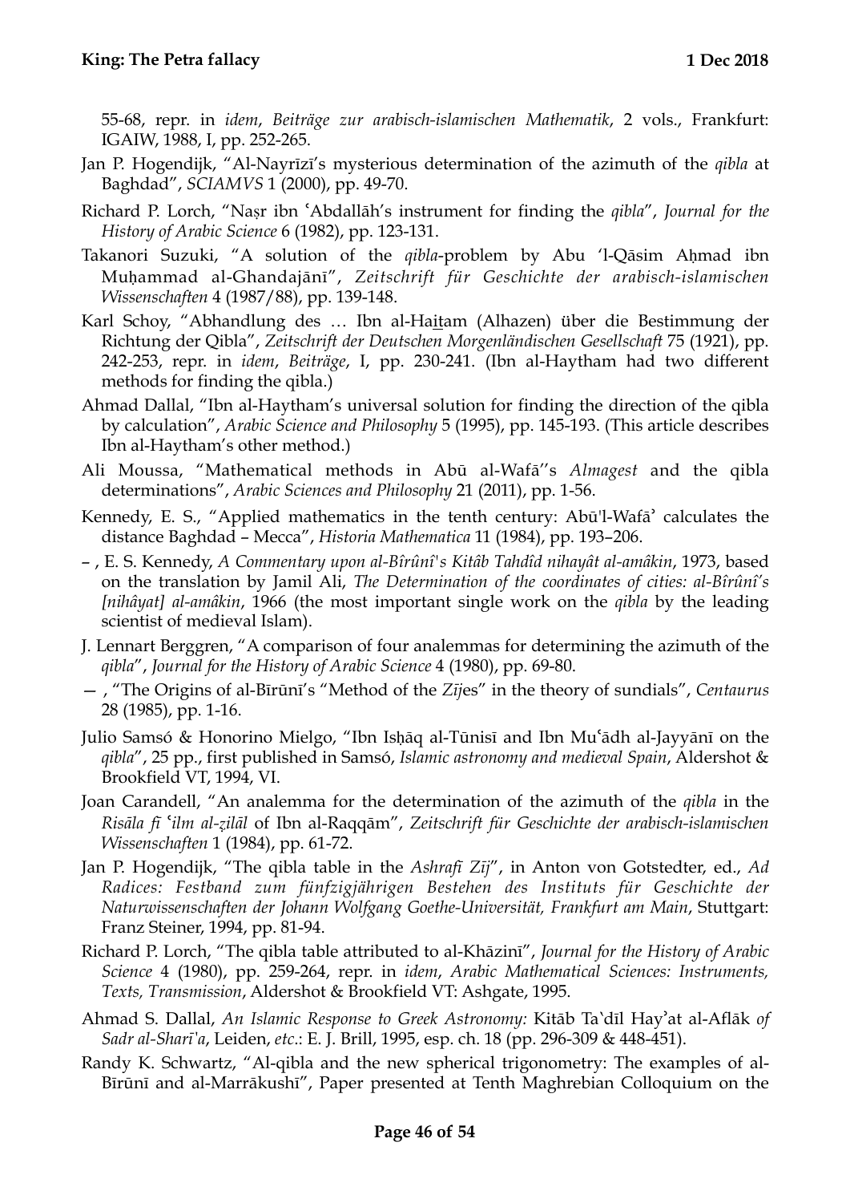55-68, repr. in *idem*, *Beiträge zur arabisch-islamischen Mathematik*, 2 vols., Frankfurt: IGAIW, 1988, I, pp. 252-265.

Jan P. Hogendijk, "Al-Nayrīzī's mysterious determination of the azimuth of the *qibla* at Baghdad", *SCIAMVS* 1 (2000), pp. 49-70.

Richard P. Lorch, "Naṣr ibn ʿAbdallāh's instrument for finding the *qibla*", *Journal for the History of Arabic Science* 6 (1982), pp. 123-131.

Takanori Suzuki, "A solution of the *qibla*-problem by Abu 'l-Qāsim Aḥmad ibn Muḥammad al-Ghandajānī", *Zeitschrift für Geschichte der arabisch-islamischen Wissenschaften* 4 (1987/88), pp. 139-148.

Karl Schoy, "Abhandlung des … Ibn al-Haṯam (Alhazen) über die Bestimmung der Richtung der Qibla", *Zeitschrift der Deutschen Morgenländischen Gesellschaft* 75 (1921), pp. 242-253, repr. in *idem*, *Beiträge*, I, pp. 230-241. (Ibn al-Haytham had two different methods for finding the qibla.)

Ahmad Dallal, "Ibn al-Haytham's universal solution for finding the direction of the qibla by calculation", *Arabic Science and Philosophy* 5 (1995), pp. 145-193. (This article describes Ibn al-Haytham's other method.)

Ali Moussa, "Mathematical methods in Abū al-Wafā''s *Almagest* and the qibla determinations", *Arabic Sciences and Philosophy* 21 (2011), pp. 1-56.

Kennedy, E. S., "Applied mathematics in the tenth century: Abū'l-Wafāʾ calculates the distance Baghdad – Mecca", *Historia Mathematica* 11 (1984), pp. 193–206.

– , E. S. Kennedy, *A Commentary upon al-Bîrûnî's Kitâb Tahdîd nihayât al-amâkin*, 1973, based on the translation by Jamil Ali, *The Determination of the coordinates of cities: al-Bîrûnî's [nihâyat] al-amâkin*, 1966 (the most important single work on the *qibla* by the leading scientist of medieval Islam).

J. Lennart Berggren, "A comparison of four analemmas for determining the azimuth of the *qibla*", *Journal for the History of Arabic Science* 4 (1980), pp. 69-80.

— , "The Origins of al-Bīrūnī's "Method of the *Zīj*es" in the theory of sundials", *Centaurus* 28 (1985), pp. 1-16.

Julio Samsó & Honorino Mielgo, "Ibn Isḥāq al-Tūnisī and Ibn Muʿādh al-Jayyānī on the *qibla*", 25 pp., first published in Samsó, *Islamic astronomy and medieval Spain*, Aldershot & Brookfield VT, 1994, VI.

Joan Carandell, "An analemma for the determination of the azimuth of the *qibla* in the *Risāla fī ʿilm al-ẓilāl* of Ibn al-Raqqām", *Zeitschrift für Geschichte der arabisch-islamischen Wissenschaften* 1 (1984), pp. 61-72.

Jan P. Hogendijk, "The qibla table in the *Ashrafī Zīj*", in Anton von Gotstedter, ed., *Ad Radices: Festband zum fünfzigjährigen Bestehen des Instituts für Geschichte der Naturwissenschaften der Johann Wolfgang Goethe-Universität, Frankfurt am Main*, Stuttgart: Franz Steiner, 1994, pp. 81-94.

Richard P. Lorch, "The qibla table attributed to al-Khāzinī", *Journal for the History of Arabic Science* 4 (1980), pp. 259-264, repr. in *idem*, *Arabic Mathematical Sciences: Instruments, Texts, Transmission*, Aldershot & Brookfield VT: Ashgate, 1995.

Ahmad S. Dallal, *An Islamic Response to Greek Astronomy:* Kitāb Taʿdīl Hayʾat al-Aflāk *of Sadr al-Sharīʿa*, Leiden, *etc.*: E. J. Brill, 1995, esp. ch. 18 (pp. 296-309 & 448-451).

Randy K. Schwartz, "Al-qibla and the new spherical trigonometry: The examples of al-Bīrūnī and al-Marrākushī", Paper presented at Tenth Maghrebian Colloquium on the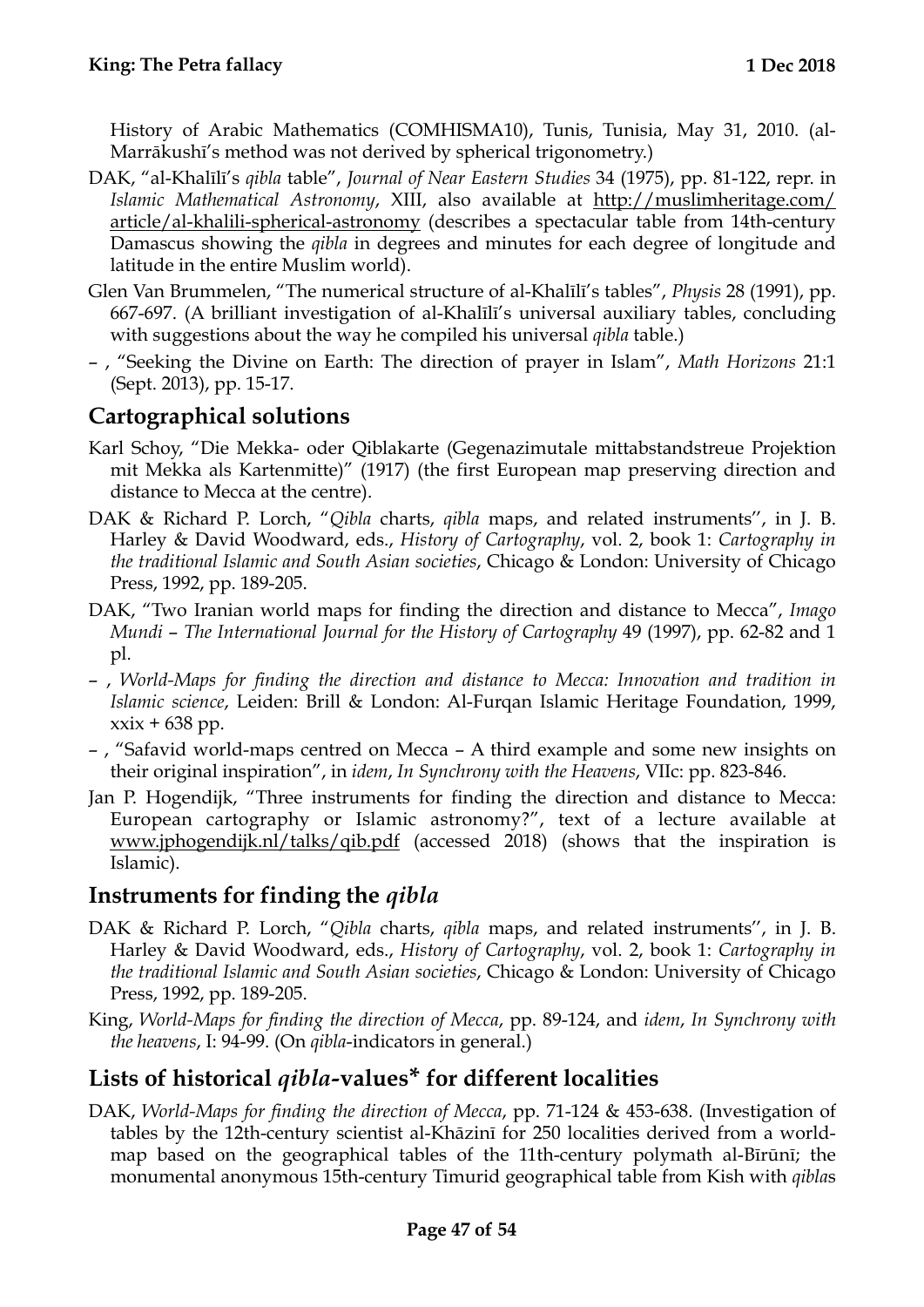History of Arabic Mathematics (COMHISMA10), Tunis, Tunisia, May 31, 2010. (al-Marrākushī's method was not derived by spherical trigonometry.)

DAK, "al-Khalīlī's *qibla* table", *Journal of Near Eastern Studies* 34 (1975), pp. 81-122, repr. in *Islamic Mathematical Astronomy*, XIII, also available at http://muslimheritage.com/article/al-khalili-spherical-astronomy (describes a spectacular table from 14th-century Damascus showing the *qibla* in degrees and minutes for each degree of longitude and latitude in the entire Muslim world).

Glen Van Brummelen, "The numerical structure of al-Khalīlī's tables", *Physis* 28 (1991), pp. 667-697. (A brilliant investigation of al-Khalīlī's universal auxiliary tables, concluding with suggestions about the way he compiled his universal *qibla* table.)

– , "Seeking the Divine on Earth: The direction of prayer in Islam", *Math Horizons* 21:1 (Sept. 2013), pp. 15-17.

## Cartographical solutions

Karl Schoy, "Die Mekka- oder Qiblakarte (Gegenazimutale mittabstandstreue Projektion mit Mekka als Kartenmitte)" (1917) (the first European map preserving direction and distance to Mecca at the centre).

DAK & Richard P. Lorch, "*Qibla* charts, *qibla* maps, and related instruments'', in J. B. Harley & David Woodward, eds., *History of Cartography*, vol. 2, book 1: *Cartography in the traditional Islamic and South Asian societies*, Chicago & London: University of Chicago Press, 1992, pp. 189-205.

DAK, "Two Iranian world maps for finding the direction and distance to Mecca", *Imago Mundi – The International Journal for the History of Cartography* 49 (1997), pp. 62-82 and 1 pl.

– , *World-Maps for finding the direction and distance to Mecca: Innovation and tradition in Islamic science*, Leiden: Brill & London: Al-Furqan Islamic Heritage Foundation, 1999, xxix + 638 pp.

– , "Safavid world-maps centred on Mecca – A third example and some new insights on their original inspiration", in *idem*, *In Synchrony with the Heavens*, VIIc: pp. 823-846.

Jan P. Hogendijk, "Three instruments for finding the direction and distance to Mecca: European cartography or Islamic astronomy?", text of a lecture available at www.jphogendijk.nl/talks/qib.pdf (accessed 2018) (shows that the inspiration is Islamic).

## Instruments for finding the *qibla*

DAK & Richard P. Lorch, "*Qibla* charts, *qibla* maps, and related instruments'', in J. B. Harley & David Woodward, eds., *History of Cartography*, vol. 2, book 1: *Cartography in the traditional Islamic and South Asian societies*, Chicago & London: University of Chicago Press, 1992, pp. 189-205.

King, *World-Maps for finding the direction of Mecca*, pp. 89-124, and *idem*, *In Synchrony with the heavens*, I: 94-99. (On *qibla*-indicators in general.)

## Lists of historical *qibla*-values* for different localities

DAK, *World-Maps for finding the direction of Mecca*, pp. 71-124 & 453-638. (Investigation of tables by the 12th-century scientist al-Khāzinī for 250 localities derived from a world-map based on the geographical tables of the 11th-century polymath al-Bīrūnī; the monumental anonymous 15th-century Timurid geographical table from Kish with *qibla*s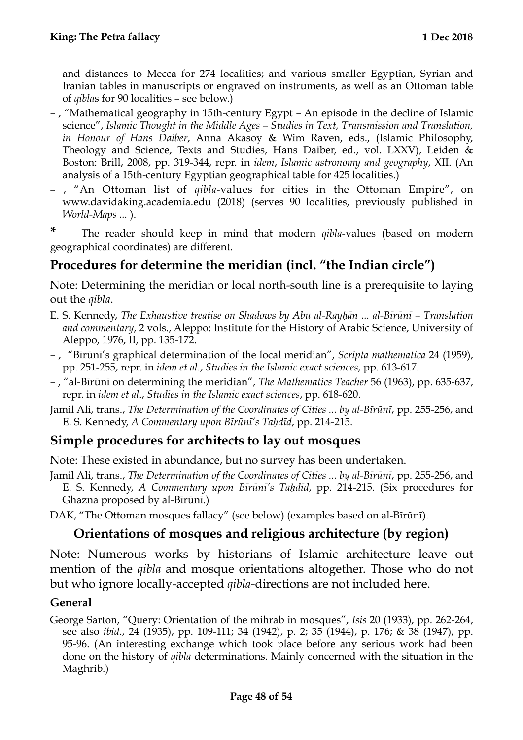and distances to Mecca for 274 localities; and various smaller Egyptian, Syrian and Iranian tables in manuscripts or engraved on instruments, as well as an Ottoman table of *qibla*s for 90 localities – see below.)

– , "Mathematical geography in 15th-century Egypt – An episode in the decline of Islamic science", *Islamic Thought in the Middle Ages – Studies in Text, Transmission and Translation, in Honour of Hans Daiber*, Anna Akasoy & Wim Raven, eds., (Islamic Philosophy, Theology and Science, Texts and Studies, Hans Daiber, ed., vol. LXXV), Leiden & Boston: Brill, 2008, pp. 319-344, repr. in *idem*, *Islamic astronomy and geography*, XII. (An analysis of a 15th-century Egyptian geographical table for 425 localities.)

– , "An Ottoman list of *qibla*-values for cities in the Ottoman Empire", on www.davidaking.academia.edu (2018) (serves 90 localities, previously published in *World-Maps ...* ).

\* The reader should keep in mind that modern *qibla*-values (based on modern geographical coordinates) are different.

## Procedures for determine the meridian (incl. "the Indian circle")

Note: Determining the meridian or local north-south line is a prerequisite to laying out the *qibla*.

E. S. Kennedy, *The Exhaustive treatise on Shadows by Abu al-Rayḥān ... al-Bīrūnī – Translation and commentary*, 2 vols., Aleppo: Institute for the History of Arabic Science, University of Aleppo, 1976, II, pp. 135-172.

– , "Bīrūnī's graphical determination of the local meridian", *Scripta mathematica* 24 (1959), pp. 251-255, repr. in *idem et al.*, *Studies in the Islamic exact sciences*, pp. 613-617.

– , "al-Bīrūnī on determining the meridian", *The Mathematics Teacher* 56 (1963), pp. 635-637, repr. in *idem et al.*, *Studies in the Islamic exact sciences*, pp. 618-620.

Jamil Ali, trans., *The Determination of the Coordinates of Cities ... by al-Bīrūnī*, pp. 255-256, and E. S. Kennedy, *A Commentary upon Bīrūnī's Taḥdīd*, pp. 214-215.

## Simple procedures for architects to lay out mosques

Note: These existed in abundance, but no survey has been undertaken.

Jamil Ali, trans., *The Determination of the Coordinates of Cities ... by al-Bīrūnī*, pp. 255-256, and E. S. Kennedy, *A Commentary upon Bīrūnī's Taḥdīd*, pp. 214-215. (Six procedures for Ghazna proposed by al-Bīrūnī.)

DAK, "The Ottoman mosques fallacy" (see below) (examples based on al-Bīrūnī).

## Orientations of mosques and religious architecture (by region)

Note: Numerous works by historians of Islamic architecture leave out mention of the *qibla* and mosque orientations altogether. Those who do not but who ignore locally-accepted *qibla*-directions are not included here.

### General

George Sarton, "Query: Orientation of the mihrab in mosques", *Isis* 20 (1933), pp. 262-264, see also *ibid.*, 24 (1935), pp. 109-111; 34 (1942), p. 2; 35 (1944), p. 176; & 38 (1947), pp. 95-96. (An interesting exchange which took place before any serious work had been done on the history of *qibla* determinations. Mainly concerned with the situation in the Maghrib.)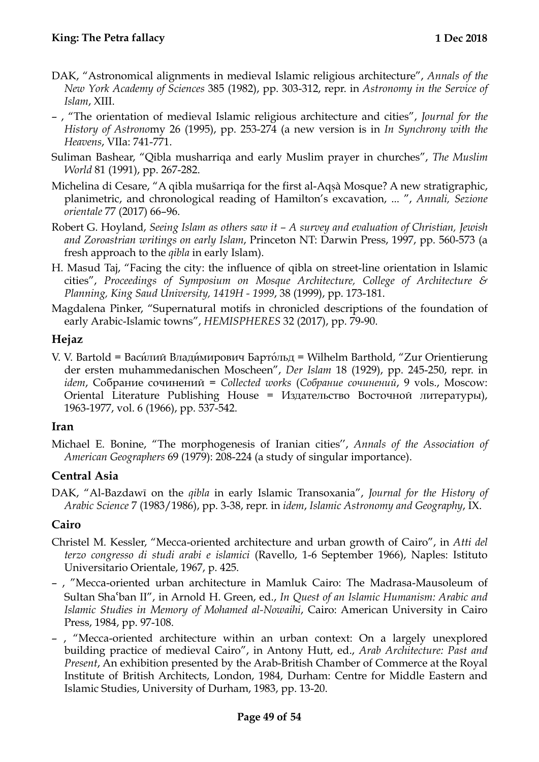DAK, "Astronomical alignments in medieval Islamic religious architecture", *Annals of the New York Academy of Sciences* 385 (1982), pp. 303-312, repr. in *Astronomy in the Service of Islam*, XIII.

– , "The orientation of medieval Islamic religious architecture and cities", *Journal for the History of Astrono*my 26 (1995), pp. 253-274 (a new version is in *In Synchrony with the Heavens*, VIIa: 741-771.

Suliman Bashear, "Qibla musharriqa and early Muslim prayer in churches", *The Muslim World* 81 (1991), pp. 267-282.

Michelina di Cesare, "A qibla mušarriqa for the first al-Aqṣà Mosque? A new stratigraphic, planimetric, and chronological reading of Hamilton's excavation, ... ", *Annali, Sezione orientale* 77 (2017) 66–96.

Robert G. Hoyland, *Seeing Islam as others saw it – A survey and evaluation of Christian, Jewish and Zoroastrian writings on early Islam*, Princeton NT: Darwin Press, 1997, pp. 560-573 (a fresh approach to the *qibla* in early Islam).

H. Masud Taj, "Facing the city: the influence of qibla on street-line orientation in Islamic cities", *Proceedings of Symposium on Mosque Architecture, College of Architecture & Planning, King Saud University, 1419H - 1999*, 38 (1999), pp. 173-181.

Magdalena Pinker, "Supernatural motifs in chronicled descriptions of the foundation of early Arabic-Islamic towns", *HEMISPHERES* 32 (2017), pp. 79-90.

## Hejaz

V. V. Bartold = Васи́лий Влади́мирович Барто́льд = Wilhelm Barthold, "Zur Orientierung der ersten muhammedanischen Moscheen", *Der Islam* 18 (1929), pp. 245-250, repr. in *idem*, Собрание сочинений = *Collected works* (*Собрание сочинений*, 9 vols., Moscow: Oriental Literature Publishing House = Издательство Восточной литературы), 1963-1977, vol. 6 (1966), pp. 537-542.

## Iran

Michael E. Bonine, "The morphogenesis of Iranian cities'', *Annals of the Association of American Geographers* 69 (1979): 208-224 (a study of singular importance).

## Central Asia

DAK, "Al-Bazdawī on the *qibla* in early Islamic Transoxania", *Journal for the History of Arabic Science* 7 (1983/1986), pp. 3-38, repr. in *idem*, *Islamic Astronomy and Geography*, IX.

## Cairo

Christel M. Kessler, "Mecca-oriented architecture and urban growth of Cairo", in *Atti del terzo congresso di studi arabi e islamici* (Ravello, 1-6 September 1966), Naples: Istituto Universitario Orientale, 1967, p. 425.

– , "Mecca-oriented urban architecture in Mamluk Cairo: The Madrasa-Mausoleum of Sultan Shaʿban II", in Arnold H. Green, ed., *In Quest of an Islamic Humanism: Arabic and Islamic Studies in Memory of Mohamed al-Nowaihi*, Cairo: American University in Cairo Press, 1984, pp. 97-108.

– , "Mecca-oriented architecture within an urban context: On a largely unexplored building practice of medieval Cairo", in Antony Hutt, ed., *Arab Architecture: Past and Present*, An exhibition presented by the Arab-British Chamber of Commerce at the Royal Institute of British Architects, London, 1984, Durham: Centre for Middle Eastern and Islamic Studies, University of Durham, 1983, pp. 13-20.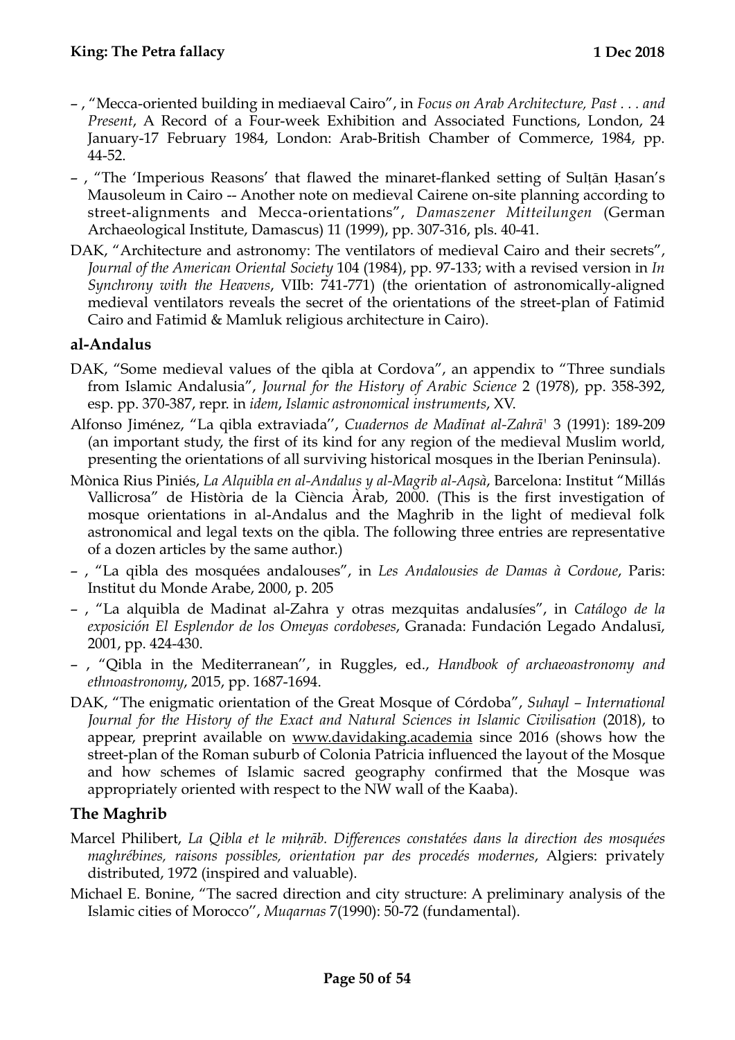– , "Mecca-oriented building in mediaeval Cairo", in *Focus on Arab Architecture, Past . . . and Present*, A Record of a Four-week Exhibition and Associated Functions, London, 24 January-17 February 1984, London: Arab-British Chamber of Commerce, 1984, pp. 44-52.

– , "The 'Imperious Reasons' that flawed the minaret-flanked setting of Sulṭān Ḥasan's Mausoleum in Cairo -- Another note on medieval Cairene on-site planning according to street-alignments and Mecca-orientations", *Damaszener Mitteilungen* (German Archaeological Institute, Damascus) 11 (1999), pp. 307-316, pls. 40-41.

DAK, "Architecture and astronomy: The ventilators of medieval Cairo and their secrets", *Journal of the American Oriental Society* 104 (1984), pp. 97-133; with a revised version in *In Synchrony with the Heavens*, VIIb: 741-771) (the orientation of astronomically-aligned medieval ventilators reveals the secret of the orientations of the street-plan of Fatimid Cairo and Fatimid & Mamluk religious architecture in Cairo).

### al-Andalus

DAK, "Some medieval values of the qibla at Cordova", an appendix to "Three sundials from Islamic Andalusia", *Journal for the History of Arabic Science* 2 (1978), pp. 358-392, esp. pp. 370-387, repr. in *idem*, *Islamic astronomical instruments*, XV.

Alfonso Jiménez, "La qibla extraviada'', *Cuadernos de Madīnat al-Zahrā'* 3 (1991): 189-209 (an important study, the first of its kind for any region of the medieval Muslim world, presenting the orientations of all surviving historical mosques in the Iberian Peninsula).

Mònica Rius Piniés, *La Alquibla en al-Andalus y al-Magrib al-Aqsà*, Barcelona: Institut "Millás Vallicrosa" de Història de la Ciència Àrab, 2000. (This is the first investigation of mosque orientations in al-Andalus and the Maghrib in the light of medieval folk astronomical and legal texts on the qibla. The following three entries are representative of a dozen articles by the same author.)

– , "La qibla des mosquées andalouses", in *Les Andalousies de Damas à Cordoue*, Paris: Institut du Monde Arabe, 2000, p. 205

– , "La alquibla de Madinat al-Zahra y otras mezquitas andalusíes", in *Catálogo de la exposición El Esplendor de los Omeyas cordobeses*, Granada: Fundación Legado Andalusī, 2001, pp. 424-430.

– , "Qibla in the Mediterranean'', in Ruggles, ed., *Handbook of archaeoastronomy and ethnoastronomy*, 2015, pp. 1687-1694.

DAK, "The enigmatic orientation of the Great Mosque of Córdoba", *Suhayl – International Journal for the History of the Exact and Natural Sciences in Islamic Civilisation* (2018), to appear, preprint available on www.davidaking.academia since 2016 (shows how the street-plan of the Roman suburb of Colonia Patricia influenced the layout of the Mosque and how schemes of Islamic sacred geography confirmed that the Mosque was appropriately oriented with respect to the NW wall of the Kaaba).

### The Maghrib

Marcel Philibert, *La Qibla et le miḥrāb. Differences constatées dans la direction des mosquées maghrébines, raisons possibles, orientation par des procedés modernes*, Algiers: privately distributed, 1972 (inspired and valuable).

Michael E. Bonine, "The sacred direction and city structure: A preliminary analysis of the Islamic cities of Morocco'', *Muqarnas* 7(1990): 50-72 (fundamental).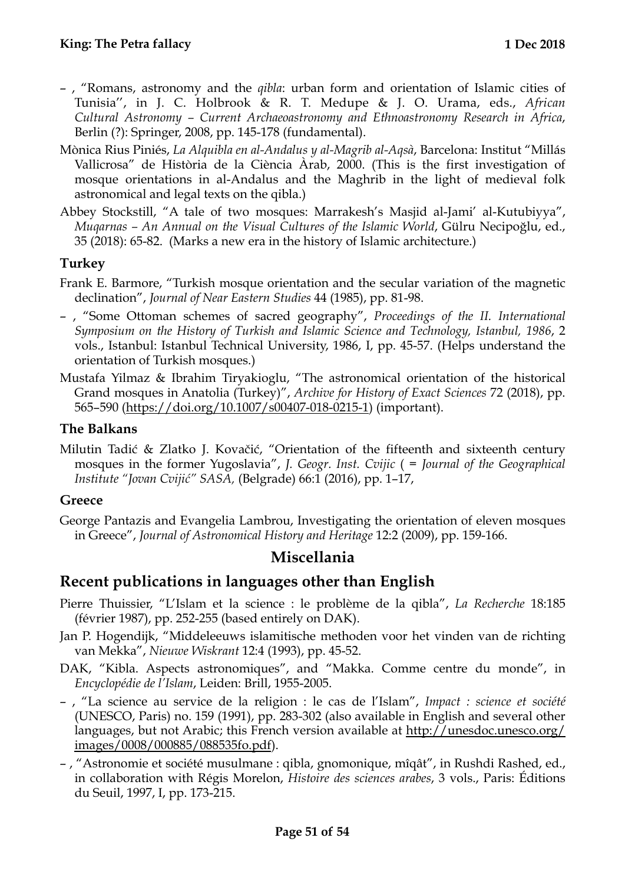– , "Romans, astronomy and the *qibla*: urban form and orientation of Islamic cities of Tunisia'', in J. C. Holbrook & R. T. Medupe & J. O. Urama, eds., *African Cultural Astronomy – Current Archaeoastronomy and Ethnoastronomy Research in Africa*, Berlin (?): Springer, 2008, pp. 145-178 (fundamental).

Mònica Rius Piniés, *La Alquibla en al-Andalus y al-Magrib al-Aqsà*, Barcelona: Institut "Millás Vallicrosa" de Història de la Ciència Àrab, 2000. (This is the first investigation of mosque orientations in al-Andalus and the Maghrib in the light of medieval folk astronomical and legal texts on the qibla.)

Abbey Stockstill, "A tale of two mosques: Marrakesh's Masjid al-Jami' al-Kutubiyya", *Muqarnas – An Annual on the Visual Cultures of the Islamic World*, Gülru Necipoğlu, ed., 35 (2018): 65-82. (Marks a new era in the history of Islamic architecture.)

### Turkey

Frank E. Barmore, "Turkish mosque orientation and the secular variation of the magnetic declination", *Journal of Near Eastern Studies* 44 (1985), pp. 81-98.

– , "Some Ottoman schemes of sacred geography", *Proceedings of the II. International Symposium on the History of Turkish and Islamic Science and Technology, Istanbul, 1986*, 2 vols., Istanbul: Istanbul Technical University, 1986, I, pp. 45-57. (Helps understand the orientation of Turkish mosques.)

Mustafa Yilmaz & Ibrahim Tiryakioglu, "The astronomical orientation of the historical Grand mosques in Anatolia (Turkey)", *Archive for History of Exact Sciences* 72 (2018), pp. 565–590 (https://doi.org/10.1007/s00407-018-0215-1) (important).

### The Balkans

Milutin Tadić & Zlatko J. Kovačić, "Orientation of the fifteenth and sixteenth century mosques in the former Yugoslavia", *J. Geogr. Inst. Cvijic* ( = *Journal of the Geographical Institute "Jovan Cvijić" SASA,* (Belgrade) 66:1 (2016), pp. 1–17,

### Greece

George Pantazis and Evangelia Lambrou, Investigating the orientation of eleven mosques in Greece", *Journal of Astronomical History and Heritage* 12:2 (2009), pp. 159-166.

## Miscellania

## Recent publications in languages other than English

Pierre Thuissier, "L'Islam et la science : le problème de la qibla", *La Recherche* 18:185 (février 1987), pp. 252-255 (based entirely on DAK).

Jan P. Hogendijk, "Middeleeuws islamitische methoden voor het vinden van de richting van Mekka", *Nieuwe Wiskrant* 12:4 (1993), pp. 45-52.

DAK, "Kibla. Aspects astronomiques", and "Makka. Comme centre du monde", in *Encyclopédie de l'Islam*, Leiden: Brill, 1955-2005.

– , "La science au service de la religion : le cas de l'Islam", *Impact : science et société* (UNESCO, Paris) no. 159 (1991), pp. 283-302 (also available in English and several other languages, but not Arabic; this French version available at http://unesdoc.unesco.org/images/0008/000885/088535fo.pdf).

– , "Astronomie et société musulmane : qibla, gnomonique, mîqât", in Rushdi Rashed, ed., in collaboration with Régis Morelon, *Histoire des sciences arabes*, 3 vols., Paris: Éditions du Seuil, 1997, I, pp. 173-215.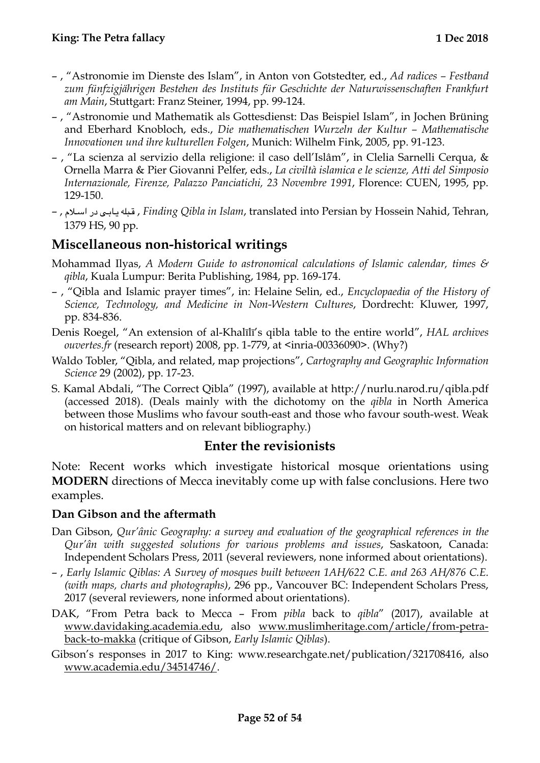– , "Astronomie im Dienste des Islam", in Anton von Gotstedter, ed., *Ad radices – Festband zum fünfzigjährigen Bestehen des Instituts für Geschichte der Naturwissenschaften Frankfurt am Main*, Stuttgart: Franz Steiner, 1994, pp. 99-124.

– , "Astronomie und Mathematik als Gottesdienst: Das Beispiel Islam", in Jochen Brüning and Eberhard Knobloch, eds., *Die mathematischen Wurzeln der Kultur – Mathematische Innovationen und ihre kulturellen Folgen*, Munich: Wilhelm Fink, 2005, pp. 91-123.

– , "La scienza al servizio della religione: il caso dell'Islâm", in Clelia Sarnelli Cerqua, & Ornella Marra & Pier Giovanni Pelfer, eds., *La civiltà islamica e le scienze, Atti del Simposio Internazionale, Firenze, Palazzo Panciatichi, 23 Novembre 1991*, Florence: CUEN, 1995, pp. 129-150.

– , قبله یابی در اسلام , *Finding Qibla in Islam*, translated into Persian by Hossein Nahid, Tehran, 1379 HS, 90 pp.

## Miscellaneous non-historical writings

Mohammad Ilyas, *A Modern Guide to astronomical calculations of Islamic calendar, times & qibla*, Kuala Lumpur: Berita Publishing, 1984, pp. 169-174.

– , "Qibla and Islamic prayer times", in: Helaine Selin, ed., *Encyclopaedia of the History of Science, Technology, and Medicine in Non-Western Cultures*, Dordrecht: Kluwer, 1997, pp. 834-836.

Denis Roegel, "An extension of al-Khalīlī's qibla table to the entire world", *HAL archives ouvertes.fr* (research report) 2008, pp. 1-779, at <inria-00336090>. (Why?)

Waldo Tobler, "Qibla, and related, map projections", *Cartography and Geographic Information Science* 29 (2002), pp. 17-23.

S. Kamal Abdali, "The Correct Qibla" (1997), available at http://nurlu.narod.ru/qibla.pdf (accessed 2018). (Deals mainly with the dichotomy on the *qibla* in North America between those Muslims who favour south-east and those who favour south-west. Weak on historical matters and on relevant bibliography.)

## Enter the revisionists

Note: Recent works which investigate historical mosque orientations using **MODERN** directions of Mecca inevitably come up with false conclusions. Here two examples.

### Dan Gibson and the aftermath

Dan Gibson, *Qur'ânic Geography: a survey and evaluation of the geographical references in the Qur'ân with suggested solutions for various problems and issues*, Saskatoon, Canada: Independent Scholars Press, 2011 (several reviewers, none informed about orientations).

– , *Early Islamic Qiblas: A Survey of mosques built between 1AH/622 C.E. and 263 AH/876 C.E. (with maps, charts and photographs)*, 296 pp., Vancouver BC: Independent Scholars Press, 2017 (several reviewers, none informed about orientations).

DAK, "From Petra back to Mecca – From *pibla* back to *qibla*" (2017), available at www.davidaking.academia.edu, also www.muslimheritage.com/article/from-petra-back-to-makka (critique of Gibson, *Early Islamic Qiblas*).

Gibson's responses in 2017 to King: www.researchgate.net/publication/321708416, also www.academia.edu/34514746/.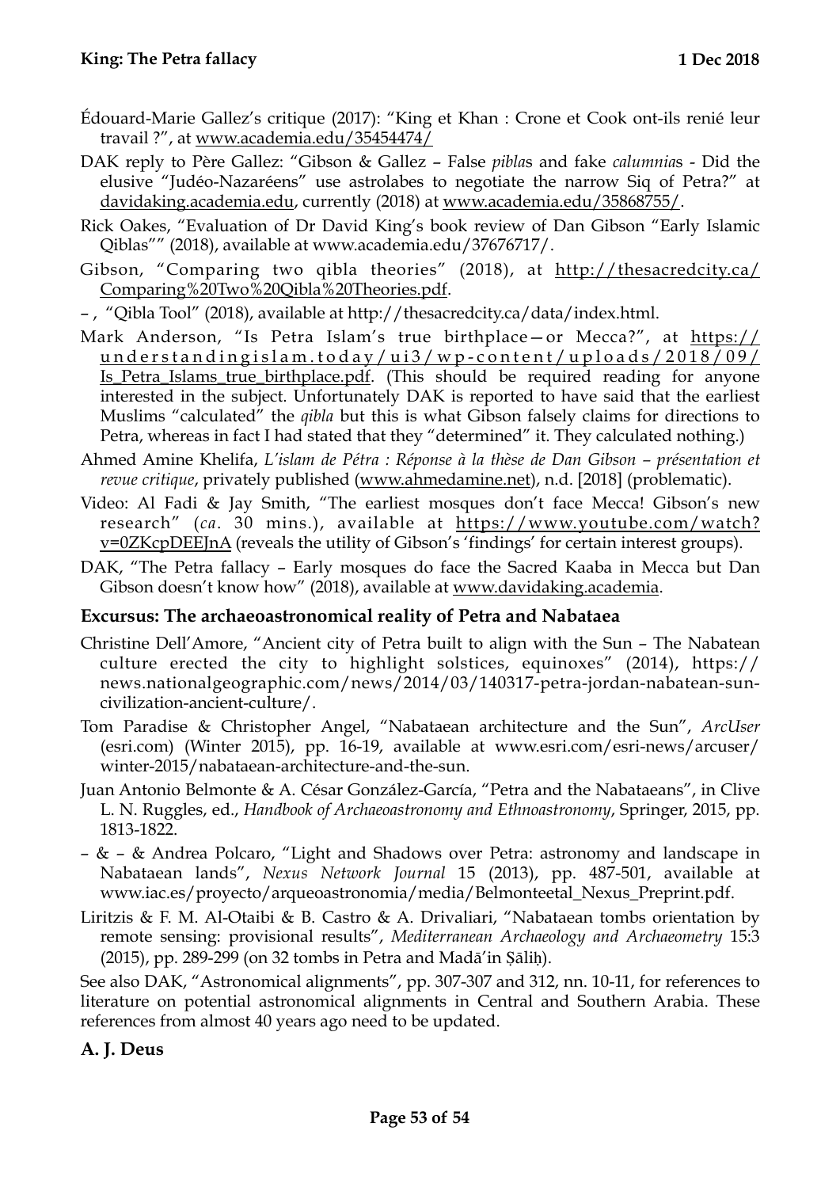Édouard-Marie Gallez's critique (2017): "King et Khan : Crone et Cook ont-ils renié leur travail ?", at www.academia.edu/35454474/

DAK reply to Père Gallez: "Gibson & Gallez – False *pibla*s and fake *calumnia*s - Did the elusive "Judéo-Nazaréens" use astrolabes to negotiate the narrow Siq of Petra?" at davidaking.academia.edu, currently (2018) at www.academia.edu/35868755/.

Rick Oakes, "Evaluation of Dr David King's book review of Dan Gibson "Early Islamic Qiblas"" (2018), available at www.academia.edu/37676717/.

Gibson, "Comparing two qibla theories" (2018), at http://thesacredcity.ca/Comparing%20Two%20Qibla%20Theories.pdf.

– , "Qibla Tool" (2018), available at http://thesacredcity.ca/data/index.html.

Mark Anderson, "Is Petra Islam's true birthplace—or Mecca?", at https://understandingislam.today/ui3/wp-content/uploads/2018/09/Is_Petra_Islams_true_birthplace.pdf. (This should be required reading for anyone interested in the subject. Unfortunately DAK is reported to have said that the earliest Muslims "calculated" the *qibla* but this is what Gibson falsely claims for directions to Petra, whereas in fact I had stated that they "determined" it. They calculated nothing.)

Ahmed Amine Khelifa, *L'islam de Pétra : Réponse à la thèse de Dan Gibson – présentation et revue critique*, privately published (www.ahmedamine.net), n.d. [2018] (problematic).

Video: Al Fadi & Jay Smith, "The earliest mosques don't face Mecca! Gibson's new research" (*ca*. 30 mins.), available at https://www.youtube.com/watch?v=0ZKcpDEEJnA (reveals the utility of Gibson's 'findings' for certain interest groups).

DAK, "The Petra fallacy – Early mosques do face the Sacred Kaaba in Mecca but Dan Gibson doesn't know how" (2018), available at www.davidaking.academia.

### Excursus: The archaeoastronomical reality of Petra and Nabataea

Christine Dell'Amore, "Ancient city of Petra built to align with the Sun – The Nabatean culture erected the city to highlight solstices, equinoxes" (2014), https://news.nationalgeographic.com/news/2014/03/140317-petra-jordan-nabatean-sun-civilization-ancient-culture/.

Tom Paradise & Christopher Angel, "Nabataean architecture and the Sun", *ArcUser* (esri.com) (Winter 2015), pp. 16-19, available at www.esri.com/esri-news/arcuser/winter-2015/nabataean-architecture-and-the-sun.

Juan Antonio Belmonte & A. César González-García, "Petra and the Nabataeans", in Clive L. N. Ruggles, ed., *Handbook of Archaeoastronomy and Ethnoastronomy*, Springer, 2015, pp. 1813-1822.

– & – & Andrea Polcaro, "Light and Shadows over Petra: astronomy and landscape in Nabataean lands", *Nexus Network Journal* 15 (2013), pp. 487-501, available at www.iac.es/proyecto/arqueoastronomia/media/Belmonteetal_Nexus_Preprint.pdf.

Liritzis & F. M. Al-Otaibi & B. Castro & A. Drivaliari, "Nabataean tombs orientation by remote sensing: provisional results", *Mediterranean Archaeology and Archaeometry* 15:3 (2015), pp. 289-299 (on 32 tombs in Petra and Madā'in Ṣāliḥ).

See also DAK, "Astronomical alignments", pp. 307-307 and 312, nn. 10-11, for references to literature on potential astronomical alignments in Central and Southern Arabia. These references from almost 40 years ago need to be updated.

### A. J. Deus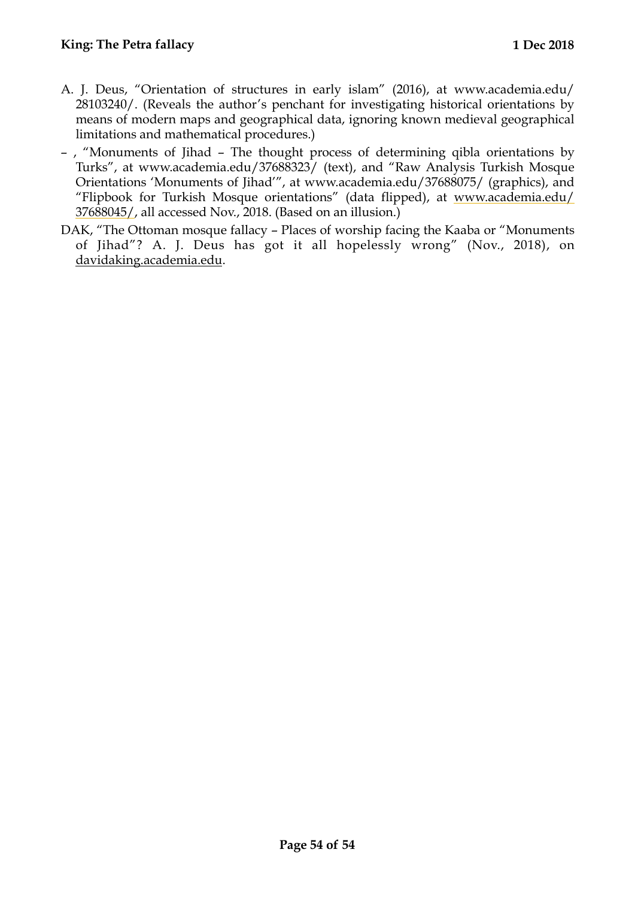A. J. Deus, "Orientation of structures in early islam" (2016), at www.academia.edu/28103240/. (Reveals the author's penchant for investigating historical orientations by means of modern maps and geographical data, ignoring known medieval geographical limitations and mathematical procedures.)

– , "Monuments of Jihad – The thought process of determining qibla orientations by Turks", at www.academia.edu/37688323/ (text), and "Raw Analysis Turkish Mosque Orientations 'Monuments of Jihad'", at www.academia.edu/37688075/ (graphics), and "Flipbook for Turkish Mosque orientations" (data flipped), at www.academia.edu/37688045/, all accessed Nov., 2018. (Based on an illusion.)

DAK, "The Ottoman mosque fallacy – Places of worship facing the Kaaba or "Monuments of Jihad"? A. J. Deus has got it all hopelessly wrong" (Nov., 2018), on davidaking.academia.edu.